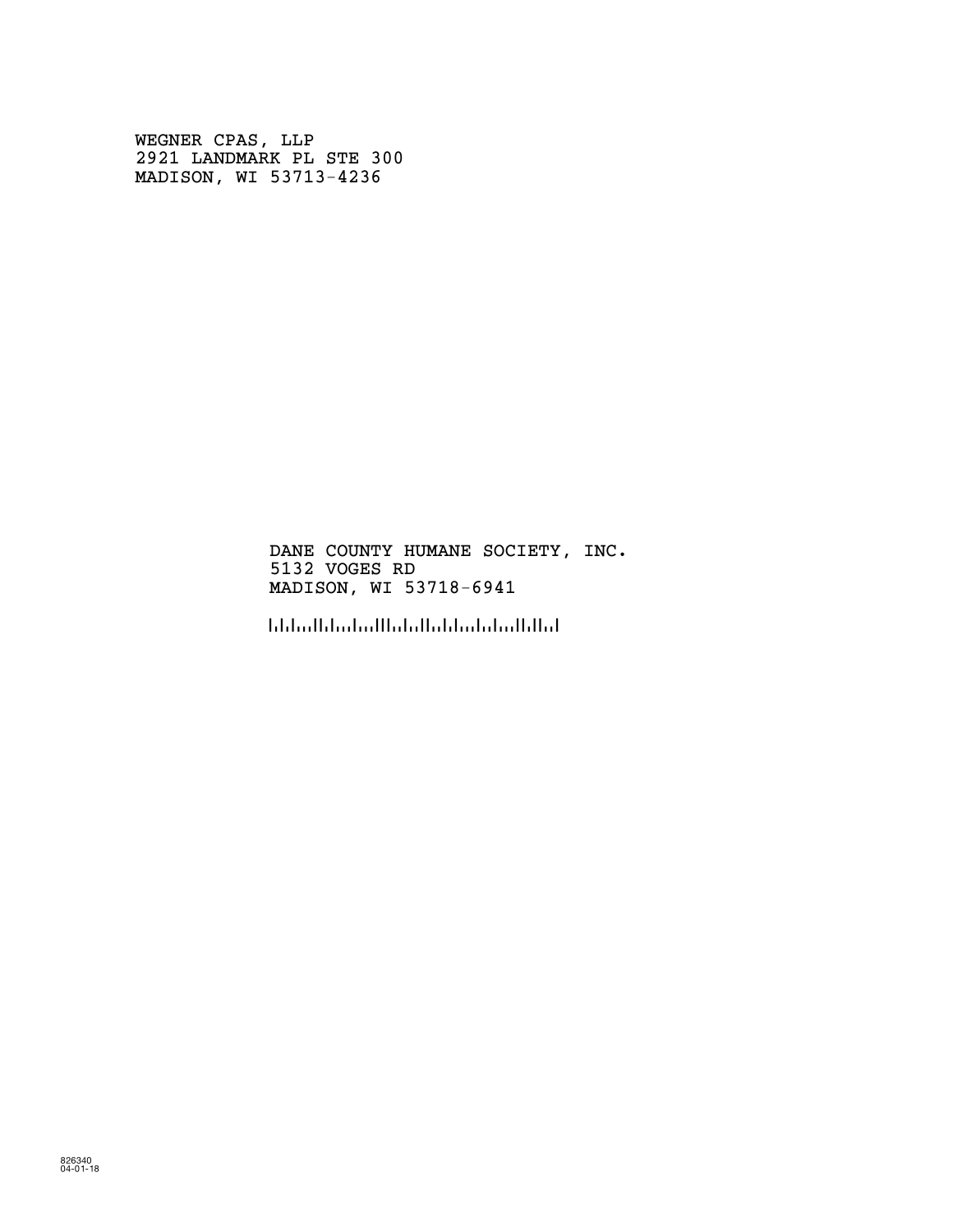WEGNER CPAS, LLP
2921 LANDMARK PL STE 300
MADISON, WI 53713-4236

DANE COUNTY HUMANE SOCIETY, INC.
5132 VOGES RD
MADISON, WI 53718-6941

826340
04-01-18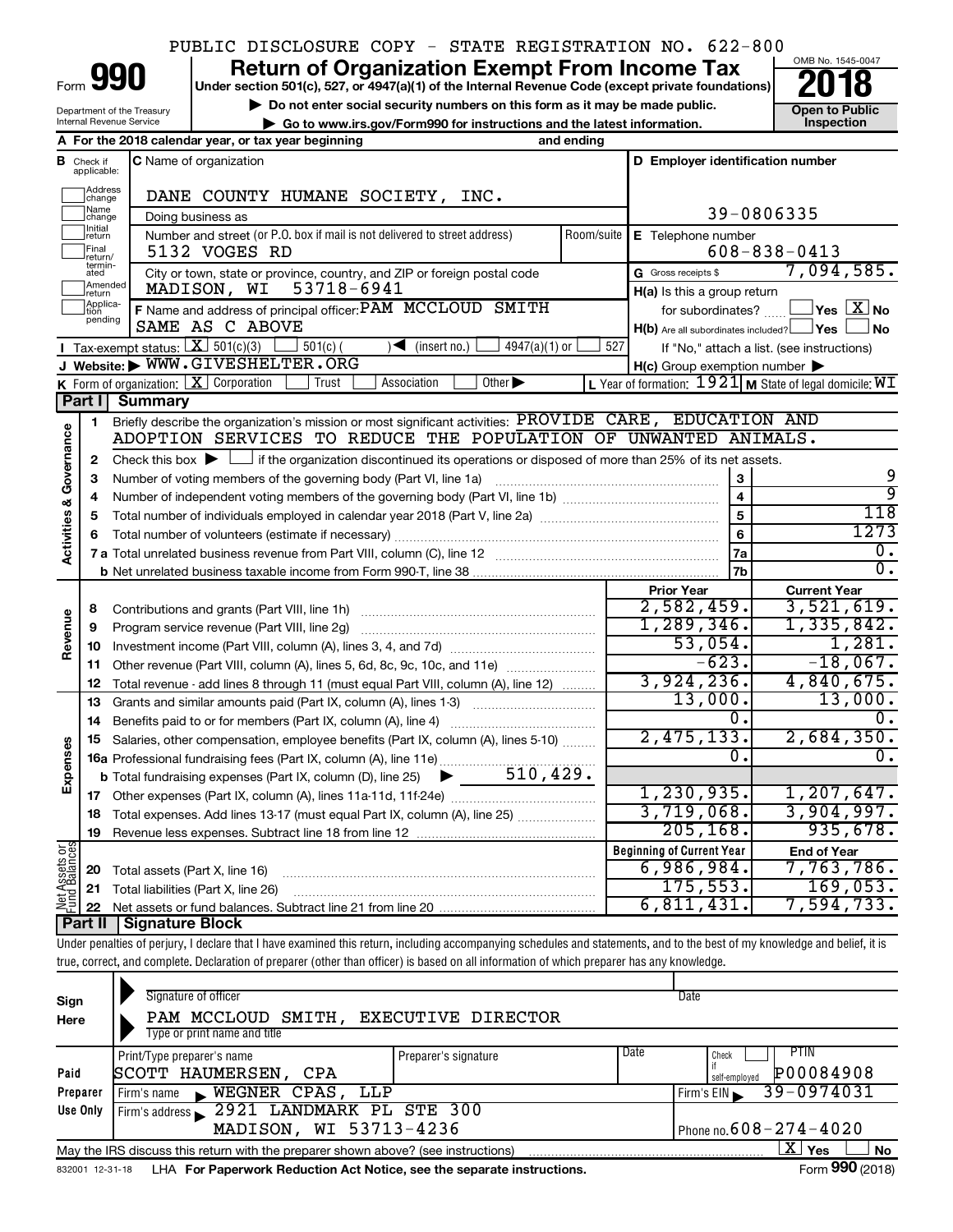PUBLIC DISCLOSURE COPY - STATE REGISTRATION NO. 622-800

# Form 990 — Return of Organization Exempt From Income Tax (2018)

Under section 501(c), 527, or 4947(a)(1) of the Internal Revenue Code (except private foundations)

▶ Do not enter social security numbers on this form as it may be made public.

▶ Go to www.irs.gov/Form990 for instructions and the latest information.

Department of the Treasury
Internal Revenue Service

OMB No. 1545-0047

**Open to Public Inspection**

**A** For the 2018 calendar year, or tax year beginning and ending

**B** Check if applicable: Address change, Name change, Initial return, Final return/terminated, Amended return, Application pending

**C** Name of organization: DANE COUNTY HUMANE SOCIETY, INC.

Doing business as

Number and street (or P.O. box if mail is not delivered to street address): 5132 VOGES RD — Room/suite

City or town, state or province, country, and ZIP or foreign postal code: MADISON, WI 53718-6941

**D** Employer identification number: 39-0806335

**E** Telephone number: 608-838-0413

**G** Gross receipts $ 7,094,585.

**F** Name and address of principal officer: PAM MCCLOUD SMITH, SAME AS C ABOVE

**H(a)** Is this a group return for subordinates? ☐ Yes ☒ No

**H(b)** Are all subordinates included? ☐ Yes ☐ No — If "No," attach a list. (see instructions)

**H(c)** Group exemption number ▶

**I** Tax-exempt status: ☒ 501(c)(3) ☐ 501(c) ( ) ◀ (insert no.) ☐ 4947(a)(1) or ☐ 527

**J** Website: ▶ WWW.GIVESHELTER.ORG

**K** Form of organization: ☒ Corporation ☐ Trust ☐ Association ☐ Other ▶

**L** Year of formation: 1921 **M** State of legal domicile: WI

## Part I Summary

**Activities & Governance**

1. Briefly describe the organization's mission or most significant activities: PROVIDE CARE, EDUCATION AND ADOPTION SERVICES TO REDUCE THE POPULATION OF UNWANTED ANIMALS.
2. Check this box ▶ ☐ if the organization discontinued its operations or disposed of more than 25% of its net assets.

| Line | Description | | Value |
|---|---|---|---|
| 3 | Number of voting members of the governing body (Part VI, line 1a) | 3 | 9 |
| 4 | Number of independent voting members of the governing body (Part VI, line 1b) | 4 | 9 |
| 5 | Total number of individuals employed in calendar year 2018 (Part V, line 2a) | 5 | 118 |
| 6 | Total number of volunteers (estimate if necessary) | 6 | 1273 |
| 7a | Total unrelated business revenue from Part VIII, column (C), line 12 | 7a | 0. |
| 7b | Net unrelated business taxable income from Form 990-T, line 38 | 7b | 0. |

| Line | Description | Prior Year | Current Year |
|---|---|---|---|
| **Revenue** | | | |
| 8 | Contributions and grants (Part VIII, line 1h) | 2,582,459. | 3,521,619. |
| 9 | Program service revenue (Part VIII, line 2g) | 1,289,346. | 1,335,842. |
| 10 | Investment income (Part VIII, column (A), lines 3, 4, and 7d) | 53,054. | 1,281. |
| 11 | Other revenue (Part VIII, column (A), lines 5, 6d, 8c, 9c, 10c, and 11e) | -623. | -18,067. |
| 12 | Total revenue - add lines 8 through 11 (must equal Part VIII, column (A), line 12) | 3,924,236. | 4,840,675. |
| **Expenses** | | | |
| 13 | Grants and similar amounts paid (Part IX, column (A), lines 1-3) | 13,000. | 13,000. |
| 14 | Benefits paid to or for members (Part IX, column (A), line 4) | 0. | 0. |
| 15 | Salaries, other compensation, employee benefits (Part IX, column (A), lines 5-10) | 2,475,133. | 2,684,350. |
| 16a | Professional fundraising fees (Part IX, column (A), line 11e) | 0. | 0. |
| b | Total fundraising expenses (Part IX, column (D), line 25) ▶ 510,429. | | |
| 17 | Other expenses (Part IX, column (A), lines 11a-11d, 11f-24e) | 1,230,935. | 1,207,647. |
| 18 | Total expenses. Add lines 13-17 (must equal Part IX, column (A), line 25) | 3,719,068. | 3,904,997. |
| 19 | Revenue less expenses. Subtract line 18 from line 12 | 205,168. | 935,678. |

| Line | Net Assets or Fund Balances | Beginning of Current Year | End of Year |
|---|---|---|---|
| 20 | Total assets (Part X, line 16) | 6,986,984. | 7,763,786. |
| 21 | Total liabilities (Part X, line 26) | 175,553. | 169,053. |
| 22 | Net assets or fund balances. Subtract line 21 from line 20 | 6,811,431. | 7,594,733. |

## Part II Signature Block

Under penalties of perjury, I declare that I have examined this return, including accompanying schedules and statements, and to the best of my knowledge and belief, it is true, correct, and complete. Declaration of preparer (other than officer) is based on all information of which preparer has any knowledge.

**Sign Here**

Signature of officer — Date

PAM MCCLOUD SMITH, EXECUTIVE DIRECTOR

Type or print name and title

**Paid Preparer Use Only**

| Print/Type preparer's name | Preparer's signature | Date | Check ☐ if self-employed | PTIN |
|---|---|---|---|---|
| SCOTT HAUMERSEN, CPA | | | | P00084908 |

Firm's name ▶ WEGNER CPAS, LLP — Firm's EIN ▶ 39-0974031

Firm's address ▶ 2921 LANDMARK PL STE 300, MADISON, WI 53713-4236 — Phone no. 608-274-4020

May the IRS discuss this return with the preparer shown above? (see instructions) ☒ Yes ☐ No

832001 12-31-18 LHA For Paperwork Reduction Act Notice, see the separate instructions. Form 990 (2018)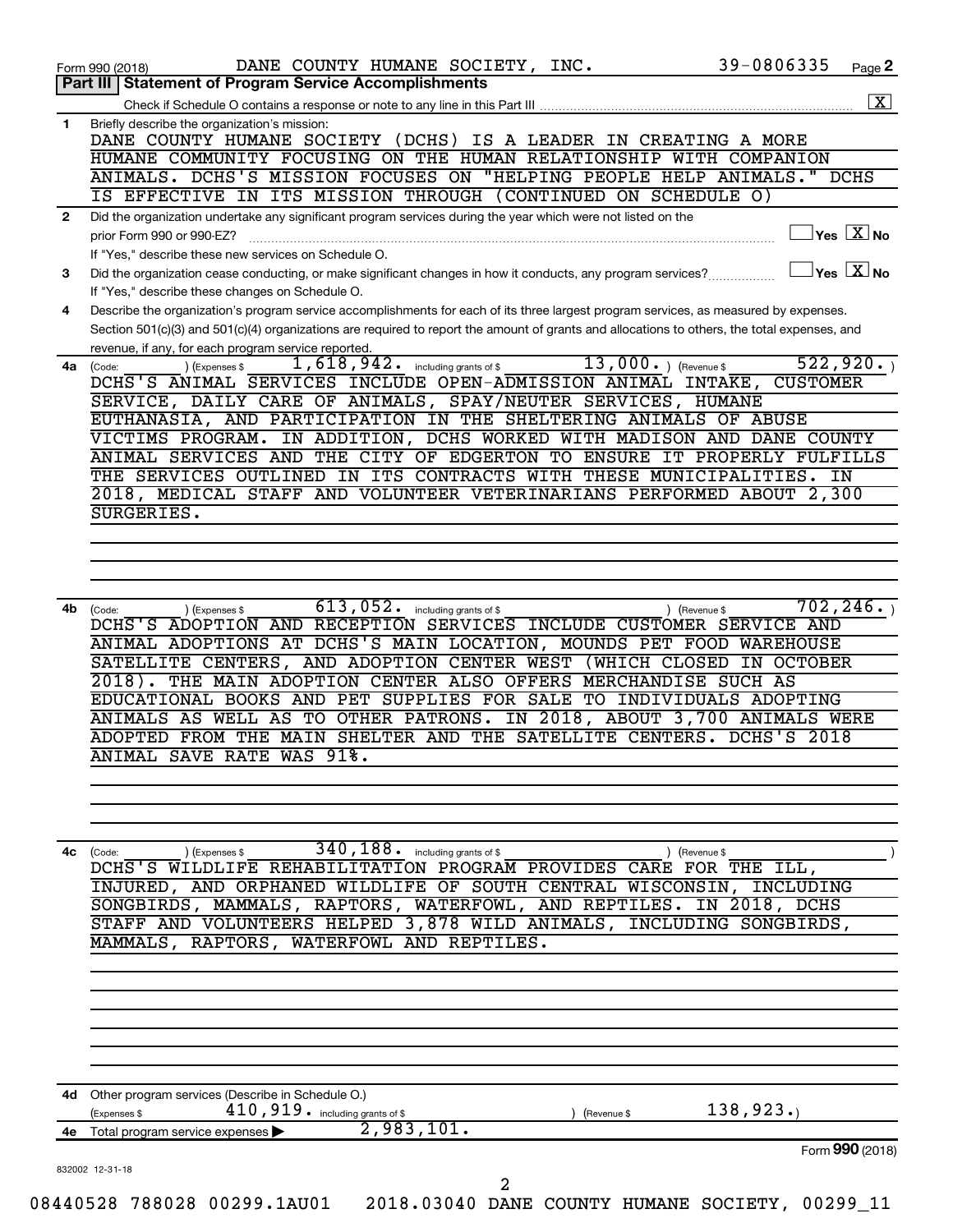Form 990 (2018) DANE COUNTY HUMANE SOCIETY, INC. 39-0806335

## Part III | Statement of Program Service Accomplishments

Check if Schedule O contains a response or note to any line in this Part III [X]

**1** Briefly describe the organization's mission:

DANE COUNTY HUMANE SOCIETY (DCHS) IS A LEADER IN CREATING A MORE HUMANE COMMUNITY FOCUSING ON THE HUMAN RELATIONSHIP WITH COMPANION ANIMALS. DCHS'S MISSION FOCUSES ON "HELPING PEOPLE HELP ANIMALS." DCHS IS EFFECTIVE IN ITS MISSION THROUGH (CONTINUED ON SCHEDULE O)

**2** Did the organization undertake any significant program services during the year which were not listed on the prior Form 990 or 990-EZ? ☐ Yes [X] No

If "Yes," describe these new services on Schedule O.

**3** Did the organization cease conducting, or make significant changes in how it conducts, any program services? ☐ Yes [X] No

If "Yes," describe these changes on Schedule O.

**4** Describe the organization's program service accomplishments for each of its three largest program services, as measured by expenses. Section 501(c)(3) and 501(c)(4) organizations are required to report the amount of grants and allocations to others, the total expenses, and revenue, if any, for each program service reported.

**4a** (Code: ) (Expenses $ 1,618,942. including grants of $ 13,000. ) (Revenue $ 522,920. )

DCHS'S ANIMAL SERVICES INCLUDE OPEN-ADMISSION ANIMAL INTAKE, CUSTOMER SERVICE, DAILY CARE OF ANIMALS, SPAY/NEUTER SERVICES, HUMANE EUTHANASIA, AND PARTICIPATION IN THE SHELTERING ANIMALS OF ABUSE VICTIMS PROGRAM. IN ADDITION, DCHS WORKED WITH MADISON AND DANE COUNTY ANIMAL SERVICES AND THE CITY OF EDGERTON TO ENSURE IT PROPERLY FULFILLS THE SERVICES OUTLINED IN ITS CONTRACTS WITH THESE MUNICIPALITIES. IN 2018, MEDICAL STAFF AND VOLUNTEER VETERINARIANS PERFORMED ABOUT 2,300 SURGERIES.

**4b** (Code: ) (Expenses $ 613,052. including grants of $ ) (Revenue $ 702,246. )

DCHS'S ADOPTION AND RECEPTION SERVICES INCLUDE CUSTOMER SERVICE AND ANIMAL ADOPTIONS AT DCHS'S MAIN LOCATION, MOUNDS PET FOOD WAREHOUSE SATELLITE CENTERS, AND ADOPTION CENTER WEST (WHICH CLOSED IN OCTOBER 2018). THE MAIN ADOPTION CENTER ALSO OFFERS MERCHANDISE SUCH AS EDUCATIONAL BOOKS AND PET SUPPLIES FOR SALE TO INDIVIDUALS ADOPTING ANIMALS AS WELL AS TO OTHER PATRONS. IN 2018, ABOUT 3,700 ANIMALS WERE ADOPTED FROM THE MAIN SHELTER AND THE SATELLITE CENTERS. DCHS'S 2018 ANIMAL SAVE RATE WAS 91%.

**4c** (Code: ) (Expenses $ 340,188. including grants of $ ) (Revenue $ )

DCHS'S WILDLIFE REHABILITATION PROGRAM PROVIDES CARE FOR THE ILL, INJURED, AND ORPHANED WILDLIFE OF SOUTH CENTRAL WISCONSIN, INCLUDING SONGBIRDS, MAMMALS, RAPTORS, WATERFOWL, AND REPTILES. IN 2018, DCHS STAFF AND VOLUNTEERS HELPED 3,878 WILD ANIMALS, INCLUDING SONGBIRDS, MAMMALS, RAPTORS, WATERFOWL AND REPTILES.

**4d** Other program services (Describe in Schedule O.)

(Expenses $ 410,919. including grants of $ ) (Revenue $ 138,923.)

**4e** Total program service expenses ▶ 2,983,101.

Form **990** (2018)

832002 12-31-18

08440528 788028 00299.1AU01 2018.03040 DANE COUNTY HUMANE SOCIETY, 00299_11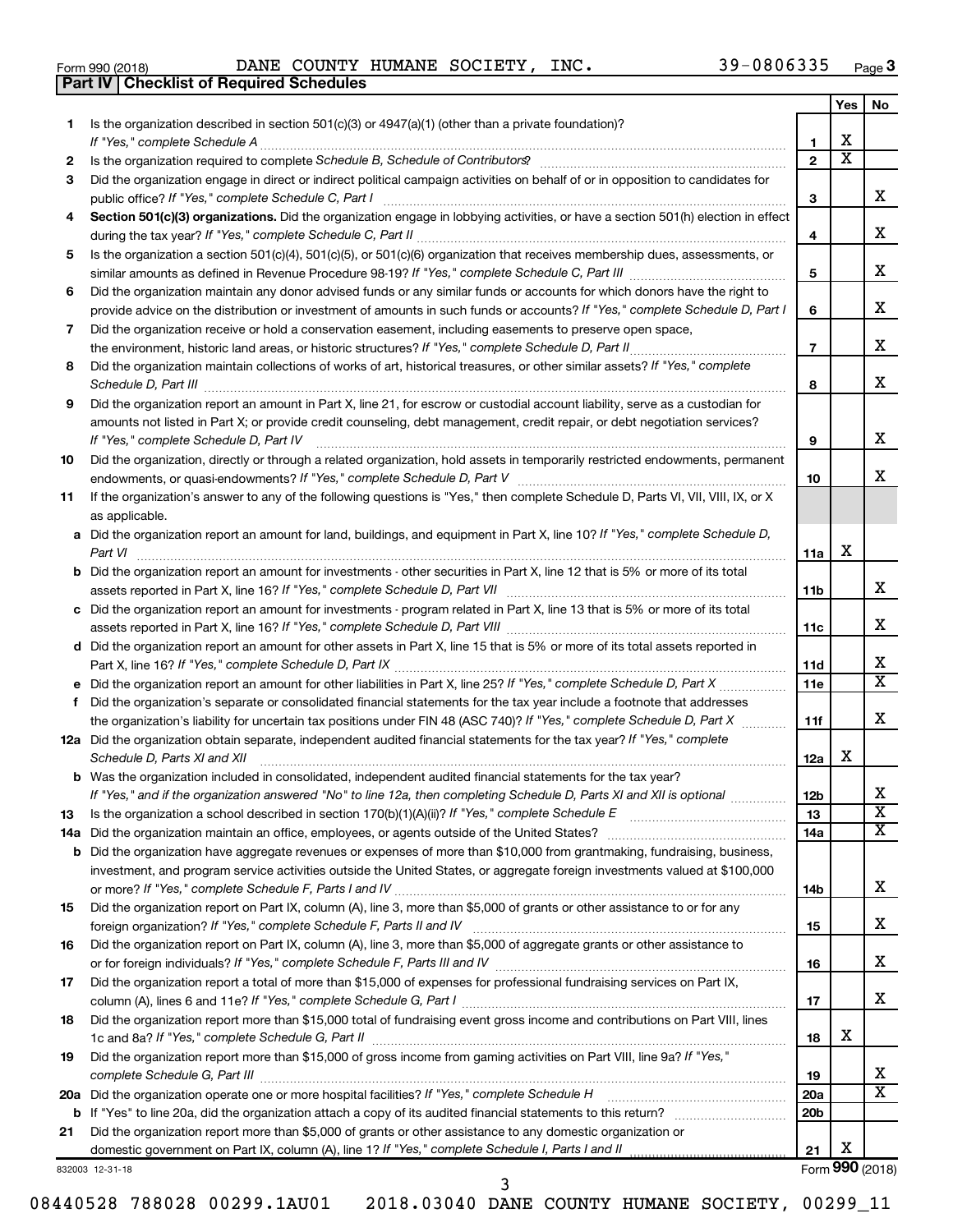Form 990 (2018) DANE COUNTY HUMANE SOCIETY, INC. 39-0806335 Page 3

## Part IV | Checklist of Required Schedules

| | | | Yes | No |
|---|---|---|---|---|
| 1 | Is the organization described in section 501(c)(3) or 4947(a)(1) (other than a private foundation)? If "Yes," complete Schedule A | 1 | X | |
| 2 | Is the organization required to complete Schedule B, Schedule of Contributors? | 2 | X | |
| 3 | Did the organization engage in direct or indirect political campaign activities on behalf of or in opposition to candidates for public office? If "Yes," complete Schedule C, Part I | 3 | | X |
| 4 | **Section 501(c)(3) organizations.** Did the organization engage in lobbying activities, or have a section 501(h) election in effect during the tax year? If "Yes," complete Schedule C, Part II | 4 | | X |
| 5 | Is the organization a section 501(c)(4), 501(c)(5), or 501(c)(6) organization that receives membership dues, assessments, or similar amounts as defined in Revenue Procedure 98-19? If "Yes," complete Schedule C, Part III | 5 | | X |
| 6 | Did the organization maintain any donor advised funds or any similar funds or accounts for which donors have the right to provide advice on the distribution or investment of amounts in such funds or accounts? If "Yes," complete Schedule D, Part I | 6 | | X |
| 7 | Did the organization receive or hold a conservation easement, including easements to preserve open space, the environment, historic land areas, or historic structures? If "Yes," complete Schedule D, Part II | 7 | | X |
| 8 | Did the organization maintain collections of works of art, historical treasures, or other similar assets? If "Yes," complete Schedule D, Part III | 8 | | X |
| 9 | Did the organization report an amount in Part X, line 21, for escrow or custodial account liability, serve as a custodian for amounts not listed in Part X; or provide credit counseling, debt management, credit repair, or debt negotiation services? If "Yes," complete Schedule D, Part IV | 9 | | X |
| 10 | Did the organization, directly or through a related organization, hold assets in temporarily restricted endowments, permanent endowments, or quasi-endowments? If "Yes," complete Schedule D, Part V | 10 | | X |
| 11 | If the organization's answer to any of the following questions is "Yes," then complete Schedule D, Parts VI, VII, VIII, IX, or X as applicable. | | | |
| a | Did the organization report an amount for land, buildings, and equipment in Part X, line 10? If "Yes," complete Schedule D, Part VI | 11a | X | |
| b | Did the organization report an amount for investments - other securities in Part X, line 12 that is 5% or more of its total assets reported in Part X, line 16? If "Yes," complete Schedule D, Part VII | 11b | | X |
| c | Did the organization report an amount for investments - program related in Part X, line 13 that is 5% or more of its total assets reported in Part X, line 16? If "Yes," complete Schedule D, Part VIII | 11c | | X |
| d | Did the organization report an amount for other assets in Part X, line 15 that is 5% or more of its total assets reported in Part X, line 16? If "Yes," complete Schedule D, Part IX | 11d | | X |
| e | Did the organization report an amount for other liabilities in Part X, line 25? If "Yes," complete Schedule D, Part X | 11e | | X |
| f | Did the organization's separate or consolidated financial statements for the tax year include a footnote that addresses the organization's liability for uncertain tax positions under FIN 48 (ASC 740)? If "Yes," complete Schedule D, Part X | 11f | | X |
| 12a | Did the organization obtain separate, independent audited financial statements for the tax year? If "Yes," complete Schedule D, Parts XI and XII | 12a | X | |
| b | Was the organization included in consolidated, independent audited financial statements for the tax year? If "Yes," and if the organization answered "No" to line 12a, then completing Schedule D, Parts XI and XII is optional | 12b | | X |
| 13 | Is the organization a school described in section 170(b)(1)(A)(ii)? If "Yes," complete Schedule E | 13 | | X |
| 14a | Did the organization maintain an office, employees, or agents outside of the United States? | 14a | | X |
| b | Did the organization have aggregate revenues or expenses of more than $10,000 from grantmaking, fundraising, business, investment, and program service activities outside the United States, or aggregate foreign investments valued at $100,000 or more? If "Yes," complete Schedule F, Parts I and IV | 14b | | X |
| 15 | Did the organization report on Part IX, column (A), line 3, more than $5,000 of grants or other assistance to or for any foreign organization? If "Yes," complete Schedule F, Parts II and IV | 15 | | X |
| 16 | Did the organization report on Part IX, column (A), line 3, more than $5,000 of aggregate grants or other assistance to or for foreign individuals? If "Yes," complete Schedule F, Parts III and IV | 16 | | X |
| 17 | Did the organization report a total of more than $15,000 of expenses for professional fundraising services on Part IX, column (A), lines 6 and 11e? If "Yes," complete Schedule G, Part I | 17 | | X |
| 18 | Did the organization report more than $15,000 total of fundraising event gross income and contributions on Part VIII, lines 1c and 8a? If "Yes," complete Schedule G, Part II | 18 | X | |
| 19 | Did the organization report more than $15,000 of gross income from gaming activities on Part VIII, line 9a? If "Yes," complete Schedule G, Part III | 19 | | X |
| 20a | Did the organization operate one or more hospital facilities? If "Yes," complete Schedule H | 20a | | X |
| b | If "Yes" to line 20a, did the organization attach a copy of its audited financial statements to this return? | 20b | | |
| 21 | Did the organization report more than $5,000 of grants or other assistance to any domestic organization or domestic government on Part IX, column (A), line 1? If "Yes," complete Schedule I, Parts I and II | 21 | X | |

832003 12-31-18 Form 990 (2018)

08440528 788028 00299.1AU01 2018.03040 DANE COUNTY HUMANE SOCIETY, 00299_11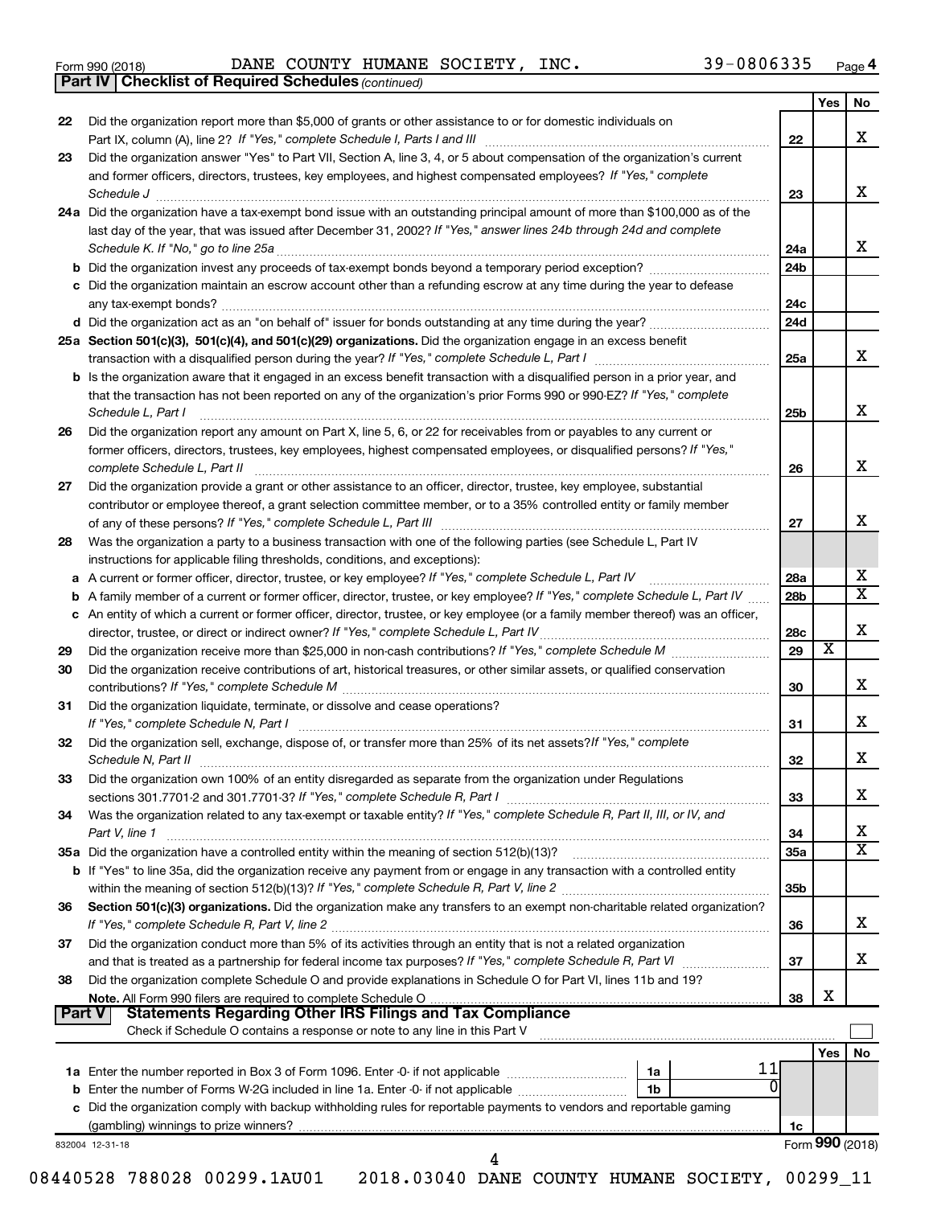Form 990 (2018) DANE COUNTY HUMANE SOCIETY, INC. 39-0806335 Page 4

**Part IV | Checklist of Required Schedules** *(continued)*

| | | | Yes | No |
|---|---|---|---|---|
| 22 | Did the organization report more than $5,000 of grants or other assistance to or for domestic individuals on Part IX, column (A), line 2? *If "Yes," complete Schedule I, Parts I and III* | 22 | | X |
| 23 | Did the organization answer "Yes" to Part VII, Section A, line 3, 4, or 5 about compensation of the organization's current and former officers, directors, trustees, key employees, and highest compensated employees? *If "Yes," complete Schedule J* | 23 | | X |
| 24a | Did the organization have a tax-exempt bond issue with an outstanding principal amount of more than $100,000 as of the last day of the year, that was issued after December 31, 2002? *If "Yes," answer lines 24b through 24d and complete Schedule K. If "No," go to line 25a* | 24a | | X |
| b | Did the organization invest any proceeds of tax-exempt bonds beyond a temporary period exception? | 24b | | |
| c | Did the organization maintain an escrow account other than a refunding escrow at any time during the year to defease any tax-exempt bonds? | 24c | | |
| d | Did the organization act as an "on behalf of" issuer for bonds outstanding at any time during the year? | 24d | | |
| 25a | **Section 501(c)(3), 501(c)(4), and 501(c)(29) organizations.** Did the organization engage in an excess benefit transaction with a disqualified person during the year? *If "Yes," complete Schedule L, Part I* | 25a | | X |
| b | Is the organization aware that it engaged in an excess benefit transaction with a disqualified person in a prior year, and that the transaction has not been reported on any of the organization's prior Forms 990 or 990-EZ? *If "Yes," complete Schedule L, Part I* | 25b | | X |
| 26 | Did the organization report any amount on Part X, line 5, 6, or 22 for receivables from or payables to any current or former officers, directors, trustees, key employees, highest compensated employees, or disqualified persons? *If "Yes," complete Schedule L, Part II* | 26 | | X |
| 27 | Did the organization provide a grant or other assistance to an officer, director, trustee, key employee, substantial contributor or employee thereof, a grant selection committee member, or to a 35% controlled entity or family member of any of these persons? *If "Yes," complete Schedule L, Part III* | 27 | | X |
| 28 | Was the organization a party to a business transaction with one of the following parties (see Schedule L, Part IV instructions for applicable filing thresholds, conditions, and exceptions): | | | |
| a | A current or former officer, director, trustee, or key employee? *If "Yes," complete Schedule L, Part IV* | 28a | | X |
| b | A family member of a current or former officer, director, trustee, or key employee? *If "Yes," complete Schedule L, Part IV* | 28b | | X |
| c | An entity of which a current or former officer, director, trustee, or key employee (or a family member thereof) was an officer, director, trustee, or direct or indirect owner? *If "Yes," complete Schedule L, Part IV* | 28c | | X |
| 29 | Did the organization receive more than $25,000 in non-cash contributions? *If "Yes," complete Schedule M* | 29 | X | |
| 30 | Did the organization receive contributions of art, historical treasures, or other similar assets, or qualified conservation contributions? *If "Yes," complete Schedule M* | 30 | | X |
| 31 | Did the organization liquidate, terminate, or dissolve and cease operations? *If "Yes," complete Schedule N, Part I* | 31 | | X |
| 32 | Did the organization sell, exchange, dispose of, or transfer more than 25% of its net assets? *If "Yes," complete Schedule N, Part II* | 32 | | X |
| 33 | Did the organization own 100% of an entity disregarded as separate from the organization under Regulations sections 301.7701-2 and 301.7701-3? *If "Yes," complete Schedule R, Part I* | 33 | | X |
| 34 | Was the organization related to any tax-exempt or taxable entity? *If "Yes," complete Schedule R, Part II, III, or IV, and Part V, line 1* | 34 | | X |
| 35a | Did the organization have a controlled entity within the meaning of section 512(b)(13)? | 35a | | X |
| b | If "Yes" to line 35a, did the organization receive any payment from or engage in any transaction with a controlled entity within the meaning of section 512(b)(13)? *If "Yes," complete Schedule R, Part V, line 2* | 35b | | |
| 36 | **Section 501(c)(3) organizations.** Did the organization make any transfers to an exempt non-charitable related organization? *If "Yes," complete Schedule R, Part V, line 2* | 36 | | X |
| 37 | Did the organization conduct more than 5% of its activities through an entity that is not a related organization and that is treated as a partnership for federal income tax purposes? *If "Yes," complete Schedule R, Part VI* | 37 | | X |
| 38 | Did the organization complete Schedule O and provide explanations in Schedule O for Part VI, lines 11b and 19? **Note.** All Form 990 filers are required to complete Schedule O | 38 | X | |

**Part V | Statements Regarding Other IRS Filings and Tax Compliance**

Check if Schedule O contains a response or note to any line in this Part V ☐

| | | | | | Yes | No |
|---|---|---|---|---|---|---|
| 1a | Enter the number reported in Box 3 of Form 1096. Enter -0- if not applicable | 1a | 11 | | | |
| b | Enter the number of Forms W-2G included in line 1a. Enter -0- if not applicable | 1b | 0 | | | |
| c | Did the organization comply with backup withholding rules for reportable payments to vendors and reportable gaming (gambling) winnings to prize winners? | | | 1c | | |

832004 12-31-18

Form **990** (2018)

08440528 788028 00299.1AU01 2018.03040 DANE COUNTY HUMANE SOCIETY, 00299_11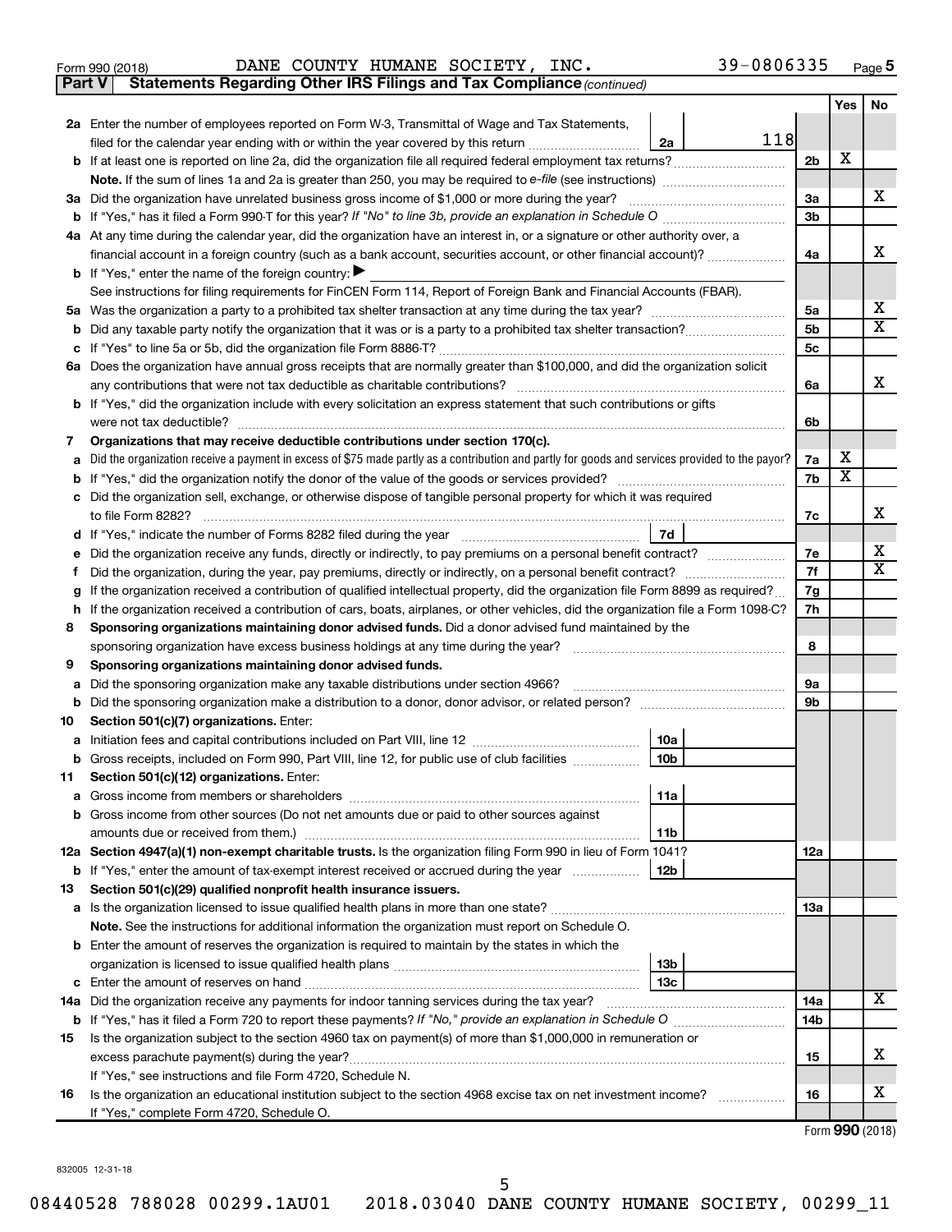Form 990 (2018) DANE COUNTY HUMANE SOCIETY, INC. 39-0806335 Page 5

**Part V Statements Regarding Other IRS Filings and Tax Compliance** *(continued)*

| | | | | Yes | No |
|---|---|---|---|---|---|
| **2a** | Enter the number of employees reported on Form W-3, Transmittal of Wage and Tax Statements, filed for the calendar year ending with or within the year covered by this return | 2a | 118 | | |
| **b** | If at least one is reported on line 2a, did the organization file all required federal employment tax returns? | | 2b | X | |
| | **Note.** If the sum of lines 1a and 2a is greater than 250, you may be required to *e-file* (see instructions) | | | | |
| **3a** | Did the organization have unrelated business gross income of $1,000 or more during the year? | | 3a | | X |
| **b** | If "Yes," has it filed a Form 990-T for this year? *If "No" to line 3b, provide an explanation in Schedule O* | | 3b | | |
| **4a** | At any time during the calendar year, did the organization have an interest in, or a signature or other authority over, a financial account in a foreign country (such as a bank account, securities account, or other financial account)? | | 4a | | X |
| **b** | If "Yes," enter the name of the foreign country: ▶ | | | | |
| | See instructions for filing requirements for FinCEN Form 114, Report of Foreign Bank and Financial Accounts (FBAR). | | | | |
| **5a** | Was the organization a party to a prohibited tax shelter transaction at any time during the tax year? | | 5a | | X |
| **b** | Did any taxable party notify the organization that it was or is a party to a prohibited tax shelter transaction? | | 5b | | X |
| **c** | If "Yes" to line 5a or 5b, did the organization file Form 8886-T? | | 5c | | |
| **6a** | Does the organization have annual gross receipts that are normally greater than $100,000, and did the organization solicit any contributions that were not tax deductible as charitable contributions? | | 6a | | X |
| **b** | If "Yes," did the organization include with every solicitation an express statement that such contributions or gifts were not tax deductible? | | 6b | | |
| **7** | **Organizations that may receive deductible contributions under section 170(c).** | | | | |
| **a** | Did the organization receive a payment in excess of $75 made partly as a contribution and partly for goods and services provided to the payor? | | 7a | X | |
| **b** | If "Yes," did the organization notify the donor of the value of the goods or services provided? | | 7b | X | |
| **c** | Did the organization sell, exchange, or otherwise dispose of tangible personal property for which it was required to file Form 8282? | | 7c | | X |
| **d** | If "Yes," indicate the number of Forms 8282 filed during the year | 7d | | | |
| **e** | Did the organization receive any funds, directly or indirectly, to pay premiums on a personal benefit contract? | | 7e | | X |
| **f** | Did the organization, during the year, pay premiums, directly or indirectly, on a personal benefit contract? | | 7f | | X |
| **g** | If the organization received a contribution of qualified intellectual property, did the organization file Form 8899 as required? | | 7g | | |
| **h** | If the organization received a contribution of cars, boats, airplanes, or other vehicles, did the organization file a Form 1098-C? | | 7h | | |
| **8** | **Sponsoring organizations maintaining donor advised funds.** Did a donor advised fund maintained by the sponsoring organization have excess business holdings at any time during the year? | | 8 | | |
| **9** | **Sponsoring organizations maintaining donor advised funds.** | | | | |
| **a** | Did the sponsoring organization make any taxable distributions under section 4966? | | 9a | | |
| **b** | Did the sponsoring organization make a distribution to a donor, donor advisor, or related person? | | 9b | | |
| **10** | **Section 501(c)(7) organizations.** Enter: | | | | |
| **a** | Initiation fees and capital contributions included on Part VIII, line 12 | 10a | | | |
| **b** | Gross receipts, included on Form 990, Part VIII, line 12, for public use of club facilities | 10b | | | |
| **11** | **Section 501(c)(12) organizations.** Enter: | | | | |
| **a** | Gross income from members or shareholders | 11a | | | |
| **b** | Gross income from other sources (Do not net amounts due or paid to other sources against amounts due or received from them.) | 11b | | | |
| **12a** | **Section 4947(a)(1) non-exempt charitable trusts.** Is the organization filing Form 990 in lieu of Form 1041? | | 12a | | |
| **b** | If "Yes," enter the amount of tax-exempt interest received or accrued during the year | 12b | | | |
| **13** | **Section 501(c)(29) qualified nonprofit health insurance issuers.** | | | | |
| **a** | Is the organization licensed to issue qualified health plans in more than one state? | | 13a | | |
| | **Note.** See the instructions for additional information the organization must report on Schedule O. | | | | |
| **b** | Enter the amount of reserves the organization is required to maintain by the states in which the organization is licensed to issue qualified health plans | 13b | | | |
| **c** | Enter the amount of reserves on hand | 13c | | | |
| **14a** | Did the organization receive any payments for indoor tanning services during the tax year? | | 14a | | X |
| **b** | If "Yes," has it filed a Form 720 to report these payments? *If "No," provide an explanation in Schedule O* | | 14b | | |
| **15** | Is the organization subject to the section 4960 tax on payment(s) of more than $1,000,000 in remuneration or excess parachute payment(s) during the year? | | 15 | | X |
| | If "Yes," see instructions and file Form 4720, Schedule N. | | | | |
| **16** | Is the organization an educational institution subject to the section 4968 excise tax on net investment income? | | 16 | | X |
| | If "Yes," complete Form 4720, Schedule O. | | | | |

Form **990** (2018)

832005 12-31-18

08440528 788028 00299.1AU01 2018.03040 DANE COUNTY HUMANE SOCIETY, 00299_11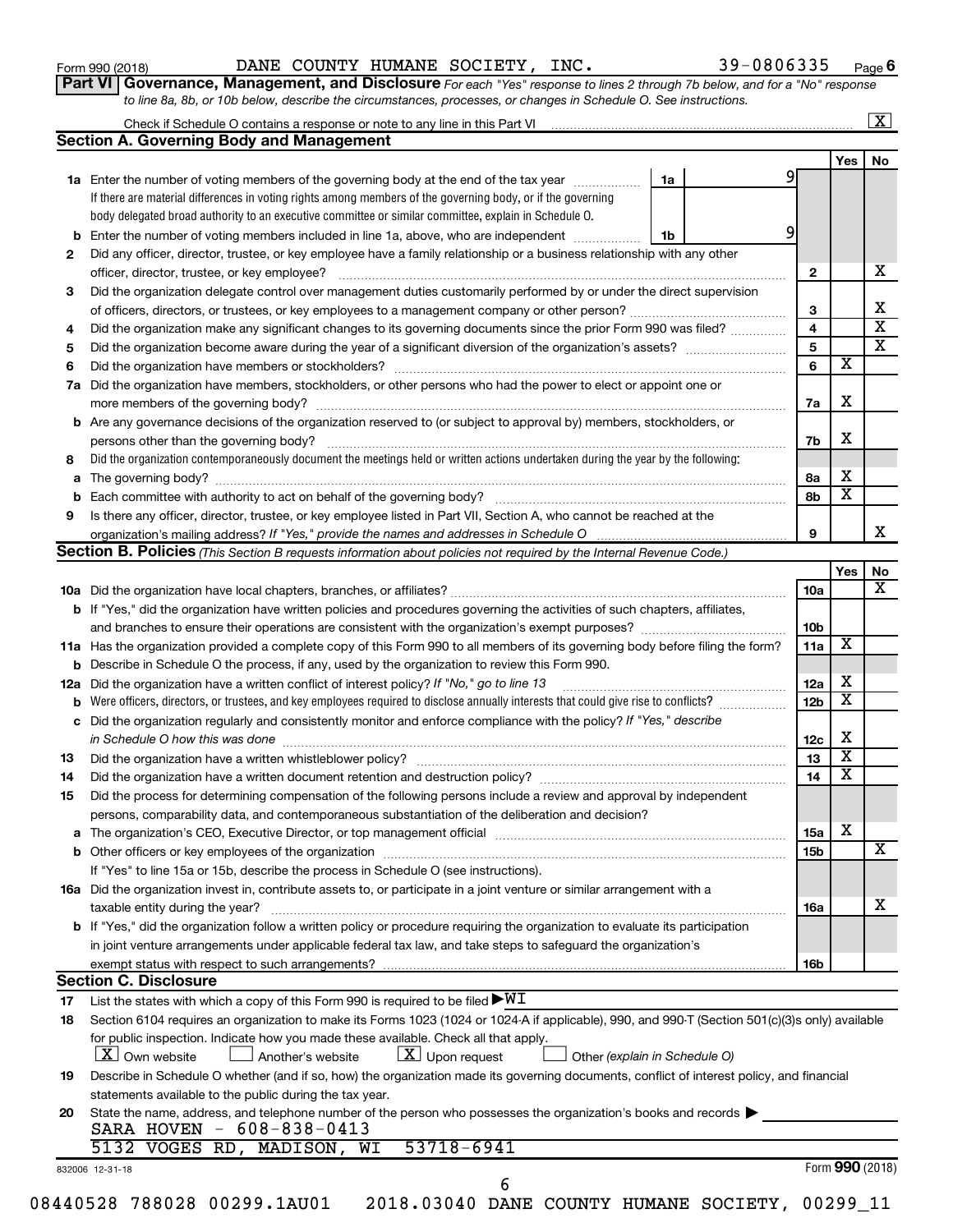Form 990 (2018) DANE COUNTY HUMANE SOCIETY, INC. 39-0806335 Page 6

**Part VI Governance, Management, and Disclosure** *For each "Yes" response to lines 2 through 7b below, and for a "No" response to line 8a, 8b, or 10b below, describe the circumstances, processes, or changes in Schedule O. See instructions.*

Check if Schedule O contains a response or note to any line in this Part VI [X]

## Section A. Governing Body and Management

| | | | | Yes | No |
|---|---|---|---|---|---|
| **1a** | Enter the number of voting members of the governing body at the end of the tax year. If there are material differences in voting rights among members of the governing body, or if the governing body delegated broad authority to an executive committee or similar committee, explain in Schedule O. | 1a | 9 | | |
| **b** | Enter the number of voting members included in line 1a, above, who are independent | 1b | 9 | | |
| **2** | Did any officer, director, trustee, or key employee have a family relationship or a business relationship with any other officer, director, trustee, or key employee? | | 2 | | X |
| **3** | Did the organization delegate control over management duties customarily performed by or under the direct supervision of officers, directors, or trustees, or key employees to a management company or other person? | | 3 | | X |
| **4** | Did the organization make any significant changes to its governing documents since the prior Form 990 was filed? | | 4 | | X |
| **5** | Did the organization become aware during the year of a significant diversion of the organization's assets? | | 5 | | X |
| **6** | Did the organization have members or stockholders? | | 6 | X | |
| **7a** | Did the organization have members, stockholders, or other persons who had the power to elect or appoint one or more members of the governing body? | | 7a | X | |
| **b** | Are any governance decisions of the organization reserved to (or subject to approval by) members, stockholders, or persons other than the governing body? | | 7b | X | |
| **8** | Did the organization contemporaneously document the meetings held or written actions undertaken during the year by the following: | | | | |
| **a** | The governing body? | | 8a | X | |
| **b** | Each committee with authority to act on behalf of the governing body? | | 8b | X | |
| **9** | Is there any officer, director, trustee, or key employee listed in Part VII, Section A, who cannot be reached at the organization's mailing address? *If "Yes," provide the names and addresses in Schedule O* | | 9 | | X |

## Section B. Policies *(This Section B requests information about policies not required by the Internal Revenue Code.)*

| | | | Yes | No |
|---|---|---|---|---|
| **10a** | Did the organization have local chapters, branches, or affiliates? | 10a | | X |
| **b** | If "Yes," did the organization have written policies and procedures governing the activities of such chapters, affiliates, and branches to ensure their operations are consistent with the organization's exempt purposes? | 10b | | |
| **11a** | Has the organization provided a complete copy of this Form 990 to all members of its governing body before filing the form? | 11a | X | |
| **b** | Describe in Schedule O the process, if any, used by the organization to review this Form 990. | | | |
| **12a** | Did the organization have a written conflict of interest policy? *If "No," go to line 13* | 12a | X | |
| **b** | Were officers, directors, or trustees, and key employees required to disclose annually interests that could give rise to conflicts? | 12b | X | |
| **c** | Did the organization regularly and consistently monitor and enforce compliance with the policy? *If "Yes," describe in Schedule O how this was done* | 12c | X | |
| **13** | Did the organization have a written whistleblower policy? | 13 | X | |
| **14** | Did the organization have a written document retention and destruction policy? | 14 | X | |
| **15** | Did the process for determining compensation of the following persons include a review and approval by independent persons, comparability data, and contemporaneous substantiation of the deliberation and decision? | | | |
| **a** | The organization's CEO, Executive Director, or top management official | 15a | X | |
| **b** | Other officers or key employees of the organization | 15b | | X |
| | If "Yes" to line 15a or 15b, describe the process in Schedule O (see instructions). | | | |
| **16a** | Did the organization invest in, contribute assets to, or participate in a joint venture or similar arrangement with a taxable entity during the year? | 16a | | X |
| **b** | If "Yes," did the organization follow a written policy or procedure requiring the organization to evaluate its participation in joint venture arrangements under applicable federal tax law, and take steps to safeguard the organization's exempt status with respect to such arrangements? | 16b | | |

## Section C. Disclosure

**17** List the states with which a copy of this Form 990 is required to be filed ▶ WI

**18** Section 6104 requires an organization to make its Forms 1023 (1024 or 1024-A if applicable), 990, and 990-T (Section 501(c)(3)s only) available for public inspection. Indicate how you made these available. Check all that apply.

[X] Own website [ ] Another's website [X] Upon request [ ] Other *(explain in Schedule O)*

**19** Describe in Schedule O whether (and if so, how) the organization made its governing documents, conflict of interest policy, and financial statements available to the public during the tax year.

**20** State the name, address, and telephone number of the person who possesses the organization's books and records ▶

SARA HOVEN - 608-838-0413
5132 VOGES RD, MADISON, WI 53718-6941

832006 12-31-18 Form **990** (2018)

08440528 788028 00299.1AU01 2018.03040 DANE COUNTY HUMANE SOCIETY, 00299_11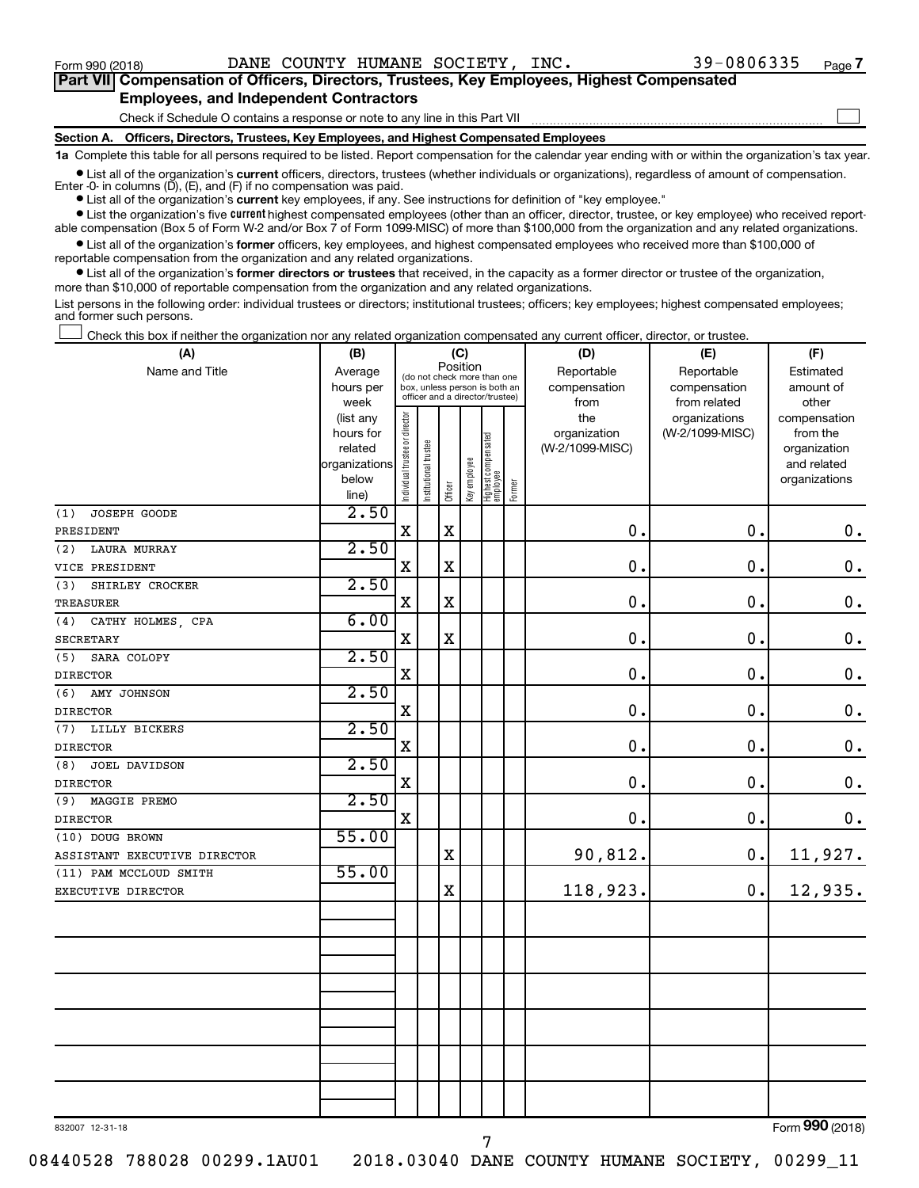Form 990 (2018) DANE COUNTY HUMANE SOCIETY, INC. 39-0806335 Page 7

## Part VII Compensation of Officers, Directors, Trustees, Key Employees, Highest Compensated Employees, and Independent Contractors

Check if Schedule O contains a response or note to any line in this Part VII ☐

### Section A. Officers, Directors, Trustees, Key Employees, and Highest Compensated Employees

**1a** Complete this table for all persons required to be listed. Report compensation for the calendar year ending with or within the organization's tax year.

- List all of the organization's **current** officers, directors, trustees (whether individuals or organizations), regardless of amount of compensation. Enter -0- in columns (D), (E), and (F) if no compensation was paid.
- List all of the organization's **current** key employees, if any. See instructions for definition of "key employee."
- List the organization's five **current** highest compensated employees (other than an officer, director, trustee, or key employee) who received reportable compensation (Box 5 of Form W-2 and/or Box 7 of Form 1099-MISC) of more than $100,000 from the organization and any related organizations.
- List all of the organization's **former** officers, key employees, and highest compensated employees who received more than $100,000 of reportable compensation from the organization and any related organizations.
- List all of the organization's **former directors or trustees** that received, in the capacity as a former director or trustee of the organization, more than $10,000 of reportable compensation from the organization and any related organizations.

List persons in the following order: individual trustees or directors; institutional trustees; officers; key employees; highest compensated employees; and former such persons.

☐ Check this box if neither the organization nor any related organization compensated any current officer, director, or trustee.

| (A) Name and Title | (B) Average hours per week (list any hours for related organizations below line) | (C) Position: Individual trustee or director | Institutional trustee | Officer | Key employee | Highest compensated employee | Former | (D) Reportable compensation from the organization (W-2/1099-MISC) | (E) Reportable compensation from related organizations (W-2/1099-MISC) | (F) Estimated amount of other compensation from the organization and related organizations |
|---|---|---|---|---|---|---|---|---|---|---|
| (1) JOSEPH GOODE<br>PRESIDENT | 2.50 | X | | X | | | | 0. | 0. | 0. |
| (2) LAURA MURRAY<br>VICE PRESIDENT | 2.50 | X | | X | | | | 0. | 0. | 0. |
| (3) SHIRLEY CROCKER<br>TREASURER | 2.50 | X | | X | | | | 0. | 0. | 0. |
| (4) CATHY HOLMES, CPA<br>SECRETARY | 6.00 | X | | X | | | | 0. | 0. | 0. |
| (5) SARA COLOPY<br>DIRECTOR | 2.50 | X | | | | | | 0. | 0. | 0. |
| (6) AMY JOHNSON<br>DIRECTOR | 2.50 | X | | | | | | 0. | 0. | 0. |
| (7) LILLY BICKERS<br>DIRECTOR | 2.50 | X | | | | | | 0. | 0. | 0. |
| (8) JOEL DAVIDSON<br>DIRECTOR | 2.50 | X | | | | | | 0. | 0. | 0. |
| (9) MAGGIE PREMO<br>DIRECTOR | 2.50 | X | | | | | | 0. | 0. | 0. |
| (10) DOUG BROWN<br>ASSISTANT EXECUTIVE DIRECTOR | 55.00 | | | X | | | | 90,812. | 0. | 11,927. |
| (11) PAM MCCLOUD SMITH<br>EXECUTIVE DIRECTOR | 55.00 | | | X | | | | 118,923. | 0. | 12,935. |
| | | | | | | | | | | |
| | | | | | | | | | | |
| | | | | | | | | | | |
| | | | | | | | | | | |
| | | | | | | | | | | |
| | | | | | | | | | | |

832007 12-31-18 Form 990 (2018)

08440528 788028 00299.1AU01 2018.03040 DANE COUNTY HUMANE SOCIETY, 00299_11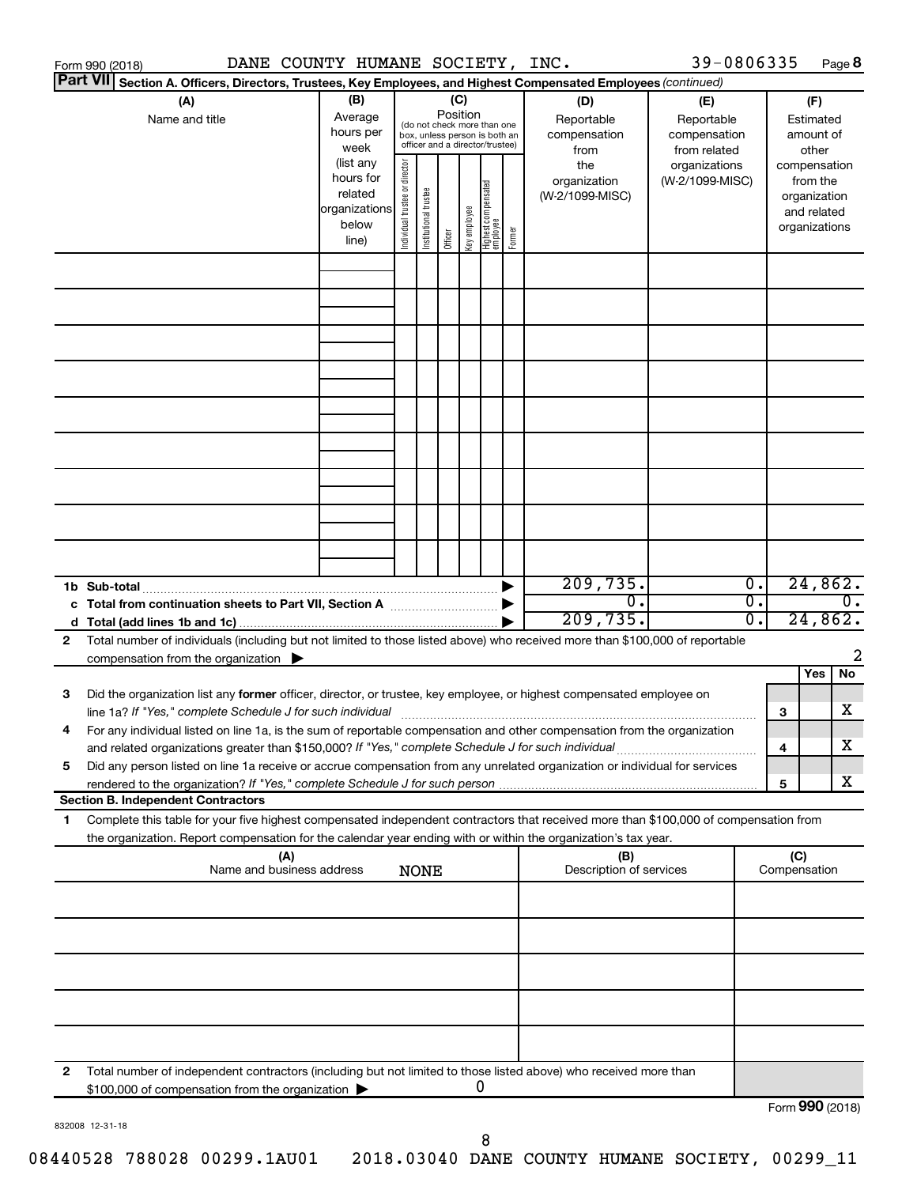Form 990 (2018) DANE COUNTY HUMANE SOCIETY, INC. 39-0806335 Page 8

**Part VII Section A. Officers, Directors, Trustees, Key Employees, and Highest Compensated Employees** *(continued)*

| (A) Name and title | (B) Average hours per week (list any hours for related organizations below line) | (C) Position (do not check more than one box, unless person is both an officer and a director/trustee): Individual trustee or director | Institutional trustee | Officer | Key employee | Highest compensated employee | Former | (D) Reportable compensation from the organization (W-2/1099-MISC) | (E) Reportable compensation from related organizations (W-2/1099-MISC) | (F) Estimated amount of other compensation from the organization and related organizations |
|---|---|---|---|---|---|---|---|---|---|---|
| | | | | | | | | | | |
| | | | | | | | | | | |
| | | | | | | | | | | |
| | | | | | | | | | | |
| | | | | | | | | | | |
| | | | | | | | | | | |
| | | | | | | | | | | |
| | | | | | | | | | | |
| | | | | | | | | | | |
| **1b Sub-total** | | | | | | | | 209,735. | 0. | 24,862. |
| **c Total from continuation sheets to Part VII, Section A** | | | | | | | | 0. | 0. | 0. |
| **d Total (add lines 1b and 1c)** | | | | | | | | 209,735. | 0. | 24,862. |

**2** Total number of individuals (including but not limited to those listed above) who received more than $100,000 of reportable compensation from the organization ▶ 2

| | | Yes | No |
|---|---|---|---|
| **3** Did the organization list any **former** officer, director, or trustee, key employee, or highest compensated employee on line 1a? *If "Yes," complete Schedule J for such individual* | 3 | | X |
| **4** For any individual listed on line 1a, is the sum of reportable compensation and other compensation from the organization and related organizations greater than $150,000? *If "Yes," complete Schedule J for such individual* | 4 | | X |
| **5** Did any person listed on line 1a receive or accrue compensation from any unrelated organization or individual for services rendered to the organization? *If "Yes," complete Schedule J for such person* | 5 | | X |

**Section B. Independent Contractors**

**1** Complete this table for your five highest compensated independent contractors that received more than $100,000 of compensation from the organization. Report compensation for the calendar year ending with or within the organization's tax year.

| (A) Name and business address | (B) Description of services | (C) Compensation |
|---|---|---|
| NONE | | |
| | | |
| | | |
| | | |
| | | |
| | | |

**2** Total number of independent contractors (including but not limited to those listed above) who received more than $100,000 of compensation from the organization ▶ 0

Form **990** (2018)

832008 12-31-18

08440528 788028 00299.1AU01 2018.03040 DANE COUNTY HUMANE SOCIETY, 00299_11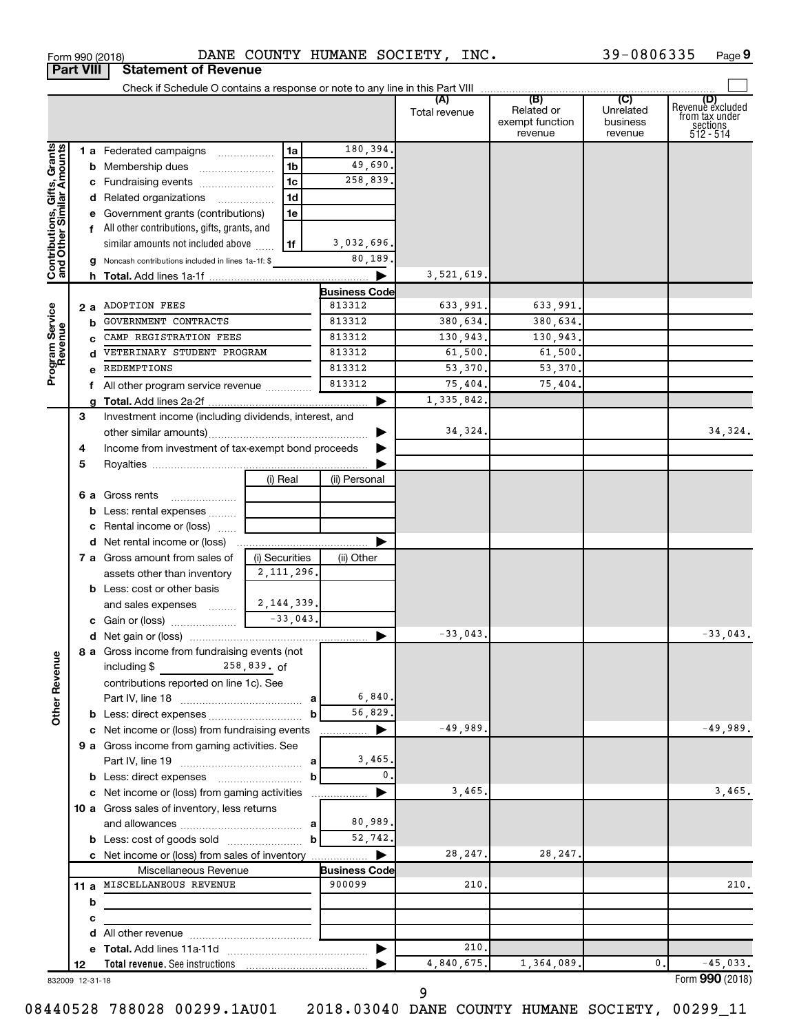Form 990 (2018) DANE COUNTY HUMANE SOCIETY, INC. 39-0806335

## Part VIII Statement of Revenue

Check if Schedule O contains a response or note to any line in this Part VIII

| | | | | (A) Total revenue | (B) Related or exempt function revenue | (C) Unrelated business revenue | (D) Revenue excluded from tax under sections 512 - 514 |
|---|---|---|---|---|---|---|---|
| **Contributions, Gifts, Grants and Other Similar Amounts** | 1 a Federated campaigns | 1a | 180,394. | | | | |
| | b Membership dues | 1b | 49,690. | | | | |
| | c Fundraising events | 1c | 258,839. | | | | |
| | d Related organizations | 1d | | | | | |
| | e Government grants (contributions) | 1e | | | | | |
| | f All other contributions, gifts, grants, and similar amounts not included above | 1f | 3,032,696. | | | | |
| | g Noncash contributions included in lines 1a-1f: $ | | 80,189. | | | | |
| | h Total. Add lines 1a-1f | | | 3,521,619. | | | |
| **Program Service Revenue** | | | Business Code | | | | |
| | 2 a ADOPTION FEES | | 813312 | 633,991. | 633,991. | | |
| | b GOVERNMENT CONTRACTS | | 813312 | 380,634. | 380,634. | | |
| | c CAMP REGISTRATION FEES | | 813312 | 130,943. | 130,943. | | |
| | d VETERINARY STUDENT PROGRAM | | 813312 | 61,500. | 61,500. | | |
| | e REDEMPTIONS | | 813312 | 53,370. | 53,370. | | |
| | f All other program service revenue | | 813312 | 75,404. | 75,404. | | |
| | g Total. Add lines 2a-2f | | | 1,335,842. | | | |
| **Other Revenue** | 3 Investment income (including dividends, interest, and other similar amounts) | | | 34,324. | | | 34,324. |
| | 4 Income from investment of tax-exempt bond proceeds | | | | | | |
| | 5 Royalties | | | | | | |
| | | (i) Real | (ii) Personal | | | | |
| | 6 a Gross rents | | | | | | |
| | b Less: rental expenses | | | | | | |
| | c Rental income or (loss) | | | | | | |
| | d Net rental income or (loss) | | | | | | |
| | | (i) Securities | (ii) Other | | | | |
| | 7 a Gross amount from sales of assets other than inventory | 2,111,296. | | | | | |
| | b Less: cost or other basis and sales expenses | 2,144,339. | | | | | |
| | c Gain or (loss) | -33,043. | | | | | |
| | d Net gain or (loss) | | | -33,043. | | | -33,043. |
| | 8 a Gross income from fundraising events (not including $ 258,839. of contributions reported on line 1c). See Part IV, line 18 | a | 6,840. | | | | |
| | b Less: direct expenses | b | 56,829. | | | | |
| | c Net income or (loss) from fundraising events | | | -49,989. | | | -49,989. |
| | 9 a Gross income from gaming activities. See Part IV, line 19 | a | 3,465. | | | | |
| | b Less: direct expenses | b | 0. | | | | |
| | c Net income or (loss) from gaming activities | | | 3,465. | | | 3,465. |
| | 10 a Gross sales of inventory, less returns and allowances | a | 80,989. | | | | |
| | b Less: cost of goods sold | b | 52,742. | | | | |
| | c Net income or (loss) from sales of inventory | | | 28,247. | 28,247. | | |
| | Miscellaneous Revenue | | Business Code | | | | |
| | 11 a MISCELLANEOUS REVENUE | | 900099 | 210. | | | 210. |
| | b | | | | | | |
| | c | | | | | | |
| | d All other revenue | | | | | | |
| | e Total. Add lines 11a-11d | | | 210. | | | |
| | 12 Total revenue. See instructions | | | 4,840,675. | 1,364,089. | 0. | -45,033. |

832009 12-31-18

Form **990** (2018)

08440528 788028 00299.1AU01 2018.03040 DANE COUNTY HUMANE SOCIETY, 00299_11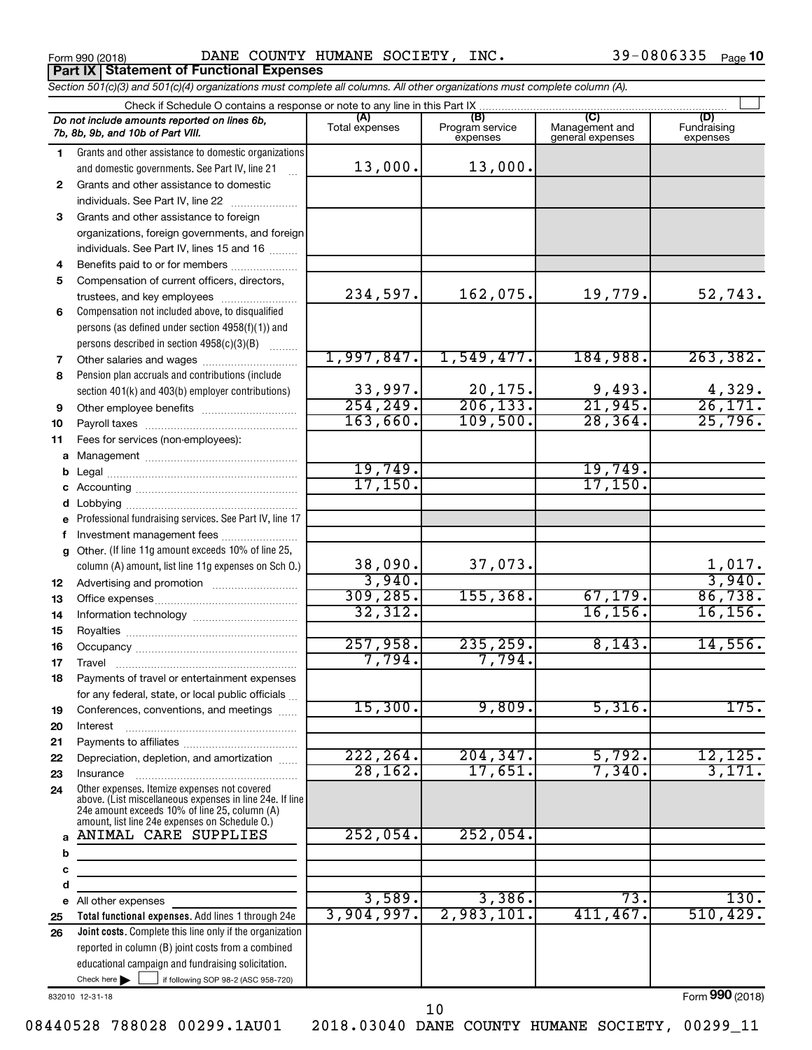Form 990 (2018) DANE COUNTY HUMANE SOCIETY, INC. 39-0806335 Page 10

**Part IX | Statement of Functional Expenses**

*Section 501(c)(3) and 501(c)(4) organizations must complete all columns. All other organizations must complete column (A).*

Check if Schedule O contains a response or note to any line in this Part IX ☐

| | *Do not include amounts reported on lines 6b, 7b, 8b, 9b, and 10b of Part VIII.* | (A) Total expenses | (B) Program service expenses | (C) Management and general expenses | (D) Fundraising expenses |
|---|---|---|---|---|---|
| 1 | Grants and other assistance to domestic organizations and domestic governments. See Part IV, line 21 | 13,000. | 13,000. | | |
| 2 | Grants and other assistance to domestic individuals. See Part IV, line 22 | | | | |
| 3 | Grants and other assistance to foreign organizations, foreign governments, and foreign individuals. See Part IV, lines 15 and 16 | | | | |
| 4 | Benefits paid to or for members | | | | |
| 5 | Compensation of current officers, directors, trustees, and key employees | 234,597. | 162,075. | 19,779. | 52,743. |
| 6 | Compensation not included above, to disqualified persons (as defined under section 4958(f)(1)) and persons described in section 4958(c)(3)(B) | | | | |
| 7 | Other salaries and wages | 1,997,847. | 1,549,477. | 184,988. | 263,382. |
| 8 | Pension plan accruals and contributions (include section 401(k) and 403(b) employer contributions) | 33,997. | 20,175. | 9,493. | 4,329. |
| 9 | Other employee benefits | 254,249. | 206,133. | 21,945. | 26,171. |
| 10 | Payroll taxes | 163,660. | 109,500. | 28,364. | 25,796. |
| 11 | Fees for services (non-employees): | | | | |
| a | Management | | | | |
| b | Legal | 19,749. | | 19,749. | |
| c | Accounting | 17,150. | | 17,150. | |
| d | Lobbying | | | | |
| e | Professional fundraising services. See Part IV, line 17 | | | | |
| f | Investment management fees | | | | |
| g | Other. (If line 11g amount exceeds 10% of line 25, column (A) amount, list line 11g expenses on Sch O.) | 38,090. | 37,073. | | 1,017. |
| 12 | Advertising and promotion | 3,940. | | | 3,940. |
| 13 | Office expenses | 309,285. | 155,368. | 67,179. | 86,738. |
| 14 | Information technology | 32,312. | | 16,156. | 16,156. |
| 15 | Royalties | | | | |
| 16 | Occupancy | 257,958. | 235,259. | 8,143. | 14,556. |
| 17 | Travel | 7,794. | 7,794. | | |
| 18 | Payments of travel or entertainment expenses for any federal, state, or local public officials | | | | |
| 19 | Conferences, conventions, and meetings | 15,300. | 9,809. | 5,316. | 175. |
| 20 | Interest | | | | |
| 21 | Payments to affiliates | | | | |
| 22 | Depreciation, depletion, and amortization | 222,264. | 204,347. | 5,792. | 12,125. |
| 23 | Insurance | 28,162. | 17,651. | 7,340. | 3,171. |
| 24 | Other expenses. Itemize expenses not covered above. (List miscellaneous expenses in line 24e. If line 24e amount exceeds 10% of line 25, column (A) amount, list line 24e expenses on Schedule O.) | | | | |
| a | ANIMAL CARE SUPPLIES | 252,054. | 252,054. | | |
| b | | | | | |
| c | | | | | |
| d | | | | | |
| e | All other expenses | 3,589. | 3,386. | 73. | 130. |
| 25 | **Total functional expenses.** Add lines 1 through 24e | 3,904,997. | 2,983,101. | 411,467. | 510,429. |
| 26 | **Joint costs.** Complete this line only if the organization reported in column (B) joint costs from a combined educational campaign and fundraising solicitation. Check here ☐ if following SOP 98-2 (ASC 958-720) | | | | |

832010 12-31-18 Form **990** (2018)

08440528 788028 00299.1AU01 2018.03040 DANE COUNTY HUMANE SOCIETY, 00299_11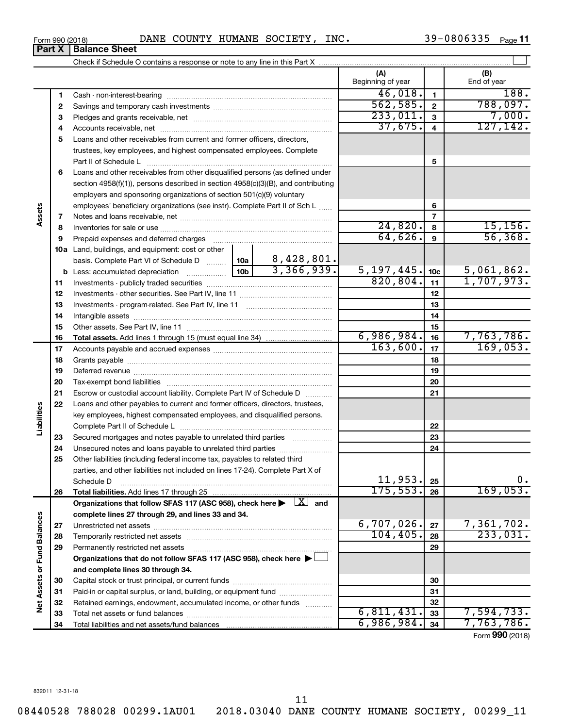Form 990 (2018) DANE COUNTY HUMANE SOCIETY, INC. 39-0806335

## Part X | Balance Sheet

Check if Schedule O contains a response or note to any line in this Part X

| | | | | (A) Beginning of year | | (B) End of year |
|---|---|---|---|---|---|---|
| **Assets** | 1 | Cash - non-interest-bearing | | 46,018. | 1 | 188. |
| | 2 | Savings and temporary cash investments | | 562,585. | 2 | 788,097. |
| | 3 | Pledges and grants receivable, net | | 233,011. | 3 | 7,000. |
| | 4 | Accounts receivable, net | | 37,675. | 4 | 127,142. |
| | 5 | Loans and other receivables from current and former officers, directors, trustees, key employees, and highest compensated employees. Complete Part II of Schedule L | | | 5 | |
| | 6 | Loans and other receivables from other disqualified persons (as defined under section 4958(f)(1)), persons described in section 4958(c)(3)(B), and contributing employers and sponsoring organizations of section 501(c)(9) voluntary employees' beneficiary organizations (see instr). Complete Part II of Sch L | | | 6 | |
| | 7 | Notes and loans receivable, net | | | 7 | |
| | 8 | Inventories for sale or use | | 24,820. | 8 | 15,156. |
| | 9 | Prepaid expenses and deferred charges | | 64,626. | 9 | 56,368. |
| | 10a | Land, buildings, and equipment: cost or other basis. Complete Part VI of Schedule D | 10a 8,428,801. | | | |
| | b | Less: accumulated depreciation | 10b 3,366,939. | 5,197,445. | 10c | 5,061,862. |
| | 11 | Investments - publicly traded securities | | 820,804. | 11 | 1,707,973. |
| | 12 | Investments - other securities. See Part IV, line 11 | | | 12 | |
| | 13 | Investments - program-related. See Part IV, line 11 | | | 13 | |
| | 14 | Intangible assets | | | 14 | |
| | 15 | Other assets. See Part IV, line 11 | | | 15 | |
| | 16 | **Total assets.** Add lines 1 through 15 (must equal line 34) | | 6,986,984. | 16 | 7,763,786. |
| **Liabilities** | 17 | Accounts payable and accrued expenses | | 163,600. | 17 | 169,053. |
| | 18 | Grants payable | | | 18 | |
| | 19 | Deferred revenue | | | 19 | |
| | 20 | Tax-exempt bond liabilities | | | 20 | |
| | 21 | Escrow or custodial account liability. Complete Part IV of Schedule D | | | 21 | |
| | 22 | Loans and other payables to current and former officers, directors, trustees, key employees, highest compensated employees, and disqualified persons. Complete Part II of Schedule L | | | 22 | |
| | 23 | Secured mortgages and notes payable to unrelated third parties | | | 23 | |
| | 24 | Unsecured notes and loans payable to unrelated third parties | | | 24 | |
| | 25 | Other liabilities (including federal income tax, payables to related third parties, and other liabilities not included on lines 17-24). Complete Part X of Schedule D | | 11,953. | 25 | 0. |
| | 26 | **Total liabilities.** Add lines 17 through 25 | | 175,553. | 26 | 169,053. |
| **Net Assets or Fund Balances** | | **Organizations that follow SFAS 117 (ASC 958), check here ▶ [X] and complete lines 27 through 29, and lines 33 and 34.** | | | | |
| | 27 | Unrestricted net assets | | 6,707,026. | 27 | 7,361,702. |
| | 28 | Temporarily restricted net assets | | 104,405. | 28 | 233,031. |
| | 29 | Permanently restricted net assets | | | 29 | |
| | | **Organizations that do not follow SFAS 117 (ASC 958), check here ▶ [ ] and complete lines 30 through 34.** | | | | |
| | 30 | Capital stock or trust principal, or current funds | | | 30 | |
| | 31 | Paid-in or capital surplus, or land, building, or equipment fund | | | 31 | |
| | 32 | Retained earnings, endowment, accumulated income, or other funds | | | 32 | |
| | 33 | Total net assets or fund balances | | 6,811,431. | 33 | 7,594,733. |
| | 34 | Total liabilities and net assets/fund balances | | 6,986,984. | 34 | 7,763,786. |

Form **990** (2018)

832011 12-31-18

08440528 788028 00299.1AU01 2018.03040 DANE COUNTY HUMANE SOCIETY, 00299_11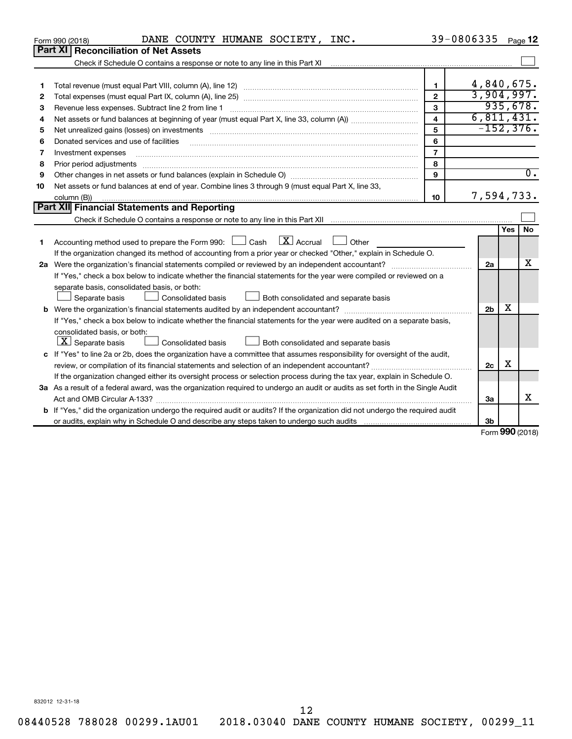Form 990 (2018) DANE COUNTY HUMANE SOCIETY, INC. 39-0806335 Page 12

## Part XI Reconciliation of Net Assets

Check if Schedule O contains a response or note to any line in this Part XI ☐

| | | | |
|---|---|---|---|
| 1 | Total revenue (must equal Part VIII, column (A), line 12) | 1 | 4,840,675. |
| 2 | Total expenses (must equal Part IX, column (A), line 25) | 2 | 3,904,997. |
| 3 | Revenue less expenses. Subtract line 2 from line 1 | 3 | 935,678. |
| 4 | Net assets or fund balances at beginning of year (must equal Part X, line 33, column (A)) | 4 | 6,811,431. |
| 5 | Net unrealized gains (losses) on investments | 5 | -152,376. |
| 6 | Donated services and use of facilities | 6 | |
| 7 | Investment expenses | 7 | |
| 8 | Prior period adjustments | 8 | |
| 9 | Other changes in net assets or fund balances (explain in Schedule O) | 9 | 0. |
| 10 | Net assets or fund balances at end of year. Combine lines 3 through 9 (must equal Part X, line 33, column (B)) | 10 | 7,594,733. |

## Part XII Financial Statements and Reporting

Check if Schedule O contains a response or note to any line in this Part XII ☐

| | | | Yes | No |
|---|---|---|---|---|
| 1 | Accounting method used to prepare the Form 990: ☐ Cash ☒ Accrual ☐ Other<br>If the organization changed its method of accounting from a prior year or checked "Other," explain in Schedule O. | | | |
| 2a | Were the organization's financial statements compiled or reviewed by an independent accountant?<br>If "Yes," check a box below to indicate whether the financial statements for the year were compiled or reviewed on a separate basis, consolidated basis, or both:<br>☐ Separate basis ☐ Consolidated basis ☐ Both consolidated and separate basis | 2a | | X |
| b | Were the organization's financial statements audited by an independent accountant?<br>If "Yes," check a box below to indicate whether the financial statements for the year were audited on a separate basis, consolidated basis, or both:<br>☒ Separate basis ☐ Consolidated basis ☐ Both consolidated and separate basis | 2b | X | |
| c | If "Yes" to line 2a or 2b, does the organization have a committee that assumes responsibility for oversight of the audit, review, or compilation of its financial statements and selection of an independent accountant?<br>If the organization changed either its oversight process or selection process during the tax year, explain in Schedule O. | 2c | X | |
| 3a | As a result of a federal award, was the organization required to undergo an audit or audits as set forth in the Single Audit Act and OMB Circular A-133? | 3a | | X |
| b | If "Yes," did the organization undergo the required audit or audits? If the organization did not undergo the required audit or audits, explain why in Schedule O and describe any steps taken to undergo such audits | 3b | | |

Form 990 (2018)

832012 12-31-18

08440528 788028 00299.1AU01 2018.03040 DANE COUNTY HUMANE SOCIETY, 00299_11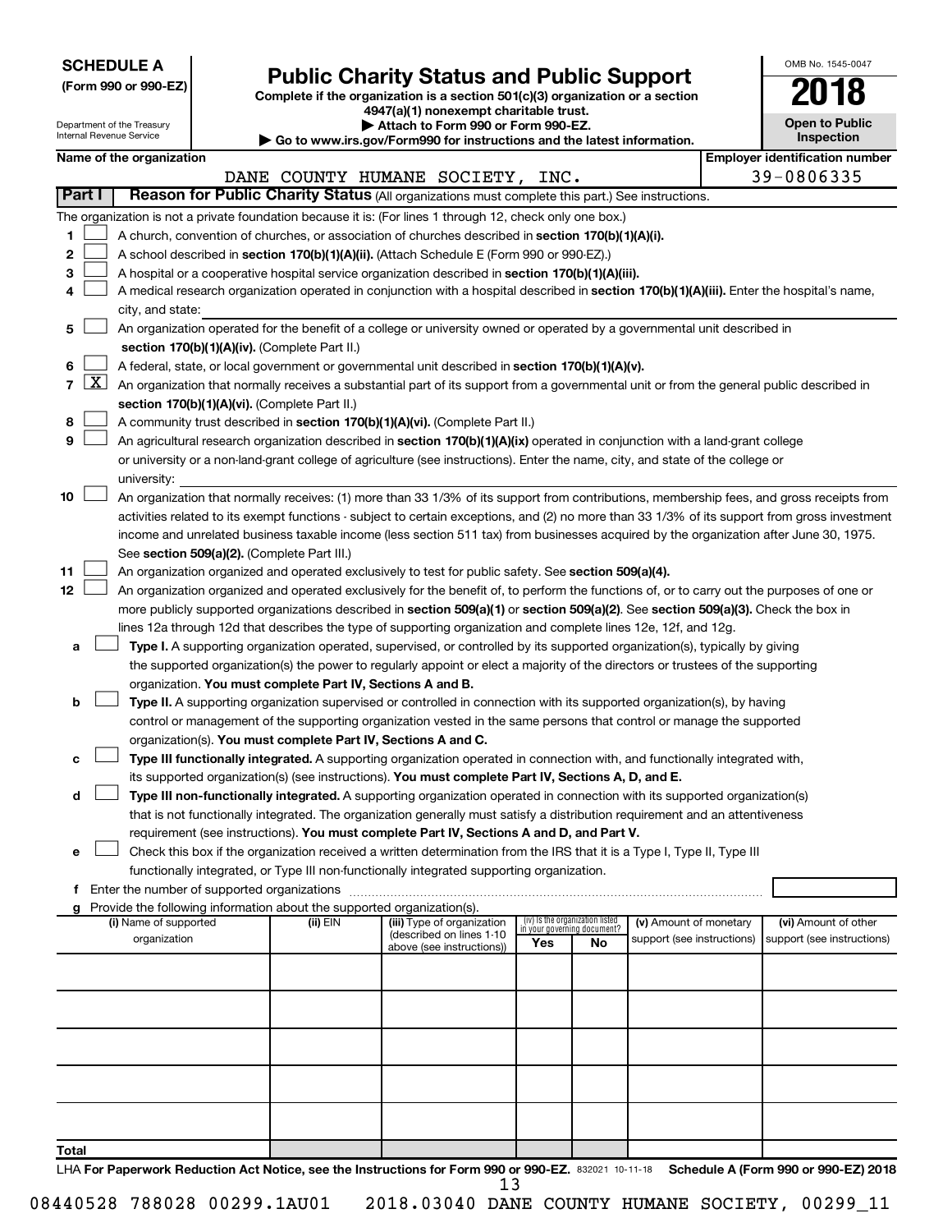**SCHEDULE A**
**(Form 990 or 990-EZ)**

Department of the Treasury
Internal Revenue Service

# Public Charity Status and Public Support

**Complete if the organization is a section 501(c)(3) organization or a section 4947(a)(1) nonexempt charitable trust.**
**▶ Attach to Form 990 or Form 990-EZ.**
**▶ Go to www.irs.gov/Form990 for instructions and the latest information.**

OMB No. 1545-0047
**2018**
**Open to Public Inspection**

| Name of the organization | Employer identification number |
|---|---|
| DANE COUNTY HUMANE SOCIETY, INC. | 39-0806335 |

**Part I** **Reason for Public Charity Status** (All organizations must complete this part.) See instructions.

The organization is not a private foundation because it is: (For lines 1 through 12, check only one box.)

1 ☐ A church, convention of churches, or association of churches described in **section 170(b)(1)(A)(i).**

2 ☐ A school described in **section 170(b)(1)(A)(ii).** (Attach Schedule E (Form 990 or 990-EZ).)

3 ☐ A hospital or a cooperative hospital service organization described in **section 170(b)(1)(A)(iii).**

4 ☐ A medical research organization operated in conjunction with a hospital described in **section 170(b)(1)(A)(iii).** Enter the hospital's name, city, and state:

5 ☐ An organization operated for the benefit of a college or university owned or operated by a governmental unit described in **section 170(b)(1)(A)(iv).** (Complete Part II.)

6 ☐ A federal, state, or local government or governmental unit described in **section 170(b)(1)(A)(v).**

7 ☒ An organization that normally receives a substantial part of its support from a governmental unit or from the general public described in **section 170(b)(1)(A)(vi).** (Complete Part II.)

8 ☐ A community trust described in **section 170(b)(1)(A)(vi).** (Complete Part II.)

9 ☐ An agricultural research organization described in **section 170(b)(1)(A)(ix)** operated in conjunction with a land-grant college or university or a non-land-grant college of agriculture (see instructions). Enter the name, city, and state of the college or university:

10 ☐ An organization that normally receives: (1) more than 33 1/3% of its support from contributions, membership fees, and gross receipts from activities related to its exempt functions - subject to certain exceptions, and (2) no more than 33 1/3% of its support from gross investment income and unrelated business taxable income (less section 511 tax) from businesses acquired by the organization after June 30, 1975. See **section 509(a)(2).** (Complete Part III.)

11 ☐ An organization organized and operated exclusively to test for public safety. See **section 509(a)(4).**

12 ☐ An organization organized and operated exclusively for the benefit of, to perform the functions of, or to carry out the purposes of one or more publicly supported organizations described in **section 509(a)(1)** or **section 509(a)(2).** See **section 509(a)(3).** Check the box in lines 12a through 12d that describes the type of supporting organization and complete lines 12e, 12f, and 12g.

a ☐ **Type I.** A supporting organization operated, supervised, or controlled by its supported organization(s), typically by giving the supported organization(s) the power to regularly appoint or elect a majority of the directors or trustees of the supporting organization. **You must complete Part IV, Sections A and B.**

b ☐ **Type II.** A supporting organization supervised or controlled in connection with its supported organization(s), by having control or management of the supporting organization vested in the same persons that control or manage the supported organization(s). **You must complete Part IV, Sections A and C.**

c ☐ **Type III functionally integrated.** A supporting organization operated in connection with, and functionally integrated with, its supported organization(s) (see instructions). **You must complete Part IV, Sections A, D, and E.**

d ☐ **Type III non-functionally integrated.** A supporting organization operated in connection with its supported organization(s) that is not functionally integrated. The organization generally must satisfy a distribution requirement and an attentiveness requirement (see instructions). **You must complete Part IV, Sections A and D, and Part V.**

e ☐ Check this box if the organization received a written determination from the IRS that it is a Type I, Type II, Type III functionally integrated, or Type III non-functionally integrated supporting organization.

f Enter the number of supported organizations

g Provide the following information about the supported organization(s).

| (i) Name of supported organization | (ii) EIN | (iii) Type of organization (described on lines 1-10 above (see instructions)) | (iv) Is the organization listed in your governing document? Yes | No | (v) Amount of monetary support (see instructions) | (vi) Amount of other support (see instructions) |
|---|---|---|---|---|---|---|
| | | | | | | |
| | | | | | | |
| | | | | | | |
| | | | | | | |
| | | | | | | |
| **Total** | | | | | | |

LHA **For Paperwork Reduction Act Notice, see the Instructions for Form 990 or 990-EZ.** 832021 10-11-18 **Schedule A (Form 990 or 990-EZ) 2018**

08440528 788028 00299.1AU01 2018.03040 DANE COUNTY HUMANE SOCIETY, 00299_11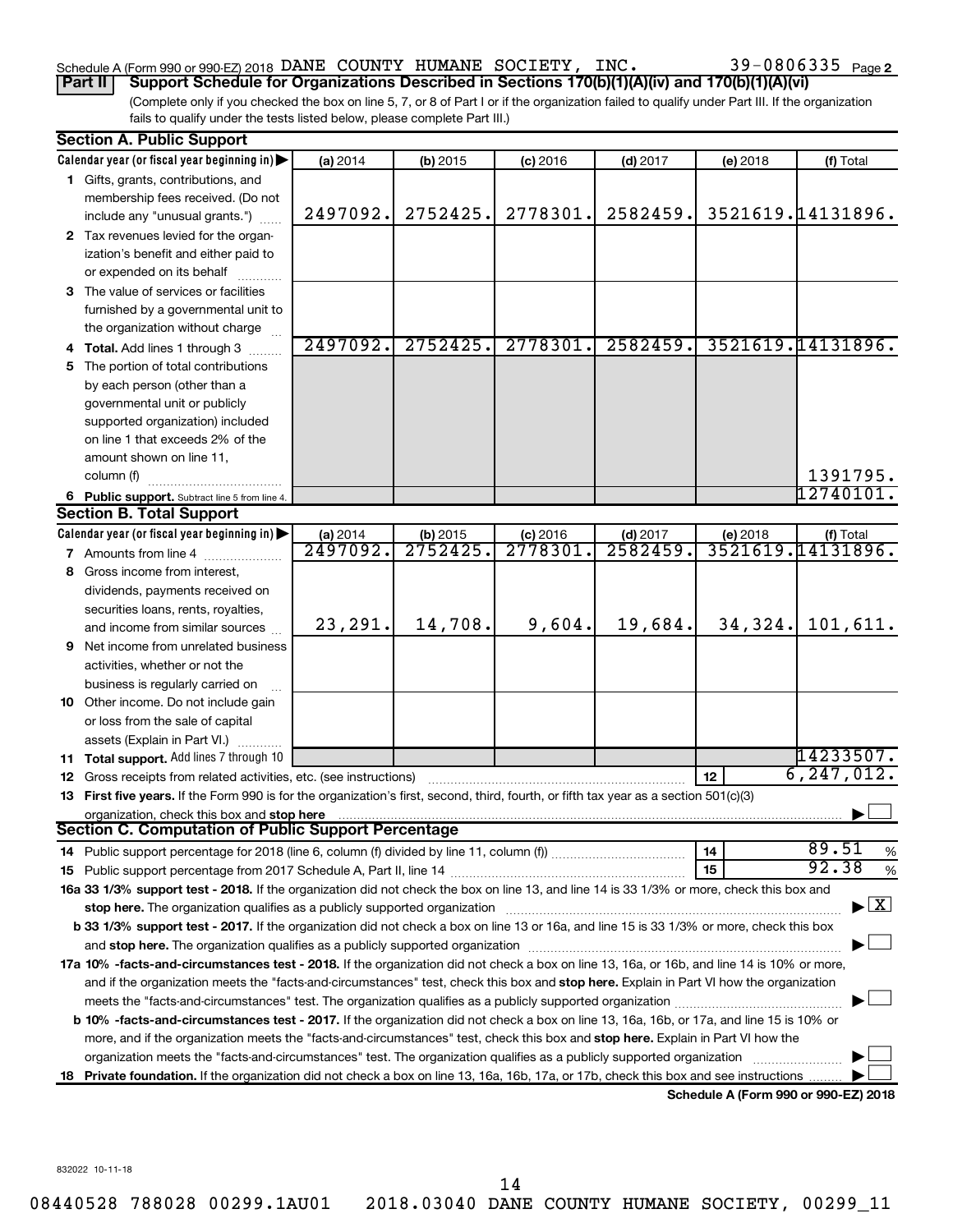Schedule A (Form 990 or 990-EZ) 2018 DANE COUNTY HUMANE SOCIETY, INC. 39-0806335 Page 2

**Part II | Support Schedule for Organizations Described in Sections 170(b)(1)(A)(iv) and 170(b)(1)(A)(vi)**

(Complete only if you checked the box on line 5, 7, or 8 of Part I or if the organization failed to qualify under Part III. If the organization fails to qualify under the tests listed below, please complete Part III.)

**Section A. Public Support**

| Calendar year (or fiscal year beginning in) | (a) 2014 | (b) 2015 | (c) 2016 | (d) 2017 | (e) 2018 | (f) Total |
|---|---|---|---|---|---|---|
| 1 Gifts, grants, contributions, and membership fees received. (Do not include any "unusual grants.") | 2497092. | 2752425. | 2778301. | 2582459. | 3521619. | 14131896. |
| 2 Tax revenues levied for the organization's benefit and either paid to or expended on its behalf | | | | | | |
| 3 The value of services or facilities furnished by a governmental unit to the organization without charge | | | | | | |
| 4 Total. Add lines 1 through 3 | 2497092. | 2752425. | 2778301. | 2582459. | 3521619. | 14131896. |
| 5 The portion of total contributions by each person (other than a governmental unit or publicly supported organization) included on line 1 that exceeds 2% of the amount shown on line 11, column (f) | | | | | | 1391795. |
| 6 Public support. Subtract line 5 from line 4. | | | | | | 12740101. |

**Section B. Total Support**

| Calendar year (or fiscal year beginning in) | (a) 2014 | (b) 2015 | (c) 2016 | (d) 2017 | (e) 2018 | (f) Total |
|---|---|---|---|---|---|---|
| 7 Amounts from line 4 | 2497092. | 2752425. | 2778301. | 2582459. | 3521619. | 14131896. |
| 8 Gross income from interest, dividends, payments received on securities loans, rents, royalties, and income from similar sources | 23,291. | 14,708. | 9,604. | 19,684. | 34,324. | 101,611. |
| 9 Net income from unrelated business activities, whether or not the business is regularly carried on | | | | | | |
| 10 Other income. Do not include gain or loss from the sale of capital assets (Explain in Part VI.) | | | | | | |
| 11 Total support. Add lines 7 through 10 | | | | | | 14233507. |

12 Gross receipts from related activities, etc. (see instructions) | 12 | 6,247,012.

13 **First five years.** If the Form 990 is for the organization's first, second, third, fourth, or fifth tax year as a section 501(c)(3) organization, check this box and **stop here** ☐

**Section C. Computation of Public Support Percentage**

14 Public support percentage for 2018 (line 6, column (f) divided by line 11, column (f)) | 14 | 89.51 %

15 Public support percentage from 2017 Schedule A, Part II, line 14 | 15 | 92.38 %

**16a 33 1/3% support test - 2018.** If the organization did not check the box on line 13, and line 14 is 33 1/3% or more, check this box and **stop here.** The organization qualifies as a publicly supported organization ☒

**b 33 1/3% support test - 2017.** If the organization did not check a box on line 13 or 16a, and line 15 is 33 1/3% or more, check this box and **stop here.** The organization qualifies as a publicly supported organization ☐

**17a 10% -facts-and-circumstances test - 2018.** If the organization did not check a box on line 13, 16a, or 16b, and line 14 is 10% or more, and if the organization meets the "facts-and-circumstances" test, check this box and **stop here.** Explain in Part VI how the organization meets the "facts-and-circumstances" test. The organization qualifies as a publicly supported organization ☐

**b 10% -facts-and-circumstances test - 2017.** If the organization did not check a box on line 13, 16a, 16b, or 17a, and line 15 is 10% or more, and if the organization meets the "facts-and-circumstances" test, check this box and **stop here.** Explain in Part VI how the organization meets the "facts-and-circumstances" test. The organization qualifies as a publicly supported organization ☐

18 **Private foundation.** If the organization did not check a box on line 13, 16a, 16b, 17a, or 17b, check this box and see instructions ☐

**Schedule A (Form 990 or 990-EZ) 2018**

832022 10-11-18

08440528 788028 00299.1AU01 2018.03040 DANE COUNTY HUMANE SOCIETY, 00299_11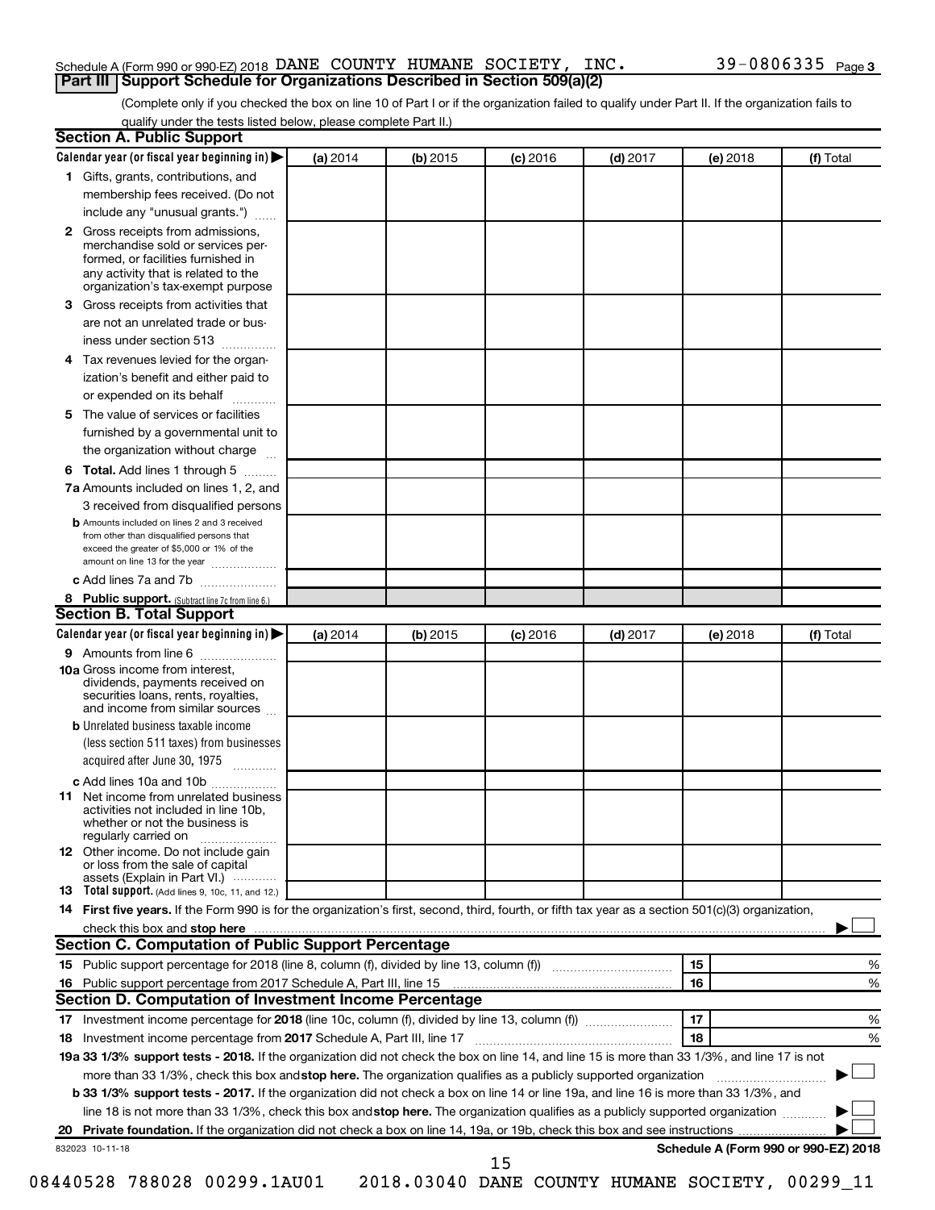Schedule A (Form 990 or 990-EZ) 2018 DANE COUNTY HUMANE SOCIETY, INC. 39-0806335 Page 3

## Part III Support Schedule for Organizations Described in Section 509(a)(2)

(Complete only if you checked the box on line 10 of Part I or if the organization failed to qualify under Part II. If the organization fails to qualify under the tests listed below, please complete Part II.)

### Section A. Public Support

| Calendar year (or fiscal year beginning in) ▶ | (a) 2014 | (b) 2015 | (c) 2016 | (d) 2017 | (e) 2018 | (f) Total |
|---|---|---|---|---|---|---|
| 1 Gifts, grants, contributions, and membership fees received. (Do not include any "unusual grants.") | | | | | | |
| 2 Gross receipts from admissions, merchandise sold or services performed, or facilities furnished in any activity that is related to the organization's tax-exempt purpose | | | | | | |
| 3 Gross receipts from activities that are not an unrelated trade or business under section 513 | | | | | | |
| 4 Tax revenues levied for the organization's benefit and either paid to or expended on its behalf | | | | | | |
| 5 The value of services or facilities furnished by a governmental unit to the organization without charge | | | | | | |
| 6 Total. Add lines 1 through 5 | | | | | | |
| 7a Amounts included on lines 1, 2, and 3 received from disqualified persons | | | | | | |
| b Amounts included on lines 2 and 3 received from other than disqualified persons that exceed the greater of $5,000 or 1% of the amount on line 13 for the year | | | | | | |
| c Add lines 7a and 7b | | | | | | |
| 8 Public support. (Subtract line 7c from line 6.) | | | | | | |

### Section B. Total Support

| Calendar year (or fiscal year beginning in) ▶ | (a) 2014 | (b) 2015 | (c) 2016 | (d) 2017 | (e) 2018 | (f) Total |
|---|---|---|---|---|---|---|
| 9 Amounts from line 6 | | | | | | |
| 10a Gross income from interest, dividends, payments received on securities loans, rents, royalties, and income from similar sources | | | | | | |
| b Unrelated business taxable income (less section 511 taxes) from businesses acquired after June 30, 1975 | | | | | | |
| c Add lines 10a and 10b | | | | | | |
| 11 Net income from unrelated business activities not included in line 10b, whether or not the business is regularly carried on | | | | | | |
| 12 Other income. Do not include gain or loss from the sale of capital assets (Explain in Part VI.) | | | | | | |
| 13 Total support. (Add lines 9, 10c, 11, and 12.) | | | | | | |

14 **First five years.** If the Form 990 is for the organization's first, second, third, fourth, or fifth tax year as a section 501(c)(3) organization, check this box and **stop here** ▶ ☐

### Section C. Computation of Public Support Percentage

| | | | |
|---|---|---|---|
| 15 | Public support percentage for 2018 (line 8, column (f), divided by line 13, column (f)) | 15 | % |
| 16 | Public support percentage from 2017 Schedule A, Part III, line 15 | 16 | % |

### Section D. Computation of Investment Income Percentage

| | | | |
|---|---|---|---|
| 17 | Investment income percentage for **2018** (line 10c, column (f), divided by line 13, column (f)) | 17 | % |
| 18 | Investment income percentage from **2017** Schedule A, Part III, line 17 | 18 | % |

**19a 33 1/3% support tests - 2018.** If the organization did not check the box on line 14, and line 15 is more than 33 1/3%, and line 17 is not more than 33 1/3%, check this box and **stop here.** The organization qualifies as a publicly supported organization ▶ ☐

**b 33 1/3% support tests - 2017.** If the organization did not check a box on line 14 or line 19a, and line 16 is more than 33 1/3%, and line 18 is not more than 33 1/3%, check this box and **stop here.** The organization qualifies as a publicly supported organization ▶ ☐

**20 Private foundation.** If the organization did not check a box on line 14, 19a, or 19b, check this box and see instructions ▶ ☐

832023 10-11-18 **Schedule A (Form 990 or 990-EZ) 2018**

08440528 788028 00299.1AU01 2018.03040 DANE COUNTY HUMANE SOCIETY, 00299_11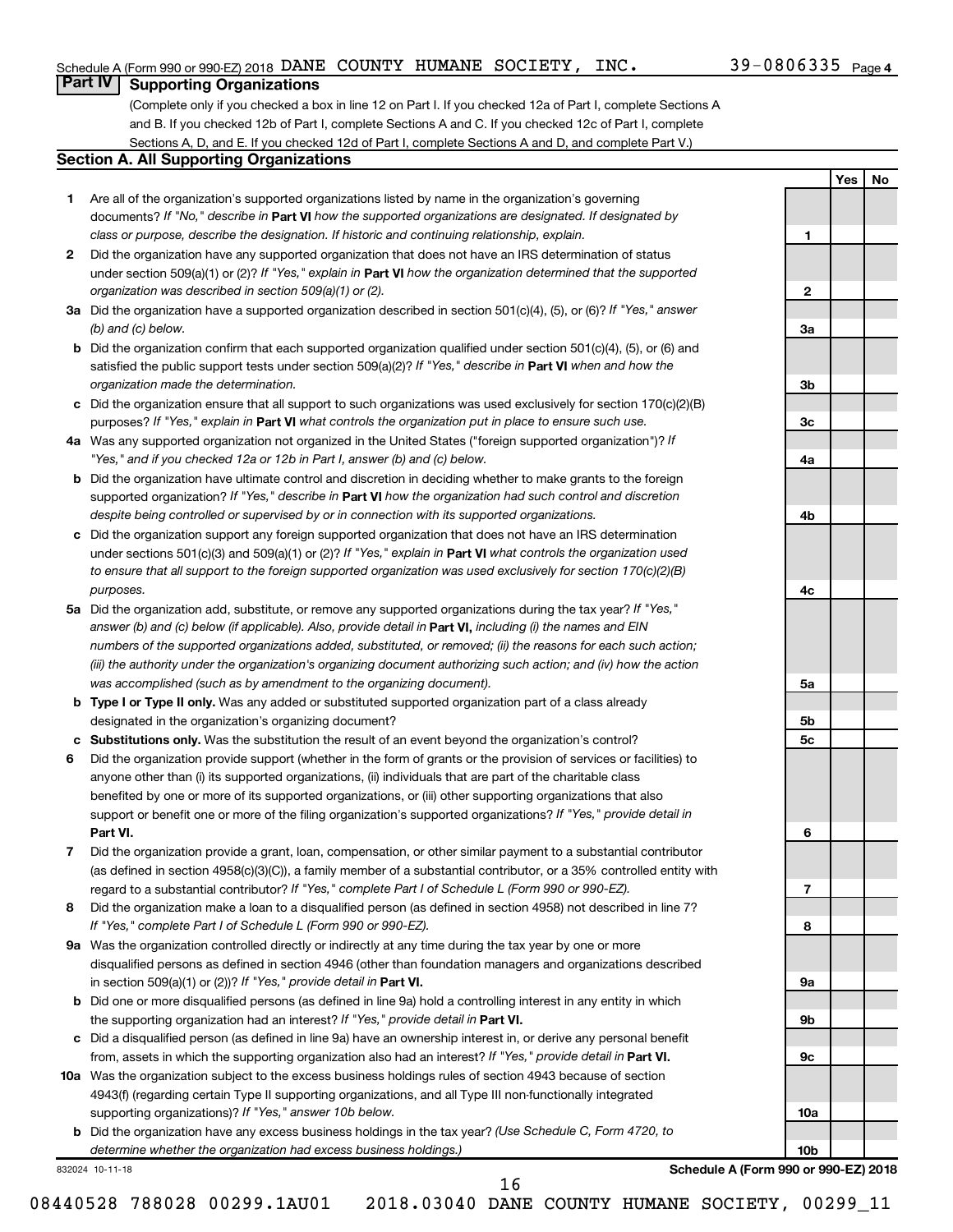Schedule A (Form 990 or 990-EZ) 2018 DANE COUNTY HUMANE SOCIETY, INC. 39-0806335 Page 4

## Part IV Supporting Organizations

(Complete only if you checked a box in line 12 on Part I. If you checked 12a of Part I, complete Sections A and B. If you checked 12b of Part I, complete Sections A and C. If you checked 12c of Part I, complete Sections A, D, and E. If you checked 12d of Part I, complete Sections A and D, and complete Part V.)

### Section A. All Supporting Organizations

| | | | Yes | No |
|---|---|---|---|---|
| **1** | Are all of the organization's supported organizations listed by name in the organization's governing documents? *If "No," describe in* **Part VI** *how the supported organizations are designated. If designated by class or purpose, describe the designation. If historic and continuing relationship, explain.* | 1 | | |
| **2** | Did the organization have any supported organization that does not have an IRS determination of status under section 509(a)(1) or (2)? *If "Yes," explain in* **Part VI** *how the organization determined that the supported organization was described in section 509(a)(1) or (2).* | 2 | | |
| **3a** | Did the organization have a supported organization described in section 501(c)(4), (5), or (6)? *If "Yes," answer (b) and (c) below.* | 3a | | |
| **b** | Did the organization confirm that each supported organization qualified under section 501(c)(4), (5), or (6) and satisfied the public support tests under section 509(a)(2)? *If "Yes," describe in* **Part VI** *when and how the organization made the determination.* | 3b | | |
| **c** | Did the organization ensure that all support to such organizations was used exclusively for section 170(c)(2)(B) purposes? *If "Yes," explain in* **Part VI** *what controls the organization put in place to ensure such use.* | 3c | | |
| **4a** | Was any supported organization not organized in the United States ("foreign supported organization")? *If "Yes," and if you checked 12a or 12b in Part I, answer (b) and (c) below.* | 4a | | |
| **b** | Did the organization have ultimate control and discretion in deciding whether to make grants to the foreign supported organization? *If "Yes," describe in* **Part VI** *how the organization had such control and discretion despite being controlled or supervised by or in connection with its supported organizations.* | 4b | | |
| **c** | Did the organization support any foreign supported organization that does not have an IRS determination under sections 501(c)(3) and 509(a)(1) or (2)? *If "Yes," explain in* **Part VI** *what controls the organization used to ensure that all support to the foreign supported organization was used exclusively for section 170(c)(2)(B) purposes.* | 4c | | |
| **5a** | Did the organization add, substitute, or remove any supported organizations during the tax year? *If "Yes," answer (b) and (c) below (if applicable). Also, provide detail in* **Part VI,** *including (i) the names and EIN numbers of the supported organizations added, substituted, or removed; (ii) the reasons for each such action; (iii) the authority under the organization's organizing document authorizing such action; and (iv) how the action was accomplished (such as by amendment to the organizing document).* | 5a | | |
| **b** | **Type I or Type II only.** Was any added or substituted supported organization part of a class already designated in the organization's organizing document? | 5b | | |
| **c** | **Substitutions only.** Was the substitution the result of an event beyond the organization's control? | 5c | | |
| **6** | Did the organization provide support (whether in the form of grants or the provision of services or facilities) to anyone other than (i) its supported organizations, (ii) individuals that are part of the charitable class benefited by one or more of its supported organizations, or (iii) other supporting organizations that also support or benefit one or more of the filing organization's supported organizations? *If "Yes," provide detail in* **Part VI.** | 6 | | |
| **7** | Did the organization provide a grant, loan, compensation, or other similar payment to a substantial contributor (as defined in section 4958(c)(3)(C)), a family member of a substantial contributor, or a 35% controlled entity with regard to a substantial contributor? *If "Yes," complete Part I of Schedule L (Form 990 or 990-EZ).* | 7 | | |
| **8** | Did the organization make a loan to a disqualified person (as defined in section 4958) not described in line 7? *If "Yes," complete Part I of Schedule L (Form 990 or 990-EZ).* | 8 | | |
| **9a** | Was the organization controlled directly or indirectly at any time during the tax year by one or more disqualified persons as defined in section 4946 (other than foundation managers and organizations described in section 509(a)(1) or (2))? *If "Yes," provide detail in* **Part VI.** | 9a | | |
| **b** | Did one or more disqualified persons (as defined in line 9a) hold a controlling interest in any entity in which the supporting organization had an interest? *If "Yes," provide detail in* **Part VI.** | 9b | | |
| **c** | Did a disqualified person (as defined in line 9a) have an ownership interest in, or derive any personal benefit from, assets in which the supporting organization also had an interest? *If "Yes," provide detail in* **Part VI.** | 9c | | |
| **10a** | Was the organization subject to the excess business holdings rules of section 4943 because of section 4943(f) (regarding certain Type II supporting organizations, and all Type III non-functionally integrated supporting organizations)? *If "Yes," answer 10b below.* | 10a | | |
| **b** | Did the organization have any excess business holdings in the tax year? *(Use Schedule C, Form 4720, to determine whether the organization had excess business holdings.)* | 10b | | |

832024 10-11-18 **Schedule A (Form 990 or 990-EZ) 2018**

08440528 788028 00299.1AU01 2018.03040 DANE COUNTY HUMANE SOCIETY, 00299_11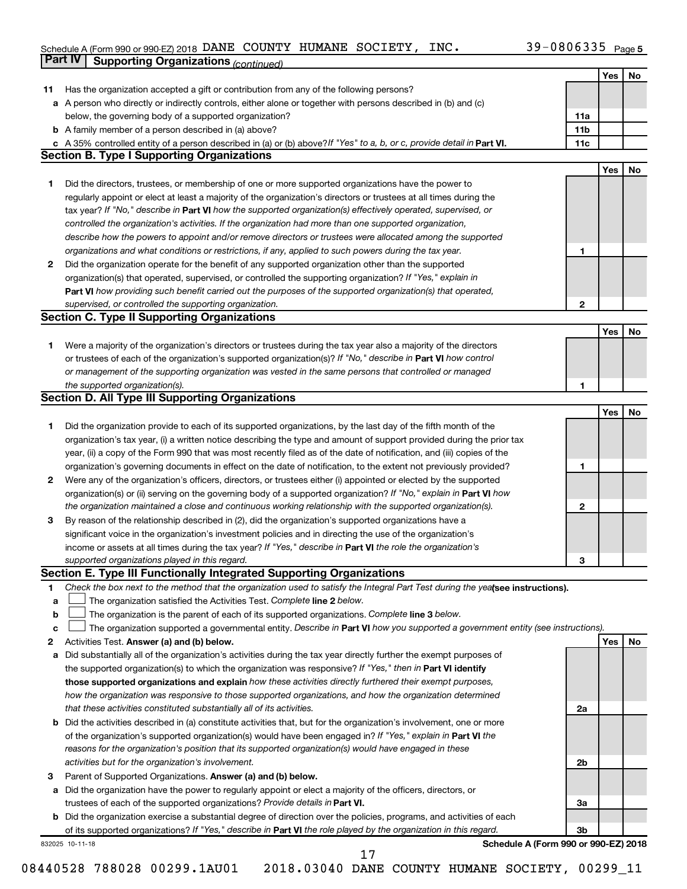Schedule A (Form 990 or 990-EZ) 2018 DANE COUNTY HUMANE SOCIETY, INC. 39-0806335

## Part IV Supporting Organizations *(continued)*

| | | | Yes | No |
|---|---|---|---|---|
| **11** | Has the organization accepted a gift or contribution from any of the following persons? | | | |
| **a** | A person who directly or indirectly controls, either alone or together with persons described in (b) and (c) below, the governing body of a supported organization? | 11a | | |
| **b** | A family member of a person described in (a) above? | 11b | | |
| **c** | A 35% controlled entity of a person described in (a) or (b) above? *If "Yes" to a, b, or c, provide detail in* **Part VI.** | 11c | | |

### Section B. Type I Supporting Organizations

| | | | Yes | No |
|---|---|---|---|---|
| **1** | Did the directors, trustees, or membership of one or more supported organizations have the power to regularly appoint or elect at least a majority of the organization's directors or trustees at all times during the tax year? *If "No," describe in* **Part VI** *how the supported organization(s) effectively operated, supervised, or controlled the organization's activities. If the organization had more than one supported organization, describe how the powers to appoint and/or remove directors or trustees were allocated among the supported organizations and what conditions or restrictions, if any, applied to such powers during the tax year.* | 1 | | |
| **2** | Did the organization operate for the benefit of any supported organization other than the supported organization(s) that operated, supervised, or controlled the supporting organization? *If "Yes," explain in* **Part VI** *how providing such benefit carried out the purposes of the supported organization(s) that operated, supervised, or controlled the supporting organization.* | 2 | | |

### Section C. Type II Supporting Organizations

| | | | Yes | No |
|---|---|---|---|---|
| **1** | Were a majority of the organization's directors or trustees during the tax year also a majority of the directors or trustees of each of the organization's supported organization(s)? *If "No," describe in* **Part VI** *how control or management of the supporting organization was vested in the same persons that controlled or managed the supported organization(s).* | 1 | | |

### Section D. All Type III Supporting Organizations

| | | | Yes | No |
|---|---|---|---|---|
| **1** | Did the organization provide to each of its supported organizations, by the last day of the fifth month of the organization's tax year, (i) a written notice describing the type and amount of support provided during the prior tax year, (ii) a copy of the Form 990 that was most recently filed as of the date of notification, and (iii) copies of the organization's governing documents in effect on the date of notification, to the extent not previously provided? | 1 | | |
| **2** | Were any of the organization's officers, directors, or trustees either (i) appointed or elected by the supported organization(s) or (ii) serving on the governing body of a supported organization? *If "No," explain in* **Part VI** *how the organization maintained a close and continuous working relationship with the supported organization(s).* | 2 | | |
| **3** | By reason of the relationship described in (2), did the organization's supported organizations have a significant voice in the organization's investment policies and in directing the use of the organization's income or assets at all times during the tax year? *If "Yes," describe in* **Part VI** *the role the organization's supported organizations played in this regard.* | 3 | | |

### Section E. Type III Functionally Integrated Supporting Organizations

**1** *Check the box next to the method that the organization used to satisfy the Integral Part Test during the year* **(see instructions).**

- **a** ☐ The organization satisfied the Activities Test. *Complete* **line 2** *below.*
- **b** ☐ The organization is the parent of each of its supported organizations. *Complete* **line 3** *below.*
- **c** ☐ The organization supported a governmental entity. *Describe in* **Part VI** *how you supported a government entity (see instructions).*

| | | | Yes | No |
|---|---|---|---|---|
| **2** | Activities Test. **Answer (a) and (b) below.** | | | |
| **a** | Did substantially all of the organization's activities during the tax year directly further the exempt purposes of the supported organization(s) to which the organization was responsive? *If "Yes," then in* **Part VI identify those supported organizations and explain** *how these activities directly furthered their exempt purposes, how the organization was responsive to those supported organizations, and how the organization determined that these activities constituted substantially all of its activities.* | 2a | | |
| **b** | Did the activities described in (a) constitute activities that, but for the organization's involvement, one or more of the organization's supported organization(s) would have been engaged in? *If "Yes," explain in* **Part VI** *the reasons for the organization's position that its supported organization(s) would have engaged in these activities but for the organization's involvement.* | 2b | | |
| **3** | Parent of Supported Organizations. **Answer (a) and (b) below.** | | | |
| **a** | Did the organization have the power to regularly appoint or elect a majority of the officers, directors, or trustees of each of the supported organizations? *Provide details in* **Part VI.** | 3a | | |
| **b** | Did the organization exercise a substantial degree of direction over the policies, programs, and activities of each of its supported organizations? *If "Yes," describe in* **Part VI** *the role played by the organization in this regard.* | 3b | | |

832025 10-11-18 **Schedule A (Form 990 or 990-EZ) 2018**

08440528 788028 00299.1AU01 2018.03040 DANE COUNTY HUMANE SOCIETY, 00299_11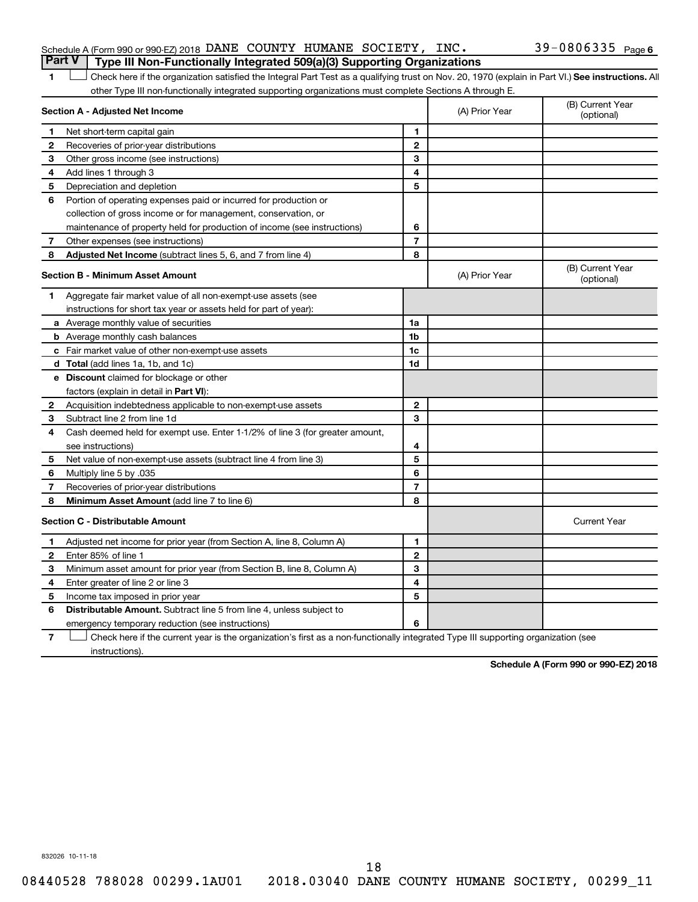Schedule A (Form 990 or 990-EZ) 2018 DANE COUNTY HUMANE SOCIETY, INC. 39-0806335 Page 6

## Part V Type III Non-Functionally Integrated 509(a)(3) Supporting Organizations

1 ☐ Check here if the organization satisfied the Integral Part Test as a qualifying trust on Nov. 20, 1970 (explain in Part VI.) **See instructions.** All other Type III non-functionally integrated supporting organizations must complete Sections A through E.

| Section A - Adjusted Net Income | | | (A) Prior Year | (B) Current Year (optional) |
|---|---|---|---|---|
| 1 | Net short-term capital gain | 1 | | |
| 2 | Recoveries of prior-year distributions | 2 | | |
| 3 | Other gross income (see instructions) | 3 | | |
| 4 | Add lines 1 through 3 | 4 | | |
| 5 | Depreciation and depletion | 5 | | |
| 6 | Portion of operating expenses paid or incurred for production or collection of gross income or for management, conservation, or maintenance of property held for production of income (see instructions) | 6 | | |
| 7 | Other expenses (see instructions) | 7 | | |
| 8 | **Adjusted Net Income** (subtract lines 5, 6, and 7 from line 4) | 8 | | |

| Section B - Minimum Asset Amount | | | (A) Prior Year | (B) Current Year (optional) |
|---|---|---|---|---|
| 1 | Aggregate fair market value of all non-exempt-use assets (see instructions for short tax year or assets held for part of year): | | | |
| a | Average monthly value of securities | 1a | | |
| b | Average monthly cash balances | 1b | | |
| c | Fair market value of other non-exempt-use assets | 1c | | |
| d | **Total** (add lines 1a, 1b, and 1c) | 1d | | |
| e | **Discount** claimed for blockage or other factors (explain in detail in **Part VI**): | | | |
| 2 | Acquisition indebtedness applicable to non-exempt-use assets | 2 | | |
| 3 | Subtract line 2 from line 1d | 3 | | |
| 4 | Cash deemed held for exempt use. Enter 1-1/2% of line 3 (for greater amount, see instructions) | 4 | | |
| 5 | Net value of non-exempt-use assets (subtract line 4 from line 3) | 5 | | |
| 6 | Multiply line 5 by .035 | 6 | | |
| 7 | Recoveries of prior-year distributions | 7 | | |
| 8 | **Minimum Asset Amount** (add line 7 to line 6) | 8 | | |

| Section C - Distributable Amount | | | | Current Year |
|---|---|---|---|---|
| 1 | Adjusted net income for prior year (from Section A, line 8, Column A) | 1 | | |
| 2 | Enter 85% of line 1 | 2 | | |
| 3 | Minimum asset amount for prior year (from Section B, line 8, Column A) | 3 | | |
| 4 | Enter greater of line 2 or line 3 | 4 | | |
| 5 | Income tax imposed in prior year | 5 | | |
| 6 | **Distributable Amount.** Subtract line 5 from line 4, unless subject to emergency temporary reduction (see instructions) | 6 | | |

7 ☐ Check here if the current year is the organization's first as a non-functionally integrated Type III supporting organization (see instructions).

**Schedule A (Form 990 or 990-EZ) 2018**

832026 10-11-18

08440528 788028 00299.1AU01 2018.03040 DANE COUNTY HUMANE SOCIETY, 00299_11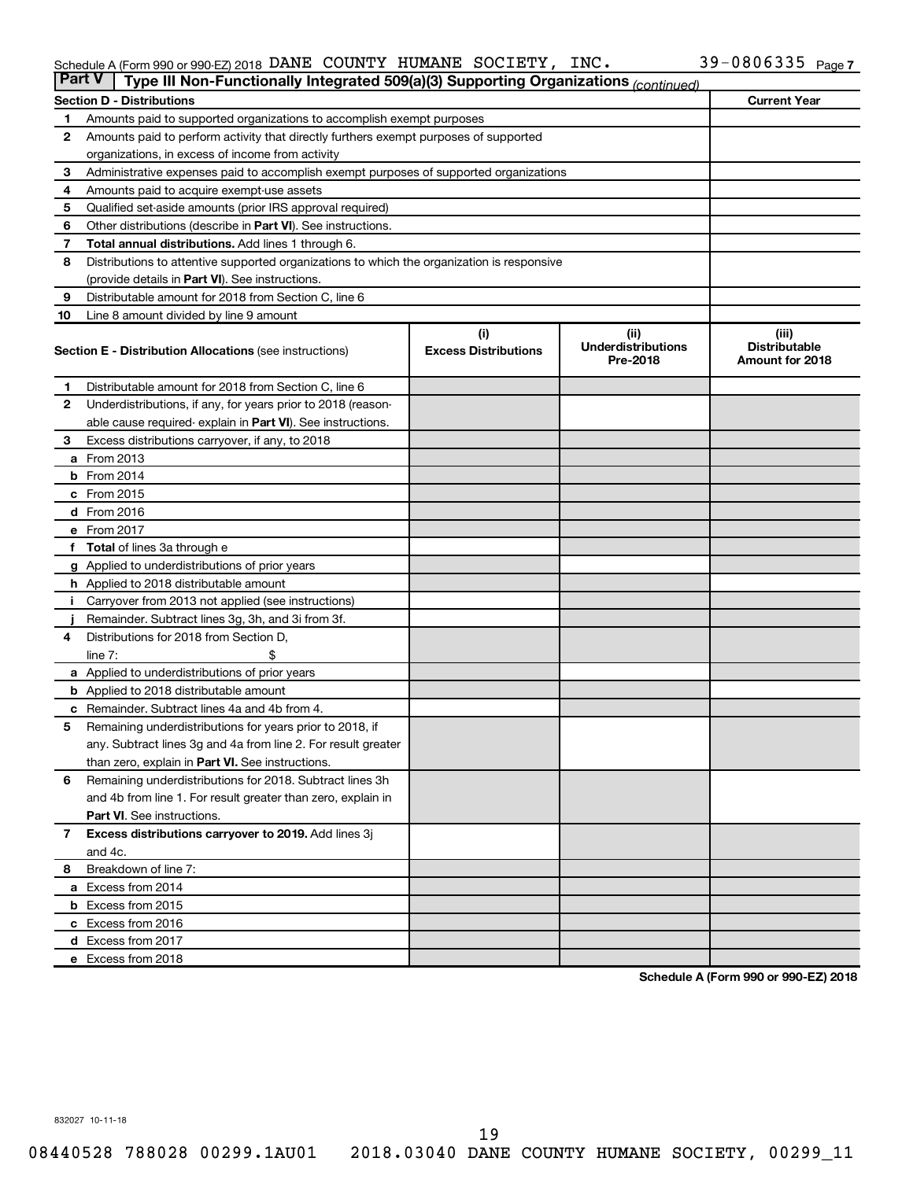Schedule A (Form 990 or 990-EZ) 2018 DANE COUNTY HUMANE SOCIETY, INC. 39-0806335 Page 7

**Part V | Type III Non-Functionally Integrated 509(a)(3) Supporting Organizations** *(continued)*

| **Section D - Distributions** | | **Current Year** |
|---|---|---|
| 1 | Amounts paid to supported organizations to accomplish exempt purposes | |
| 2 | Amounts paid to perform activity that directly furthers exempt purposes of supported organizations, in excess of income from activity | |
| 3 | Administrative expenses paid to accomplish exempt purposes of supported organizations | |
| 4 | Amounts paid to acquire exempt-use assets | |
| 5 | Qualified set-aside amounts (prior IRS approval required) | |
| 6 | Other distributions (describe in **Part VI**). See instructions. | |
| 7 | **Total annual distributions.** Add lines 1 through 6. | |
| 8 | Distributions to attentive supported organizations to which the organization is responsive (provide details in **Part VI**). See instructions. | |
| 9 | Distributable amount for 2018 from Section C, line 6 | |
| 10 | Line 8 amount divided by line 9 amount | |

| | **Section E - Distribution Allocations** (see instructions) | **(i) Excess Distributions** | **(ii) Underdistributions Pre-2018** | **(iii) Distributable Amount for 2018** |
|---|---|---|---|---|
| 1 | Distributable amount for 2018 from Section C, line 6 | | | |
| 2 | Underdistributions, if any, for years prior to 2018 (reasonable cause required- explain in **Part VI**). See instructions. | | | |
| 3 | Excess distributions carryover, if any, to 2018 | | | |
| a | From 2013 | | | |
| b | From 2014 | | | |
| c | From 2015 | | | |
| d | From 2016 | | | |
| e | From 2017 | | | |
| f | **Total** of lines 3a through e | | | |
| g | Applied to underdistributions of prior years | | | |
| h | Applied to 2018 distributable amount | | | |
| i | Carryover from 2013 not applied (see instructions) | | | |
| j | Remainder. Subtract lines 3g, 3h, and 3i from 3f. | | | |
| 4 | Distributions for 2018 from Section D, line 7: $ | | | |
| a | Applied to underdistributions of prior years | | | |
| b | Applied to 2018 distributable amount | | | |
| c | Remainder. Subtract lines 4a and 4b from 4. | | | |
| 5 | Remaining underdistributions for years prior to 2018, if any. Subtract lines 3g and 4a from line 2. For result greater than zero, explain in **Part VI.** See instructions. | | | |
| 6 | Remaining underdistributions for 2018. Subtract lines 3h and 4b from line 1. For result greater than zero, explain in **Part VI**. See instructions. | | | |
| 7 | **Excess distributions carryover to 2019.** Add lines 3j and 4c. | | | |
| 8 | Breakdown of line 7: | | | |
| a | Excess from 2014 | | | |
| b | Excess from 2015 | | | |
| c | Excess from 2016 | | | |
| d | Excess from 2017 | | | |
| e | Excess from 2018 | | | |

**Schedule A (Form 990 or 990-EZ) 2018**

832027 10-11-18

08440528 788028 00299.1AU01 2018.03040 DANE COUNTY HUMANE SOCIETY, 00299_11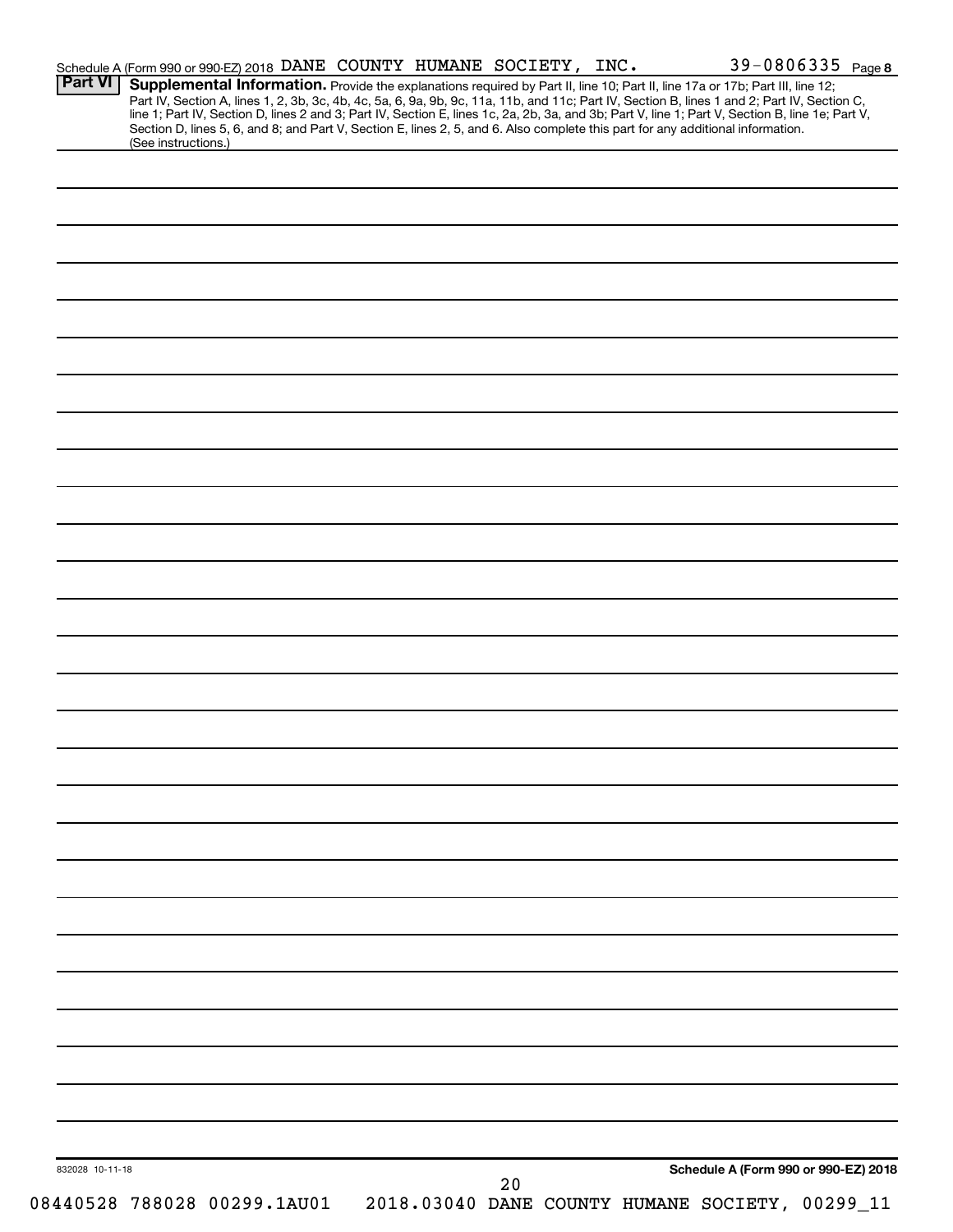Schedule A (Form 990 or 990-EZ) 2018 DANE COUNTY HUMANE SOCIETY, INC. 39-0806335 Page **8**

## Part VI Supplemental Information.

Provide the explanations required by Part II, line 10; Part II, line 17a or 17b; Part III, line 12; Part IV, Section A, lines 1, 2, 3b, 3c, 4b, 4c, 5a, 6, 9a, 9b, 9c, 11a, 11b, and 11c; Part IV, Section B, lines 1 and 2; Part IV, Section C, line 1; Part IV, Section D, lines 2 and 3; Part IV, Section E, lines 1c, 2a, 2b, 3a, and 3b; Part V, line 1; Part V, Section B, line 1e; Part V, Section D, lines 5, 6, and 8; and Part V, Section E, lines 2, 5, and 6. Also complete this part for any additional information. (See instructions.)

832028 10-11-18

**Schedule A (Form 990 or 990-EZ) 2018**

08440528 788028 00299.1AU01 2018.03040 DANE COUNTY HUMANE SOCIETY, 00299_11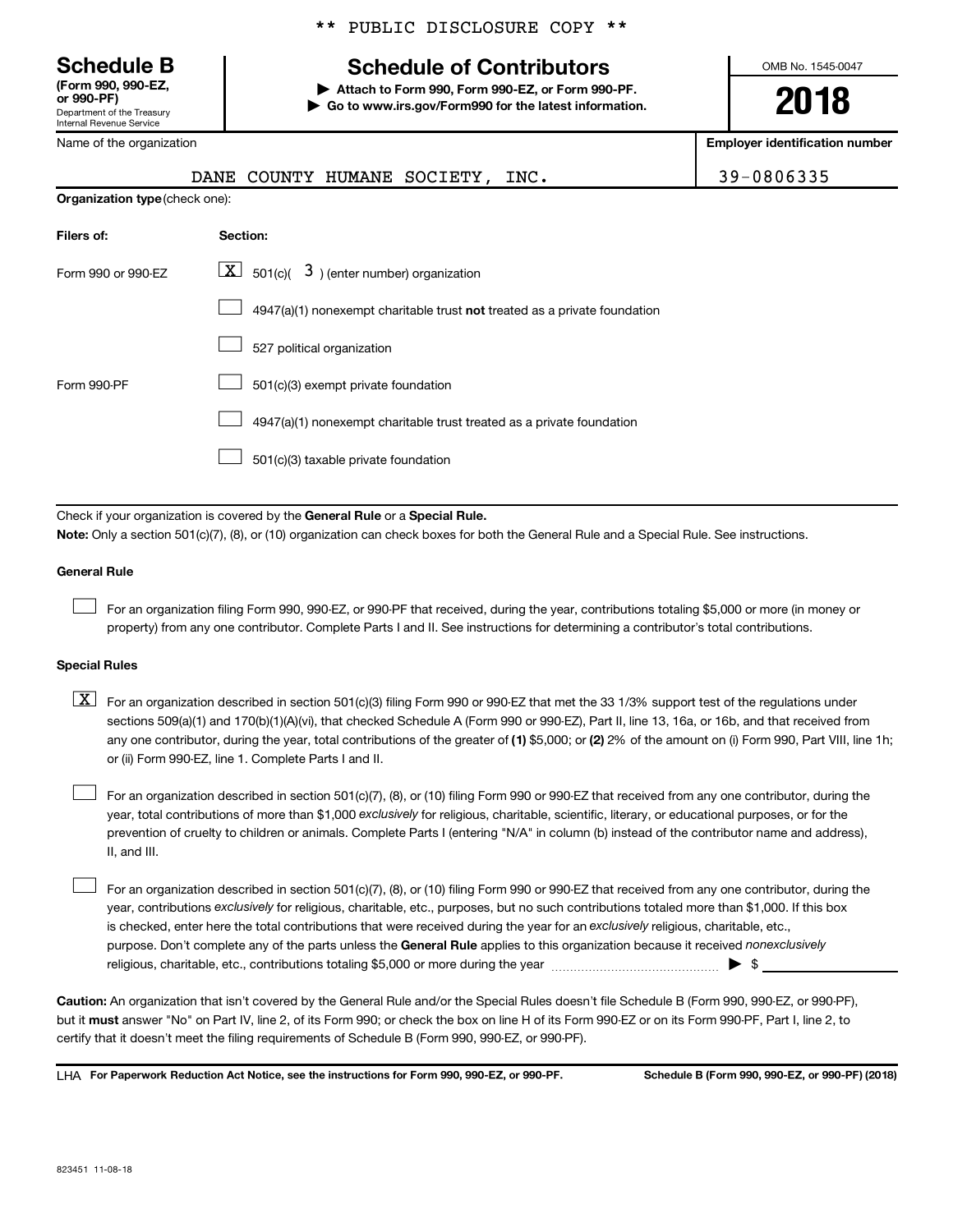\*\* PUBLIC DISCLOSURE COPY \*\*

# Schedule B

**(Form 990, 990-EZ, or 990-PF)**
Department of the Treasury
Internal Revenue Service

## Schedule of Contributors

**▶ Attach to Form 990, Form 990-EZ, or Form 990-PF.**
**▶ Go to www.irs.gov/Form990 for the latest information.**

OMB No. 1545-0047

**2018**

Name of the organization: DANE COUNTY HUMANE SOCIETY, INC.

**Employer identification number:** 39-0806335

**Organization type** (check one):

| Filers of: | Section: |
|---|---|
| Form 990 or 990-EZ | [X] 501(c)( 3 ) (enter number) organization |
| | [ ] 4947(a)(1) nonexempt charitable trust **not** treated as a private foundation |
| | [ ] 527 political organization |
| Form 990-PF | [ ] 501(c)(3) exempt private foundation |
| | [ ] 4947(a)(1) nonexempt charitable trust treated as a private foundation |
| | [ ] 501(c)(3) taxable private foundation |

Check if your organization is covered by the **General Rule** or a **Special Rule.**

**Note:** Only a section 501(c)(7), (8), or (10) organization can check boxes for both the General Rule and a Special Rule. See instructions.

### General Rule

[ ] For an organization filing Form 990, 990-EZ, or 990-PF that received, during the year, contributions totaling $5,000 or more (in money or property) from any one contributor. Complete Parts I and II. See instructions for determining a contributor's total contributions.

### Special Rules

[X] For an organization described in section 501(c)(3) filing Form 990 or 990-EZ that met the 33 1/3% support test of the regulations under sections 509(a)(1) and 170(b)(1)(A)(vi), that checked Schedule A (Form 990 or 990-EZ), Part II, line 13, 16a, or 16b, and that received from any one contributor, during the year, total contributions of the greater of **(1)** $5,000; or **(2)** 2% of the amount on (i) Form 990, Part VIII, line 1h; or (ii) Form 990-EZ, line 1. Complete Parts I and II.

[ ] For an organization described in section 501(c)(7), (8), or (10) filing Form 990 or 990-EZ that received from any one contributor, during the year, total contributions of more than $1,000 *exclusively* for religious, charitable, scientific, literary, or educational purposes, or for the prevention of cruelty to children or animals. Complete Parts I (entering "N/A" in column (b) instead of the contributor name and address), II, and III.

[ ] For an organization described in section 501(c)(7), (8), or (10) filing Form 990 or 990-EZ that received from any one contributor, during the year, contributions *exclusively* for religious, charitable, etc., purposes, but no such contributions totaled more than $1,000. If this box is checked, enter here the total contributions that were received during the year for an *exclusively* religious, charitable, etc., purpose. Don't complete any of the parts unless the **General Rule** applies to this organization because it received *nonexclusively* religious, charitable, etc., contributions totaling $5,000 or more during the year ▶ $ ____________

**Caution:** An organization that isn't covered by the General Rule and/or the Special Rules doesn't file Schedule B (Form 990, 990-EZ, or 990-PF), but it **must** answer "No" on Part IV, line 2, of its Form 990; or check the box on line H of its Form 990-EZ or on its Form 990-PF, Part I, line 2, to certify that it doesn't meet the filing requirements of Schedule B (Form 990, 990-EZ, or 990-PF).

LHA **For Paperwork Reduction Act Notice, see the instructions for Form 990, 990-EZ, or 990-PF.** **Schedule B (Form 990, 990-EZ, or 990-PF) (2018)**

823451 11-08-18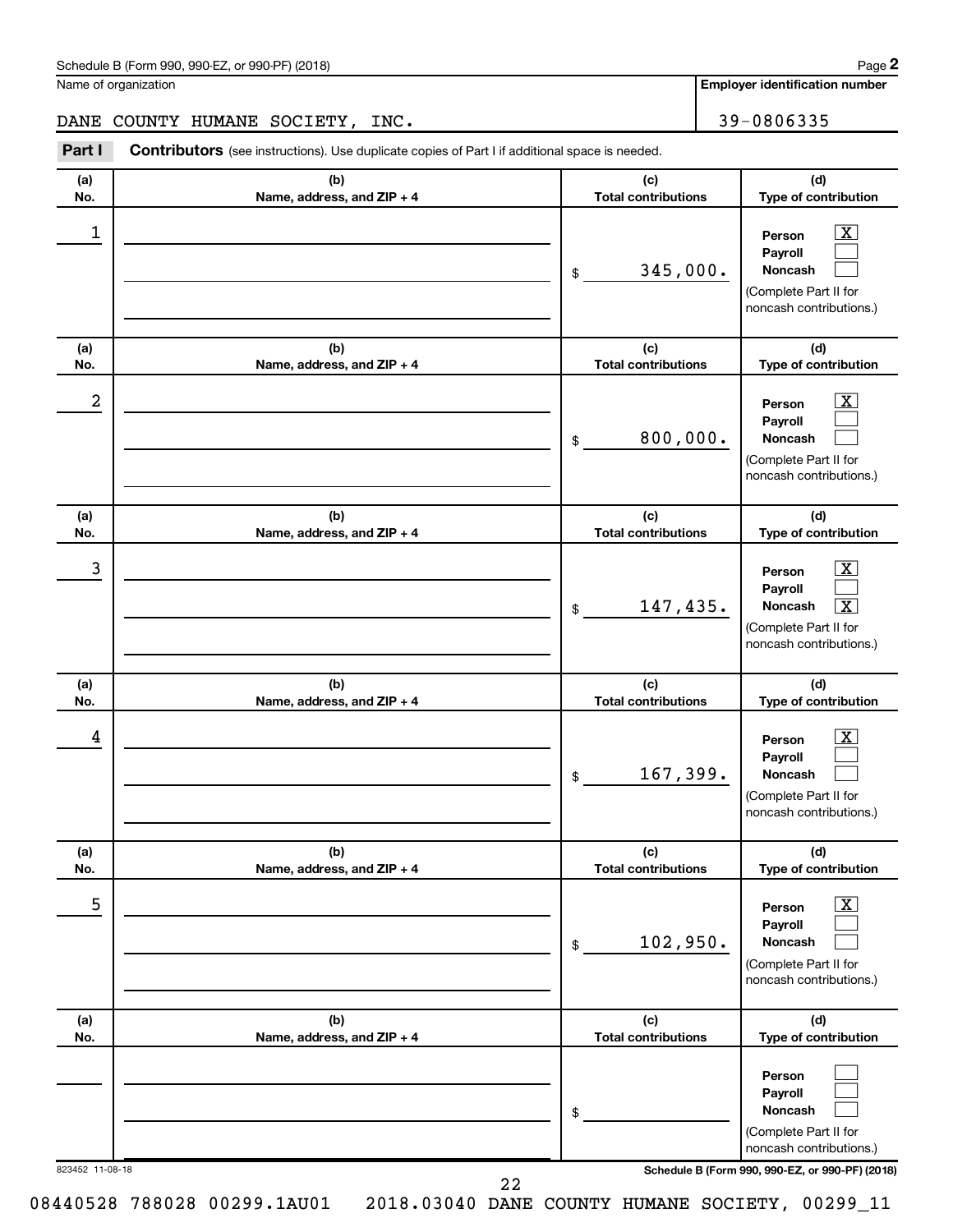Name of organization

DANE COUNTY HUMANE SOCIETY, INC.

**Employer identification number**

39-0806335

**Part I** **Contributors** (see instructions). Use duplicate copies of Part I if additional space is needed.

| (a) No. | (b) Name, address, and ZIP + 4 | (c) Total contributions | (d) Type of contribution |
|---|---|---|---|
| 1 | | $ 345,000. | Person [X] Payroll [ ] Noncash [ ] (Complete Part II for noncash contributions.) |
| 2 | | $ 800,000. | Person [X] Payroll [ ] Noncash [ ] (Complete Part II for noncash contributions.) |
| 3 | | $ 147,435. | Person [X] Payroll [ ] Noncash [X] (Complete Part II for noncash contributions.) |
| 4 | | $ 167,399. | Person [X] Payroll [ ] Noncash [ ] (Complete Part II for noncash contributions.) |
| 5 | | $ 102,950. | Person [X] Payroll [ ] Noncash [ ] (Complete Part II for noncash contributions.) |
| | | $ | Person [ ] Payroll [ ] Noncash [ ] (Complete Part II for noncash contributions.) |

823452 11-08-18

08440528 788028 00299.1AU01 2018.03040 DANE COUNTY HUMANE SOCIETY, 00299_11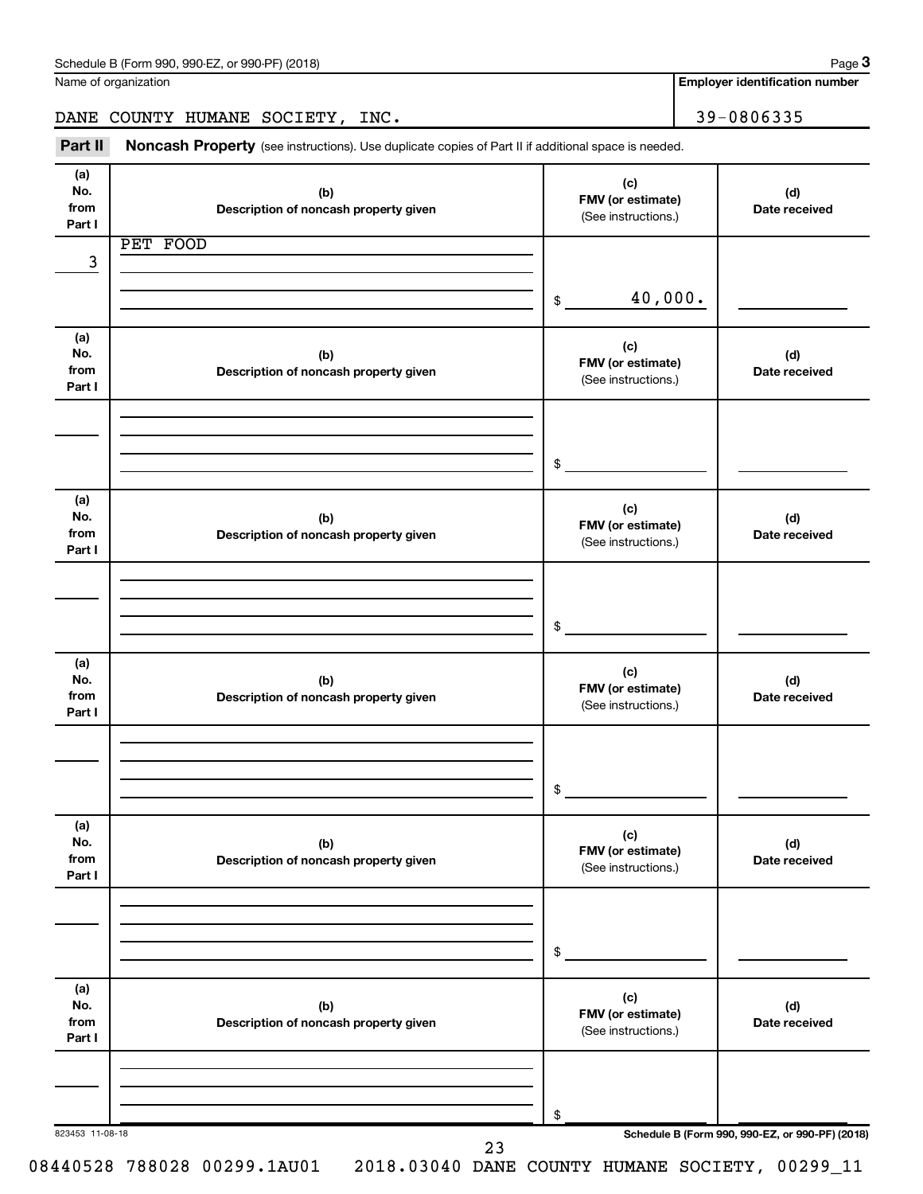Name of organization

DANE COUNTY HUMANE SOCIETY, INC.

**Employer identification number**

39-0806335

**Part II** **Noncash Property** (see instructions). Use duplicate copies of Part II if additional space is needed.

| (a) No. from Part I | (b) Description of noncash property given | (c) FMV (or estimate) (See instructions.) | (d) Date received |
|---|---|---|---|
| 3 | PET FOOD | $ 40,000. | |
| | | $ | |
| | | $ | |
| | | $ | |
| | | $ | |
| | | $ | |

823453 11-08-18

**Schedule B (Form 990, 990-EZ, or 990-PF) (2018)**

08440528 788028 00299.1AU01 2018.03040 DANE COUNTY HUMANE SOCIETY, 00299_11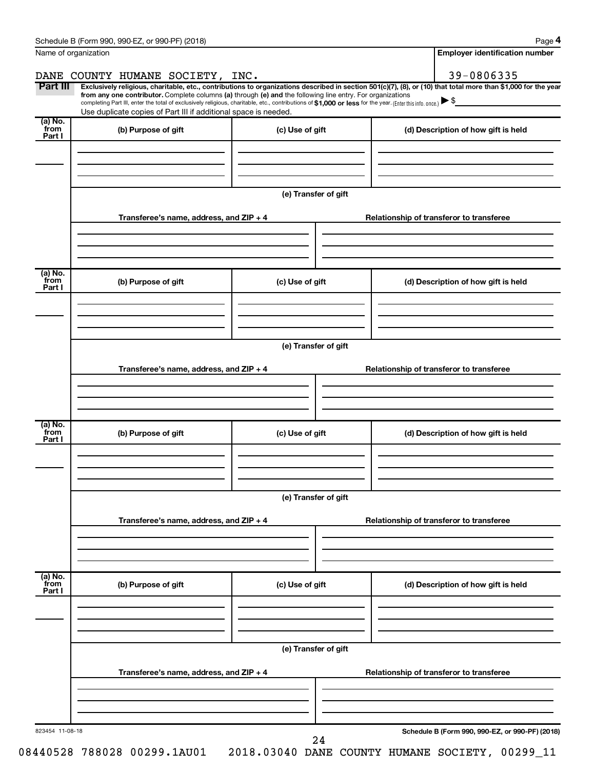Name of organization

DANE COUNTY HUMANE SOCIETY, INC.

Employer identification number

39-0806335

## Part III

**Exclusively religious, charitable, etc., contributions to organizations described in section 501(c)(7), (8), or (10) that total more than $1,000 for the year from any one contributor.** Complete columns **(a)** through **(e)** and the following line entry. For organizations completing Part III, enter the total of exclusively religious, charitable, etc., contributions of **$1,000 or less** for the year. (Enter this info. once.) ▶ $

Use duplicate copies of Part III if additional space is needed.

| (a) No. from Part I | (b) Purpose of gift | (c) Use of gift | (d) Description of how gift is held |
|---|---|---|---|
| | | | |

(e) Transfer of gift

| Transferee's name, address, and ZIP + 4 | Relationship of transferor to transferee |
|---|---|
| | |

| (a) No. from Part I | (b) Purpose of gift | (c) Use of gift | (d) Description of how gift is held |
|---|---|---|---|
| | | | |

(e) Transfer of gift

| Transferee's name, address, and ZIP + 4 | Relationship of transferor to transferee |
|---|---|
| | |

| (a) No. from Part I | (b) Purpose of gift | (c) Use of gift | (d) Description of how gift is held |
|---|---|---|---|
| | | | |

(e) Transfer of gift

| Transferee's name, address, and ZIP + 4 | Relationship of transferor to transferee |
|---|---|
| | |

| (a) No. from Part I | (b) Purpose of gift | (c) Use of gift | (d) Description of how gift is held |
|---|---|---|---|
| | | | |

(e) Transfer of gift

| Transferee's name, address, and ZIP + 4 | Relationship of transferor to transferee |
|---|---|
| | |

823454 11-08-18

**Schedule B (Form 990, 990-EZ, or 990-PF) (2018)**

08440528 788028 00299.1AU01 2018.03040 DANE COUNTY HUMANE SOCIETY, 00299_11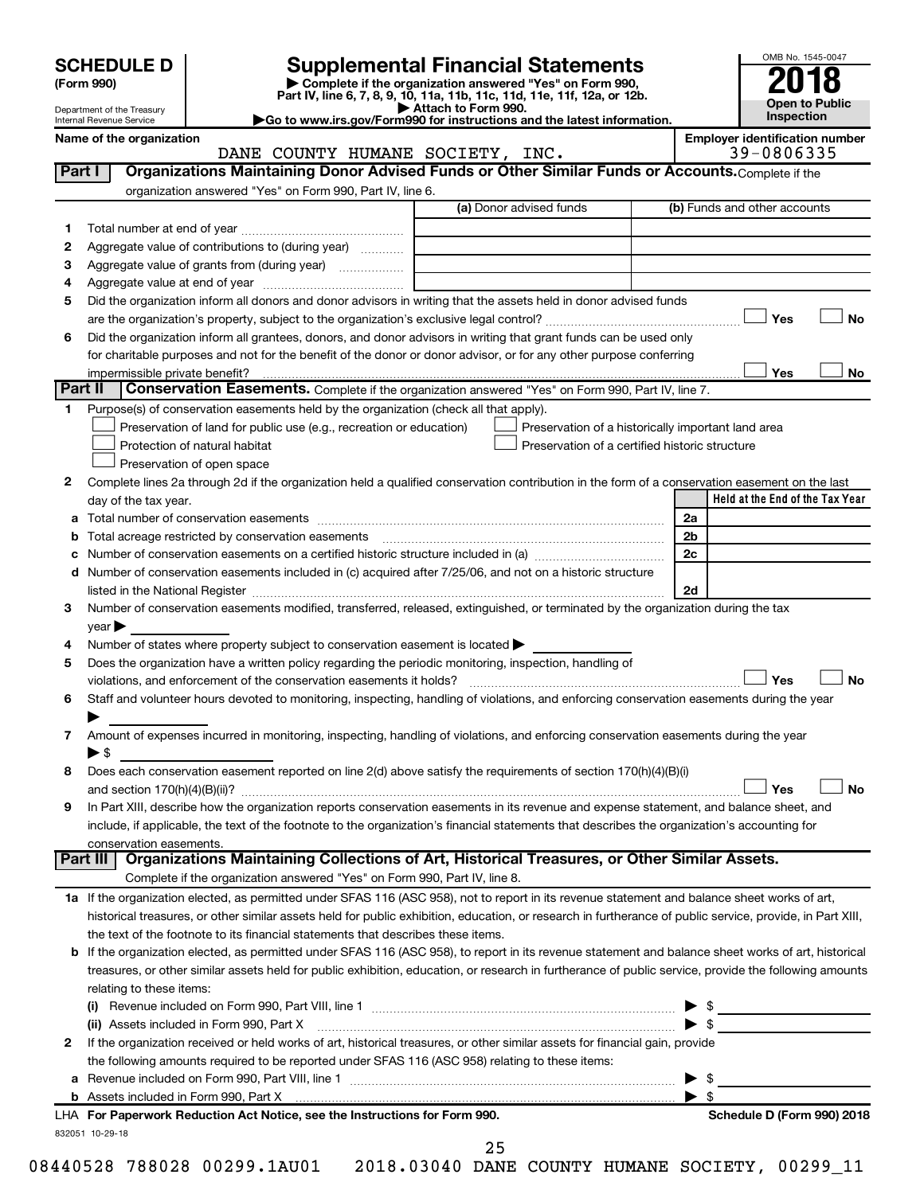# SCHEDULE D (Form 990)

Department of the Treasury
Internal Revenue Service

## Supplemental Financial Statements

▶ Complete if the organization answered "Yes" on Form 990, Part IV, line 6, 7, 8, 9, 10, 11a, 11b, 11c, 11d, 11e, 11f, 12a, or 12b.
▶ Attach to Form 990.
▶Go to www.irs.gov/Form990 for instructions and the latest information.

OMB No. 1545-0047

**2018**

**Open to Public Inspection**

**Name of the organization:** DANE COUNTY HUMANE SOCIETY, INC.

**Employer identification number:** 39-0806335

### Part I — Organizations Maintaining Donor Advised Funds or Other Similar Funds or Accounts.
Complete if the organization answered "Yes" on Form 990, Part IV, line 6.

| | | (a) Donor advised funds | (b) Funds and other accounts |
|---|---|---|---|
| 1 | Total number at end of year | | |
| 2 | Aggregate value of contributions to (during year) | | |
| 3 | Aggregate value of grants from (during year) | | |
| 4 | Aggregate value at end of year | | |

5 Did the organization inform all donors and donor advisors in writing that the assets held in donor advised funds are the organization's property, subject to the organization's exclusive legal control? ☐ Yes ☐ No

6 Did the organization inform all grantees, donors, and donor advisors in writing that grant funds can be used only for charitable purposes and not for the benefit of the donor or donor advisor, or for any other purpose conferring impermissible private benefit? ☐ Yes ☐ No

### Part II — Conservation Easements.
Complete if the organization answered "Yes" on Form 990, Part IV, line 7.

1 Purpose(s) of conservation easements held by the organization (check all that apply).

- ☐ Preservation of land for public use (e.g., recreation or education)
- ☐ Protection of natural habitat
- ☐ Preservation of open space
- ☐ Preservation of a historically important land area
- ☐ Preservation of a certified historic structure

2 Complete lines 2a through 2d if the organization held a qualified conservation contribution in the form of a conservation easement on the last day of the tax year.

| | | | Held at the End of the Tax Year |
|---|---|---|---|
| a | Total number of conservation easements | 2a | |
| b | Total acreage restricted by conservation easements | 2b | |
| c | Number of conservation easements on a certified historic structure included in (a) | 2c | |
| d | Number of conservation easements included in (c) acquired after 7/25/06, and not on a historic structure listed in the National Register | 2d | |

3 Number of conservation easements modified, transferred, released, extinguished, or terminated by the organization during the tax year ▶

4 Number of states where property subject to conservation easement is located ▶

5 Does the organization have a written policy regarding the periodic monitoring, inspection, handling of violations, and enforcement of the conservation easements it holds? ☐ Yes ☐ No

6 Staff and volunteer hours devoted to monitoring, inspecting, handling of violations, and enforcing conservation easements during the year ▶

7 Amount of expenses incurred in monitoring, inspecting, handling of violations, and enforcing conservation easements during the year ▶ $

8 Does each conservation easement reported on line 2(d) above satisfy the requirements of section 170(h)(4)(B)(i) and section 170(h)(4)(B)(ii)? ☐ Yes ☐ No

9 In Part XIII, describe how the organization reports conservation easements in its revenue and expense statement, and balance sheet, and include, if applicable, the text of the footnote to the organization's financial statements that describes the organization's accounting for conservation easements.

### Part III — Organizations Maintaining Collections of Art, Historical Treasures, or Other Similar Assets.
Complete if the organization answered "Yes" on Form 990, Part IV, line 8.

1a If the organization elected, as permitted under SFAS 116 (ASC 958), not to report in its revenue statement and balance sheet works of art, historical treasures, or other similar assets held for public exhibition, education, or research in furtherance of public service, provide, in Part XIII, the text of the footnote to its financial statements that describes these items.

b If the organization elected, as permitted under SFAS 116 (ASC 958), to report in its revenue statement and balance sheet works of art, historical treasures, or other similar assets held for public exhibition, education, or research in furtherance of public service, provide the following amounts relating to these items:

(i) Revenue included on Form 990, Part VIII, line 1 ▶ $

(ii) Assets included in Form 990, Part X ▶ $

2 If the organization received or held works of art, historical treasures, or other similar assets for financial gain, provide the following amounts required to be reported under SFAS 116 (ASC 958) relating to these items:

a Revenue included on Form 990, Part VIII, line 1 ▶ $

b Assets included in Form 990, Part X ▶ $

LHA For Paperwork Reduction Act Notice, see the Instructions for Form 990. Schedule D (Form 990) 2018

832051 10-29-18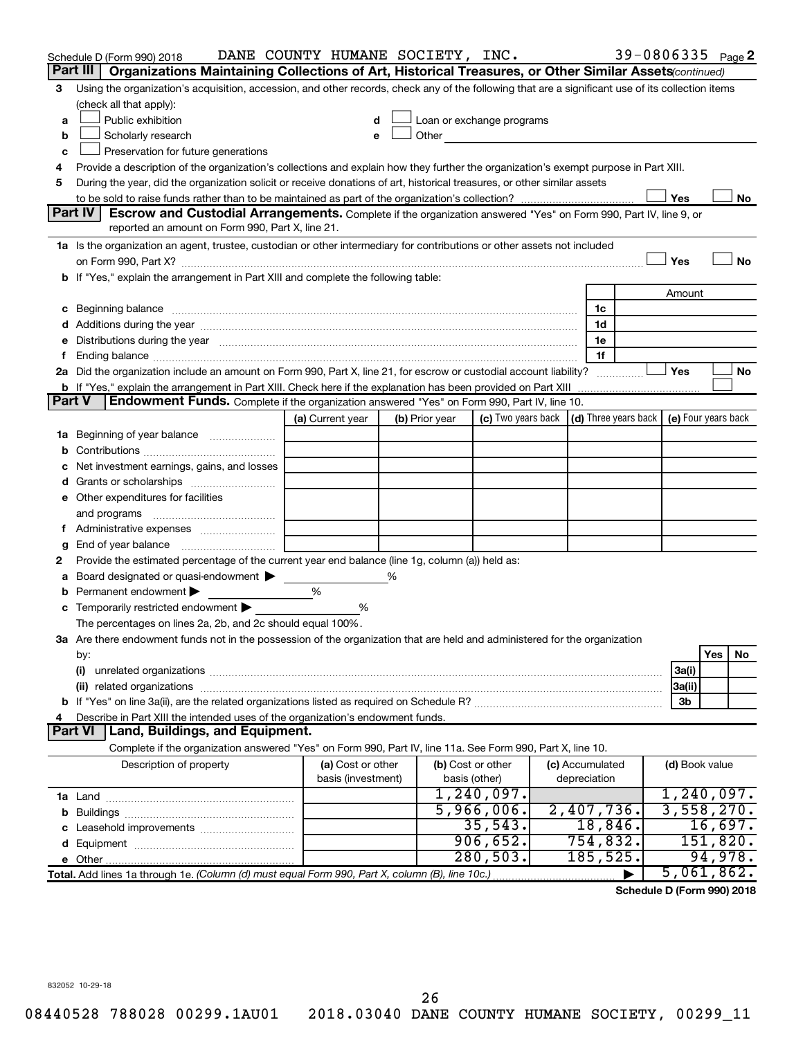Schedule D (Form 990) 2018 DANE COUNTY HUMANE SOCIETY, INC. 39-0806335 Page 2

## Part III Organizations Maintaining Collections of Art, Historical Treasures, or Other Similar Assets *(continued)*

3 Using the organization's acquisition, accession, and other records, check any of the following that are a significant use of its collection items (check all that apply):

- a ☐ Public exhibition
- b ☐ Scholarly research
- c ☐ Preservation for future generations
- d ☐ Loan or exchange programs
- e ☐ Other

4 Provide a description of the organization's collections and explain how they further the organization's exempt purpose in Part XIII.

5 During the year, did the organization solicit or receive donations of art, historical treasures, or other similar assets to be sold to raise funds rather than to be maintained as part of the organization's collection? ☐ Yes ☐ No

## Part IV Escrow and Custodial Arrangements.

Complete if the organization answered "Yes" on Form 990, Part IV, line 9, or reported an amount on Form 990, Part X, line 21.

1a Is the organization an agent, trustee, custodian or other intermediary for contributions or other assets not included on Form 990, Part X? ☐ Yes ☐ No

b If "Yes," explain the arrangement in Part XIII and complete the following table:

| | | Amount |
|---|---|---|
| c Beginning balance | 1c | |
| d Additions during the year | 1d | |
| e Distributions during the year | 1e | |
| f Ending balance | 1f | |

2a Did the organization include an amount on Form 990, Part X, line 21, for escrow or custodial account liability? ☐ Yes ☐ No

b If "Yes," explain the arrangement in Part XIII. Check here if the explanation has been provided on Part XIII ☐

## Part V Endowment Funds.

Complete if the organization answered "Yes" on Form 990, Part IV, line 10.

| | (a) Current year | (b) Prior year | (c) Two years back | (d) Three years back | (e) Four years back |
|---|---|---|---|---|---|
| 1a Beginning of year balance | | | | | |
| b Contributions | | | | | |
| c Net investment earnings, gains, and losses | | | | | |
| d Grants or scholarships | | | | | |
| e Other expenditures for facilities and programs | | | | | |
| f Administrative expenses | | | | | |
| g End of year balance | | | | | |

2 Provide the estimated percentage of the current year end balance (line 1g, column (a)) held as:

- a Board designated or quasi-endowment ▶ %
- b Permanent endowment ▶ %
- c Temporarily restricted endowment ▶ %

The percentages on lines 2a, 2b, and 2c should equal 100%.

3a Are there endowment funds not in the possession of the organization that are held and administered for the organization by:

| | | Yes | No |
|---|---|---|---|
| (i) unrelated organizations | 3a(i) | | |
| (ii) related organizations | 3a(ii) | | |
| b If "Yes" on line 3a(ii), are the related organizations listed as required on Schedule R? | 3b | | |

4 Describe in Part XIII the intended uses of the organization's endowment funds.

## Part VI Land, Buildings, and Equipment.

Complete if the organization answered "Yes" on Form 990, Part IV, line 11a. See Form 990, Part X, line 10.

| Description of property | (a) Cost or other basis (investment) | (b) Cost or other basis (other) | (c) Accumulated depreciation | (d) Book value |
|---|---|---|---|---|
| 1a Land | | 1,240,097. | | 1,240,097. |
| b Buildings | | 5,966,006. | 2,407,736. | 3,558,270. |
| c Leasehold improvements | | 35,543. | 18,846. | 16,697. |
| d Equipment | | 906,652. | 754,832. | 151,820. |
| e Other | | 280,503. | 185,525. | 94,978. |
| **Total.** Add lines 1a through 1e. *(Column (d) must equal Form 990, Part X, column (B), line 10c.)* | | | ▶ | 5,061,862. |

**Schedule D (Form 990) 2018**

832052 10-29-18

08440528 788028 00299.1AU01 2018.03040 DANE COUNTY HUMANE SOCIETY, 00299_11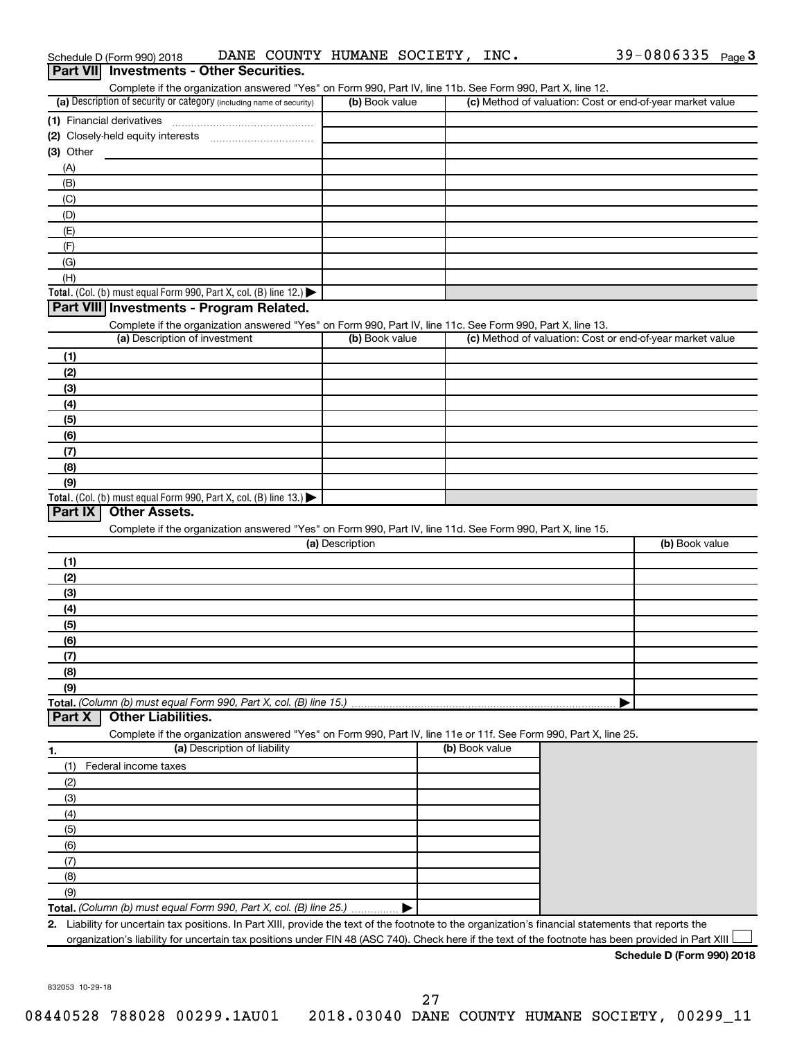Schedule D (Form 990) 2018 DANE COUNTY HUMANE SOCIETY, INC. 39-0806335 Page 3

## Part VII Investments - Other Securities.

Complete if the organization answered "Yes" on Form 990, Part IV, line 11b. See Form 990, Part X, line 12.

| (a) Description of security or category (including name of security) | (b) Book value | (c) Method of valuation: Cost or end-of-year market value |
|---|---|---|
| (1) Financial derivatives | | |
| (2) Closely-held equity interests | | |
| (3) Other | | |
| (A) | | |
| (B) | | |
| (C) | | |
| (D) | | |
| (E) | | |
| (F) | | |
| (G) | | |
| (H) | | |
| **Total.** (Col. (b) must equal Form 990, Part X, col. (B) line 12.) ▶ | | |

## Part VIII Investments - Program Related.

Complete if the organization answered "Yes" on Form 990, Part IV, line 11c. See Form 990, Part X, line 13.

| (a) Description of investment | (b) Book value | (c) Method of valuation: Cost or end-of-year market value |
|---|---|---|
| (1) | | |
| (2) | | |
| (3) | | |
| (4) | | |
| (5) | | |
| (6) | | |
| (7) | | |
| (8) | | |
| (9) | | |
| **Total.** (Col. (b) must equal Form 990, Part X, col. (B) line 13.) ▶ | | |

## Part IX Other Assets.

Complete if the organization answered "Yes" on Form 990, Part IV, line 11d. See Form 990, Part X, line 15.

| (a) Description | (b) Book value |
|---|---|
| (1) | |
| (2) | |
| (3) | |
| (4) | |
| (5) | |
| (6) | |
| (7) | |
| (8) | |
| (9) | |
| **Total.** *(Column (b) must equal Form 990, Part X, col. (B) line 15.)* ▶ | |

## Part X Other Liabilities.

Complete if the organization answered "Yes" on Form 990, Part IV, line 11e or 11f. See Form 990, Part X, line 25.

| 1. (a) Description of liability | (b) Book value |
|---|---|
| (1) Federal income taxes | |
| (2) | |
| (3) | |
| (4) | |
| (5) | |
| (6) | |
| (7) | |
| (8) | |
| (9) | |
| **Total.** *(Column (b) must equal Form 990, Part X, col. (B) line 25.)* ▶ | |

**2.** Liability for uncertain tax positions. In Part XIII, provide the text of the footnote to the organization's financial statements that reports the organization's liability for uncertain tax positions under FIN 48 (ASC 740). Check here if the text of the footnote has been provided in Part XIII ☐

**Schedule D (Form 990) 2018**

832053 10-29-18

08440528 788028 00299.1AU01 2018.03040 DANE COUNTY HUMANE SOCIETY, 00299_11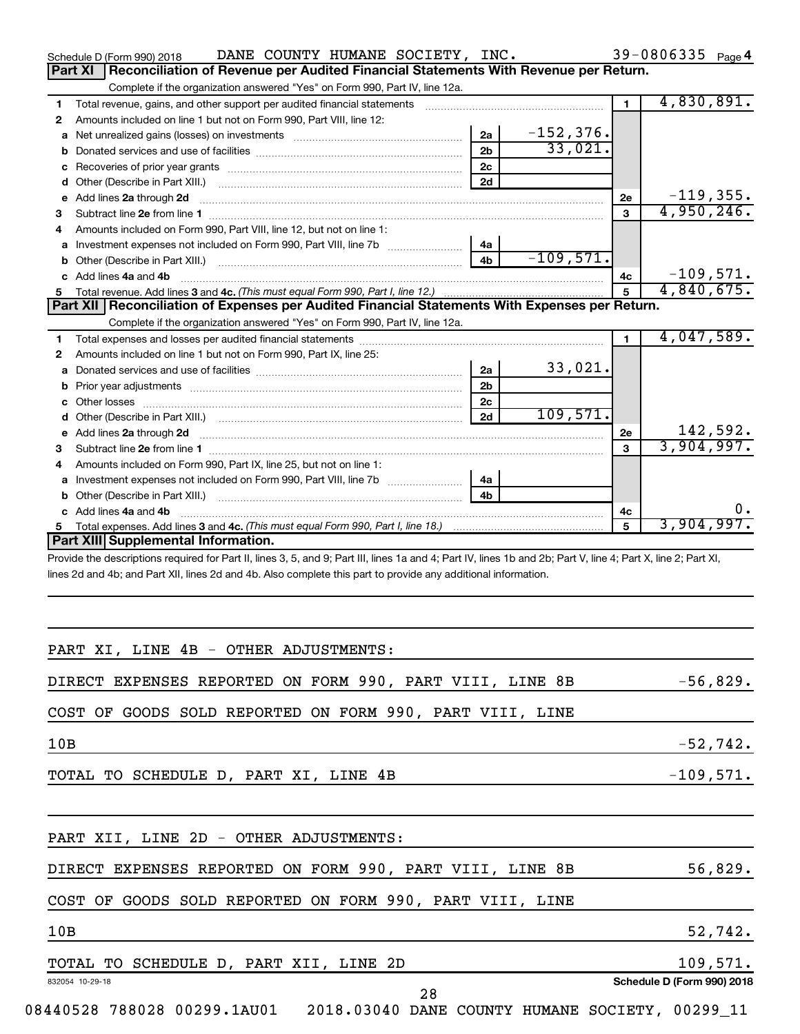Schedule D (Form 990) 2018 DANE COUNTY HUMANE SOCIETY, INC. 39-0806335 Page **4**

## Part XI Reconciliation of Revenue per Audited Financial Statements With Revenue per Return.

Complete if the organization answered "Yes" on Form 990, Part IV, line 12a.

| | | | | | |
|---|---|---|---|---|---|
| **1** | Total revenue, gains, and other support per audited financial statements | | | 1 | 4,830,891. |
| **2** | Amounts included on line 1 but not on Form 990, Part VIII, line 12: | | | | |
| **a** | Net unrealized gains (losses) on investments | 2a | -152,376. | | |
| **b** | Donated services and use of facilities | 2b | 33,021. | | |
| **c** | Recoveries of prior year grants | 2c | | | |
| **d** | Other (Describe in Part XIII.) | 2d | | | |
| **e** | Add lines **2a** through **2d** | | | 2e | -119,355. |
| **3** | Subtract line **2e** from line **1** | | | 3 | 4,950,246. |
| **4** | Amounts included on Form 990, Part VIII, line 12, but not on line 1: | | | | |
| **a** | Investment expenses not included on Form 990, Part VIII, line 7b | 4a | | | |
| **b** | Other (Describe in Part XIII.) | 4b | -109,571. | | |
| **c** | Add lines **4a** and **4b** | | | 4c | -109,571. |
| **5** | Total revenue. Add lines **3** and **4c.** *(This must equal Form 990, Part I, line 12.)* | | | 5 | 4,840,675. |

## Part XII Reconciliation of Expenses per Audited Financial Statements With Expenses per Return.

Complete if the organization answered "Yes" on Form 990, Part IV, line 12a.

| | | | | | |
|---|---|---|---|---|---|
| **1** | Total expenses and losses per audited financial statements | | | 1 | 4,047,589. |
| **2** | Amounts included on line 1 but not on Form 990, Part IX, line 25: | | | | |
| **a** | Donated services and use of facilities | 2a | 33,021. | | |
| **b** | Prior year adjustments | 2b | | | |
| **c** | Other losses | 2c | | | |
| **d** | Other (Describe in Part XIII.) | 2d | 109,571. | | |
| **e** | Add lines **2a** through **2d** | | | 2e | 142,592. |
| **3** | Subtract line **2e** from line **1** | | | 3 | 3,904,997. |
| **4** | Amounts included on Form 990, Part IX, line 25, but not on line 1: | | | | |
| **a** | Investment expenses not included on Form 990, Part VIII, line 7b | 4a | | | |
| **b** | Other (Describe in Part XIII.) | 4b | | | |
| **c** | Add lines **4a** and **4b** | | | 4c | 0. |
| **5** | Total expenses. Add lines **3** and **4c.** *(This must equal Form 990, Part I, line 18.)* | | | 5 | 3,904,997. |

## Part XIII Supplemental Information.

Provide the descriptions required for Part II, lines 3, 5, and 9; Part III, lines 1a and 4; Part IV, lines 1b and 2b; Part V, line 4; Part X, line 2; Part XI, lines 2d and 4b; and Part XII, lines 2d and 4b. Also complete this part to provide any additional information.

PART XI, LINE 4B - OTHER ADJUSTMENTS:

| | |
|---|---|
| DIRECT EXPENSES REPORTED ON FORM 990, PART VIII, LINE 8B | -56,829. |
| COST OF GOODS SOLD REPORTED ON FORM 990, PART VIII, LINE 10B | -52,742. |
| TOTAL TO SCHEDULE D, PART XI, LINE 4B | -109,571. |

PART XII, LINE 2D - OTHER ADJUSTMENTS:

| | |
|---|---|
| DIRECT EXPENSES REPORTED ON FORM 990, PART VIII, LINE 8B | 56,829. |
| COST OF GOODS SOLD REPORTED ON FORM 990, PART VIII, LINE 10B | 52,742. |
| TOTAL TO SCHEDULE D, PART XII, LINE 2D | 109,571. |

832054 10-29-18 **Schedule D (Form 990) 2018**

08440528 788028 00299.1AU01 2018.03040 DANE COUNTY HUMANE SOCIETY, 00299_11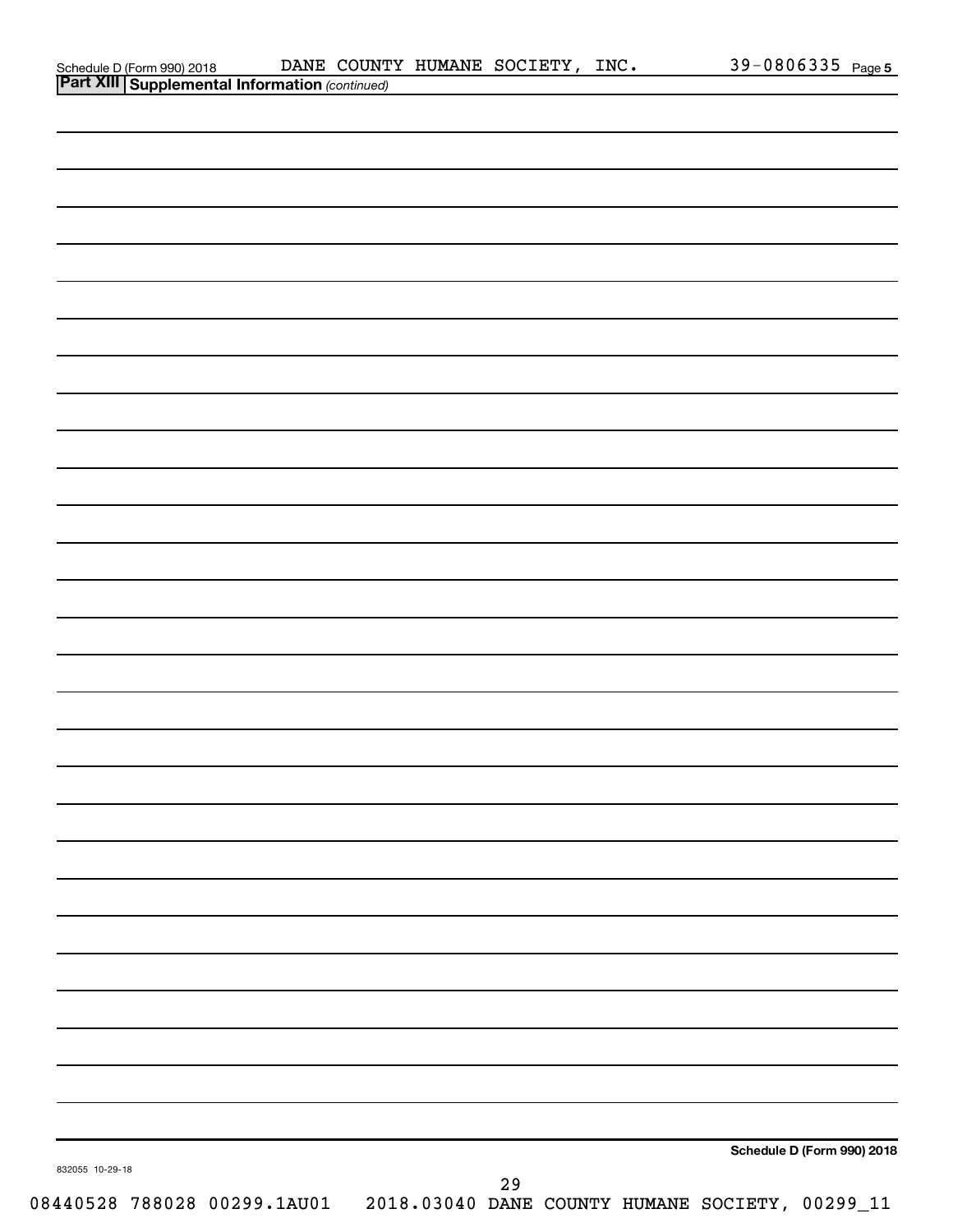Schedule D (Form 990) 2018 DANE COUNTY HUMANE SOCIETY, INC. 39-0806335 Page 5

**Part XIII Supplemental Information** *(continued)*

**Schedule D (Form 990) 2018**

832055 10-29-18

08440528 788028 00299.1AU01 2018.03040 DANE COUNTY HUMANE SOCIETY, 00299_11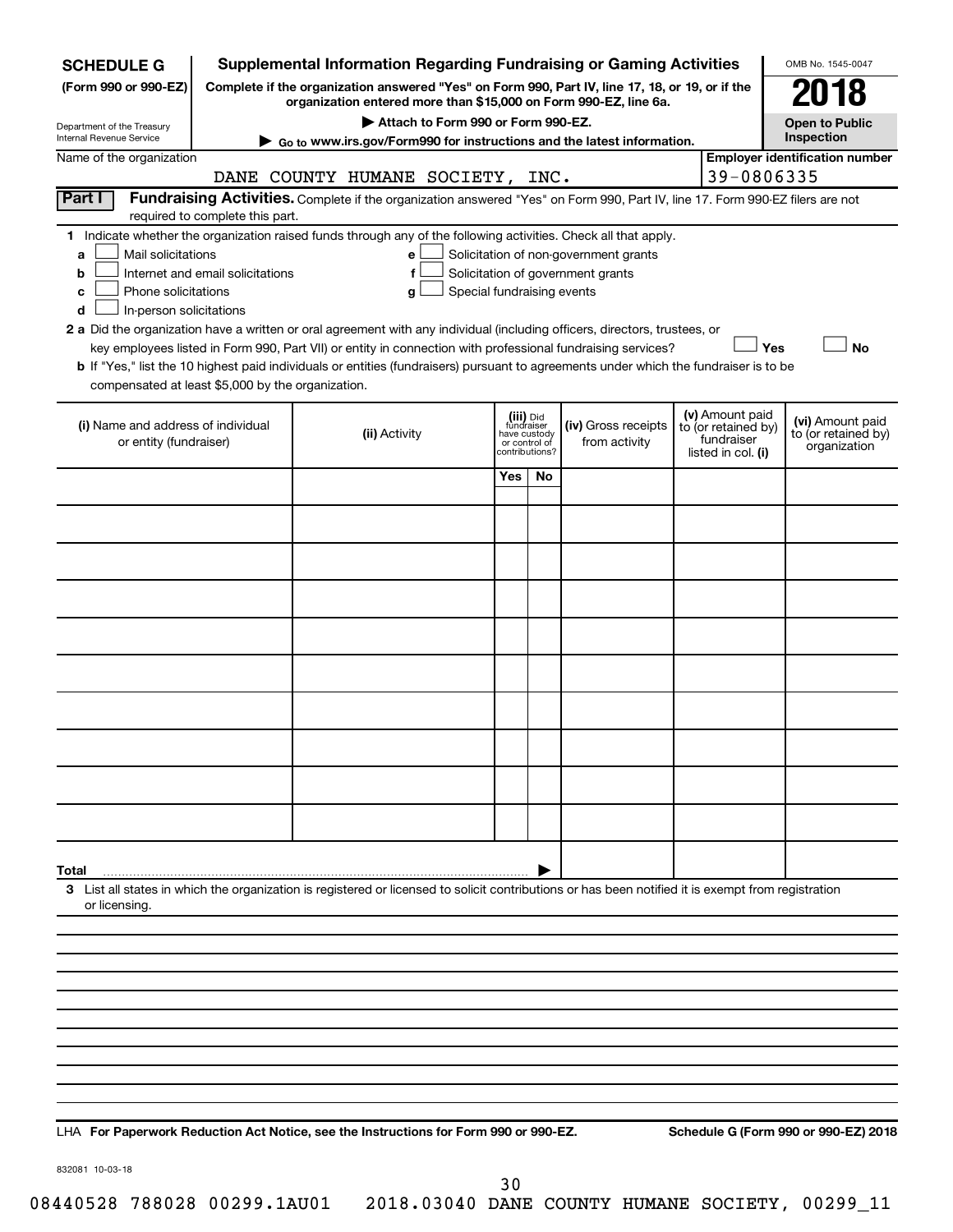**SCHEDULE G** (Form 990 or 990-EZ)

Department of the Treasury
Internal Revenue Service

# Supplemental Information Regarding Fundraising or Gaming Activities

**Complete if the organization answered "Yes" on Form 990, Part IV, line 17, 18, or 19, or if the organization entered more than $15,000 on Form 990-EZ, line 6a.**

**▶ Attach to Form 990 or Form 990-EZ.**

**▶ Go to www.irs.gov/Form990 for instructions and the latest information.**

OMB No. 1545-0047

**2018**

**Open to Public Inspection**

Name of the organization: DANE COUNTY HUMANE SOCIETY, INC.

**Employer identification number:** 39-0806335

**Part I** **Fundraising Activities.** Complete if the organization answered "Yes" on Form 990, Part IV, line 17. Form 990-EZ filers are not required to complete this part.

**1** Indicate whether the organization raised funds through any of the following activities. Check all that apply.

- **a** ☐ Mail solicitations
- **b** ☐ Internet and email solicitations
- **c** ☐ Phone solicitations
- **d** ☐ In-person solicitations
- **e** ☐ Solicitation of non-government grants
- **f** ☐ Solicitation of government grants
- **g** ☐ Special fundraising events

**2 a** Did the organization have a written or oral agreement with any individual (including officers, directors, trustees, or key employees listed in Form 990, Part VII) or entity in connection with professional fundraising services? ☐ Yes ☐ No

**b** If "Yes," list the 10 highest paid individuals or entities (fundraisers) pursuant to agreements under which the fundraiser is to be compensated at least $5,000 by the organization.

| (i) Name and address of individual or entity (fundraiser) | (ii) Activity | (iii) Did fundraiser have custody or control of contributions? | | (iv) Gross receipts from activity | (v) Amount paid to (or retained by) fundraiser listed in col. (i) | (vi) Amount paid to (or retained by) organization |
|---|---|---|---|---|---|---|
| | | Yes | No | | | |
| | | | | | | |
| | | | | | | |
| | | | | | | |
| | | | | | | |
| | | | | | | |
| | | | | | | |
| | | | | | | |
| | | | | | | |
| | | | | | | |
| | | | | | | |
| **Total** ▶ | | | | | | |

**3** List all states in which the organization is registered or licensed to solicit contributions or has been notified it is exempt from registration or licensing.

LHA **For Paperwork Reduction Act Notice, see the Instructions for Form 990 or 990-EZ.** **Schedule G (Form 990 or 990-EZ) 2018**

832081 10-03-18

08440528 788028 00299.1AU01 2018.03040 DANE COUNTY HUMANE SOCIETY, 00299_11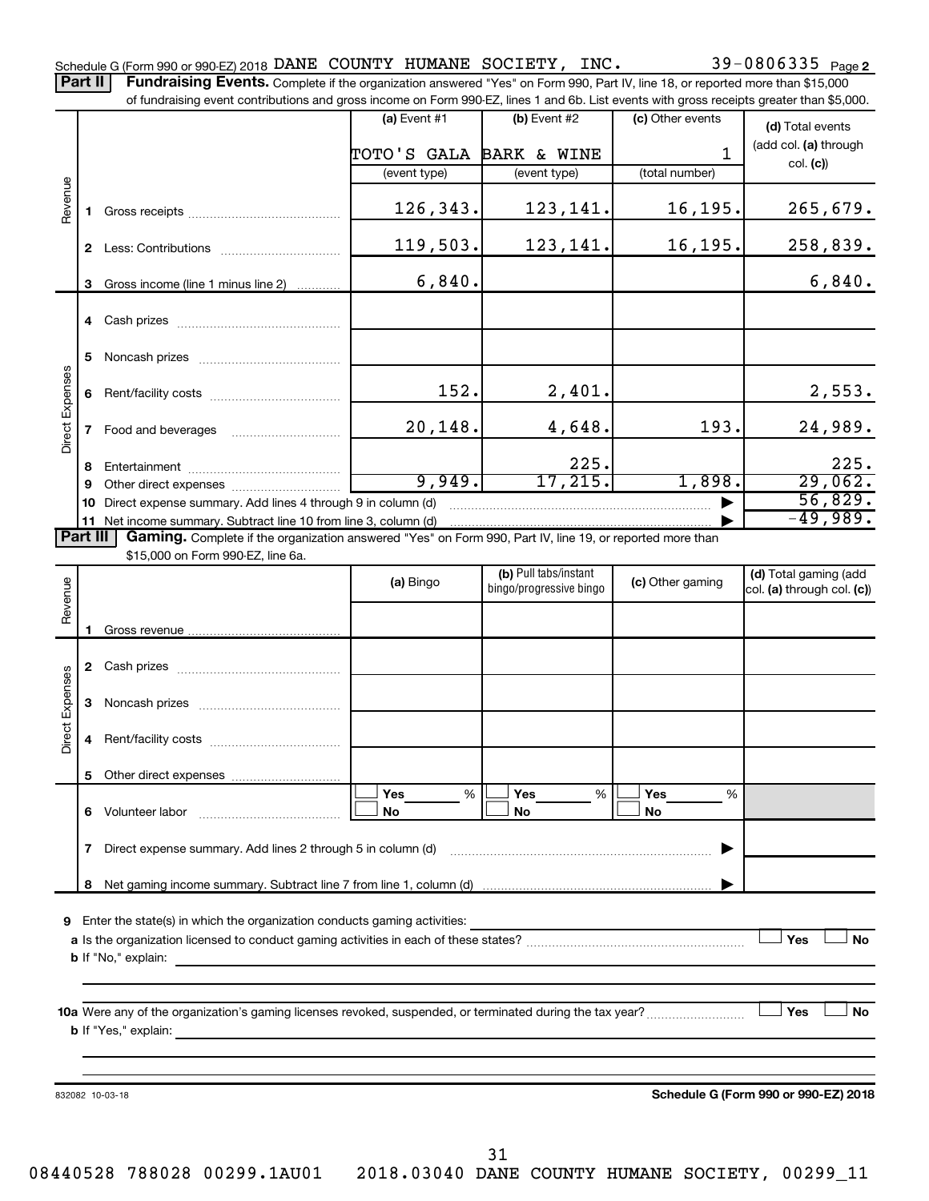Schedule G (Form 990 or 990-EZ) 2018 DANE COUNTY HUMANE SOCIETY, INC. 39-0806335 Page 2

**Part II** **Fundraising Events.** Complete if the organization answered "Yes" on Form 990, Part IV, line 18, or reported more than $15,000 of fundraising event contributions and gross income on Form 990-EZ, lines 1 and 6b. List events with gross receipts greater than $5,000.

| | | (a) Event #1 | (b) Event #2 | (c) Other events | (d) Total events (add col. (a) through col. (c)) |
|---|---|---|---|---|---|
| | | TOTO'S GALA | BARK & WINE | 1 | |
| | | (event type) | (event type) | (total number) | |
| Revenue | 1 Gross receipts | 126,343. | 123,141. | 16,195. | 265,679. |
| | 2 Less: Contributions | 119,503. | 123,141. | 16,195. | 258,839. |
| | 3 Gross income (line 1 minus line 2) | 6,840. | | | 6,840. |
| Direct Expenses | 4 Cash prizes | | | | |
| | 5 Noncash prizes | | | | |
| | 6 Rent/facility costs | 152. | 2,401. | | 2,553. |
| | 7 Food and beverages | 20,148. | 4,648. | 193. | 24,989. |
| | 8 Entertainment | | 225. | | 225. |
| | 9 Other direct expenses | 9,949. | 17,215. | 1,898. | 29,062. |
| | 10 Direct expense summary. Add lines 4 through 9 in column (d) | | | | 56,829. |
| | 11 Net income summary. Subtract line 10 from line 3, column (d) | | | | -49,989. |

**Part III** **Gaming.** Complete if the organization answered "Yes" on Form 990, Part IV, line 19, or reported more than $15,000 on Form 990-EZ, line 6a.

| | | (a) Bingo | (b) Pull tabs/instant bingo/progressive bingo | (c) Other gaming | (d) Total gaming (add col. (a) through col. (c)) |
|---|---|---|---|---|---|
| Revenue | 1 Gross revenue | | | | |
| Direct Expenses | 2 Cash prizes | | | | |
| | 3 Noncash prizes | | | | |
| | 4 Rent/facility costs | | | | |
| | 5 Other direct expenses | | | | |
| | 6 Volunteer labor | ☐ Yes ___ % ☐ No | ☐ Yes ___ % ☐ No | ☐ Yes ___ % ☐ No | |
| | 7 Direct expense summary. Add lines 2 through 5 in column (d) | | | | |
| | 8 Net gaming income summary. Subtract line 7 from line 1, column (d) | | | | |

9 Enter the state(s) in which the organization conducts gaming activities:

a Is the organization licensed to conduct gaming activities in each of these states? ☐ Yes ☐ No

b If "No," explain:

10a Were any of the organization's gaming licenses revoked, suspended, or terminated during the tax year? ☐ Yes ☐ No

b If "Yes," explain:

832082 10-03-18 **Schedule G (Form 990 or 990-EZ) 2018**

08440528 788028 00299.1AU01 2018.03040 DANE COUNTY HUMANE SOCIETY, 00299_11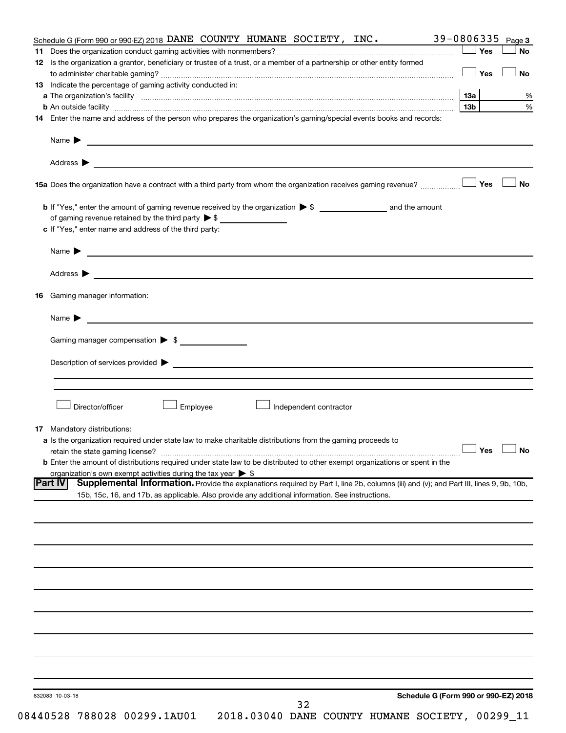Schedule G (Form 990 or 990-EZ) 2018 DANE COUNTY HUMANE SOCIETY, INC. 39-0806335 Page **3**

**11** Does the organization conduct gaming activities with nonmembers? ☐ Yes ☐ No

**12** Is the organization a grantor, beneficiary or trustee of a trust, or a member of a partnership or other entity formed to administer charitable gaming? ☐ Yes ☐ No

**13** Indicate the percentage of gaming activity conducted in:

**a** The organization's facility **13a** %

**b** An outside facility **13b** %

**14** Enter the name and address of the person who prepares the organization's gaming/special events books and records:

Name ▶

Address ▶

**15a** Does the organization have a contract with a third party from whom the organization receives gaming revenue? ☐ Yes ☐ No

**b** If "Yes," enter the amount of gaming revenue received by the organization ▶ $ ______ and the amount of gaming revenue retained by the third party ▶ $ ______

**c** If "Yes," enter name and address of the third party:

Name ▶

Address ▶

**16** Gaming manager information:

Name ▶

Gaming manager compensation ▶ $ ______

Description of services provided ▶

☐ Director/officer ☐ Employee ☐ Independent contractor

**17** Mandatory distributions:

**a** Is the organization required under state law to make charitable distributions from the gaming proceeds to retain the state gaming license? ☐ Yes ☐ No

**b** Enter the amount of distributions required under state law to be distributed to other exempt organizations or spent in the organization's own exempt activities during the tax year ▶ $

**Part IV** **Supplemental Information.** Provide the explanations required by Part I, line 2b, columns (iii) and (v); and Part III, lines 9, 9b, 10b, 15b, 15c, 16, and 17b, as applicable. Also provide any additional information. See instructions.

832083 10-03-18

**Schedule G (Form 990 or 990-EZ) 2018**

08440528 788028 00299.1AU01 2018.03040 DANE COUNTY HUMANE SOCIETY, 00299_11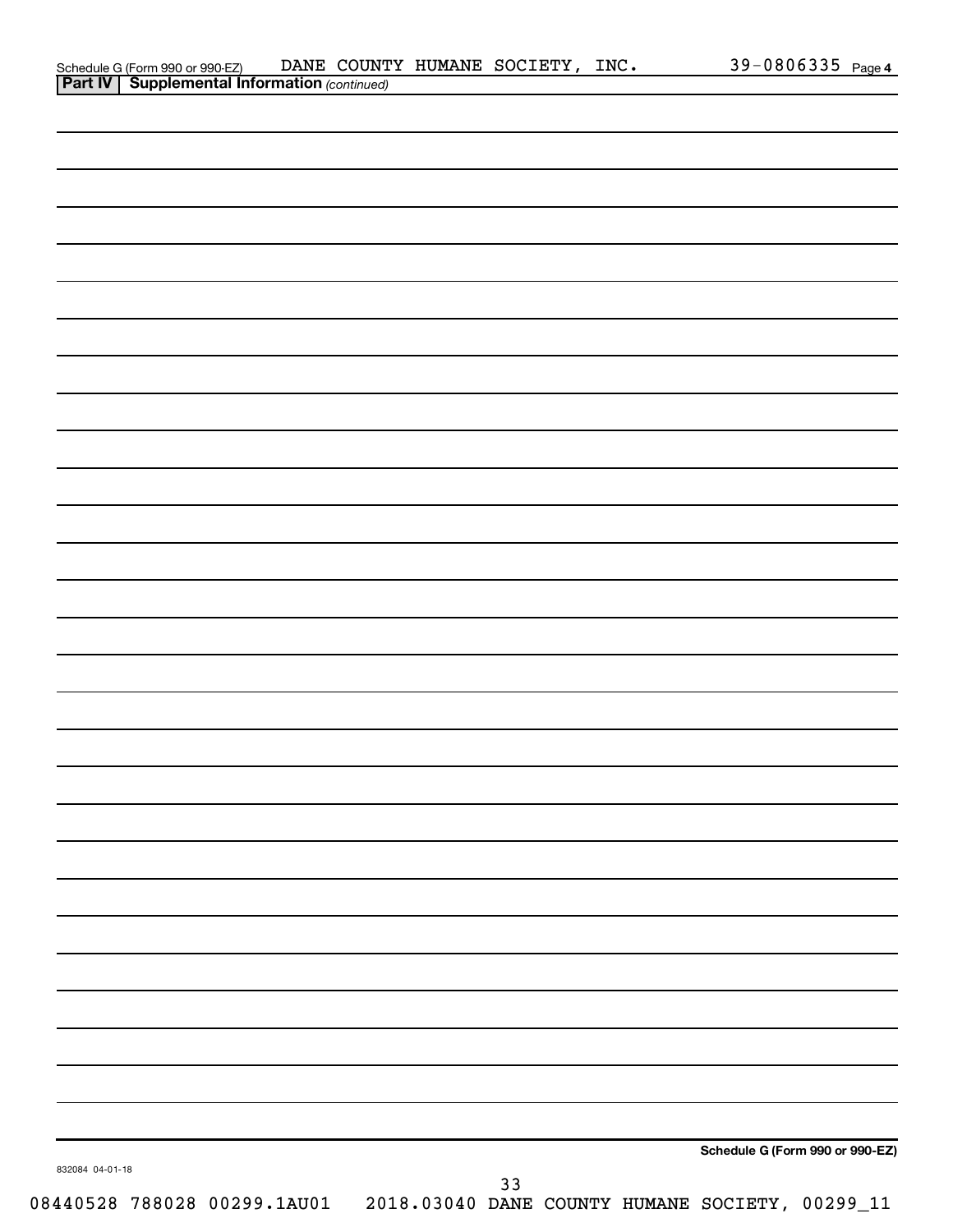Schedule G (Form 990 or 990-EZ) DANE COUNTY HUMANE SOCIETY, INC. 39-0806335 Page 4

**Part IV | Supplemental Information** *(continued)*

**Schedule G (Form 990 or 990-EZ)**

832084 04-01-18

08440528 788028 00299.1AU01 2018.03040 DANE COUNTY HUMANE SOCIETY, 00299_11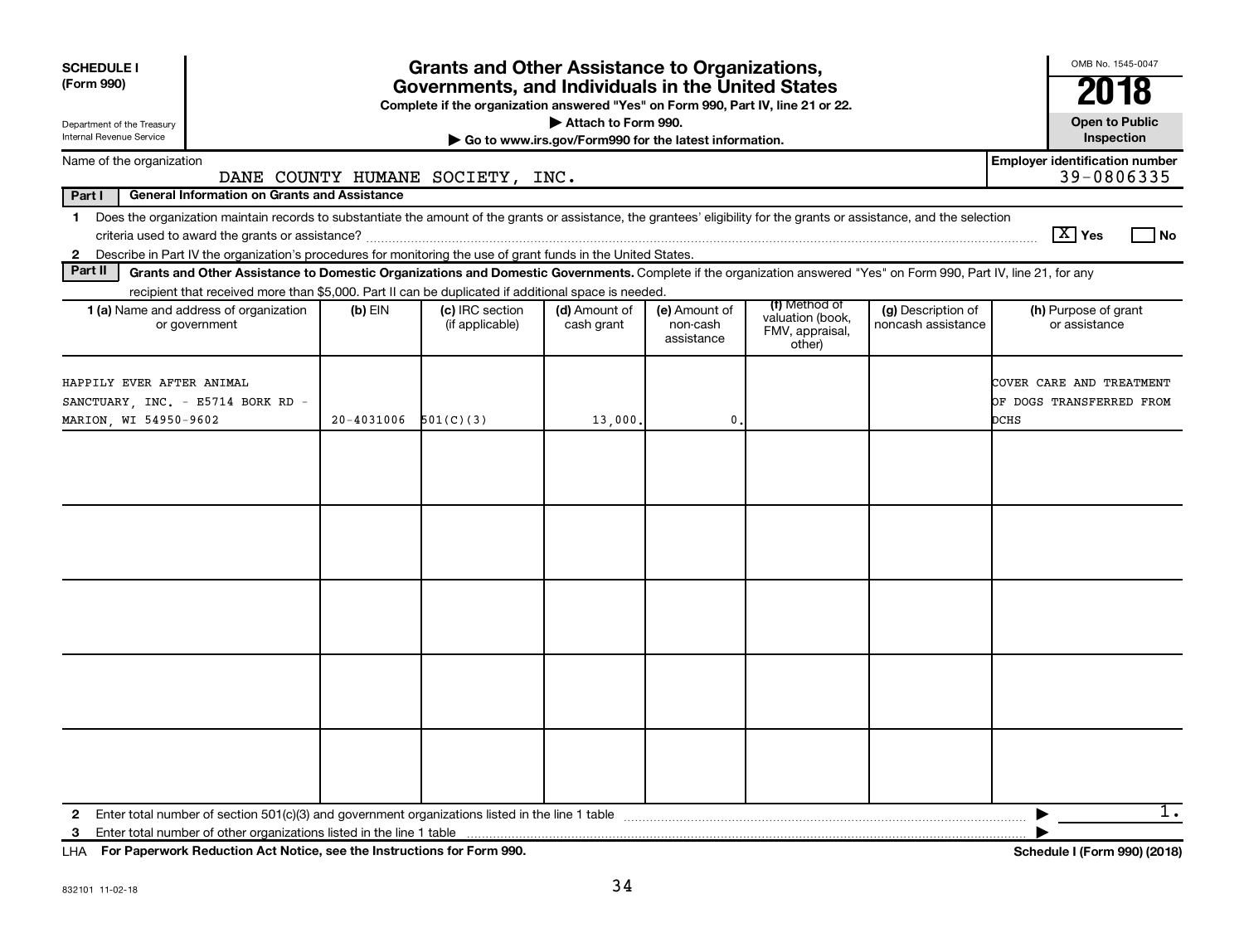**SCHEDULE I (Form 990)**

Department of the Treasury
Internal Revenue Service

# Grants and Other Assistance to Organizations, Governments, and Individuals in the United States

**Complete if the organization answered "Yes" on Form 990, Part IV, line 21 or 22.**

▶ Attach to Form 990.

▶ Go to www.irs.gov/Form990 for the latest information.

OMB No. 1545-0047

**2018**

**Open to Public Inspection**

Name of the organization: DANE COUNTY HUMANE SOCIETY, INC.

Employer identification number: 39-0806335

**Part I — General Information on Grants and Assistance**

1 Does the organization maintain records to substantiate the amount of the grants or assistance, the grantees' eligibility for the grants or assistance, and the selection criteria used to award the grants or assistance? [X] Yes [ ] No

2 Describe in Part IV the organization's procedures for monitoring the use of grant funds in the United States.

**Part II — Grants and Other Assistance to Domestic Organizations and Domestic Governments.** Complete if the organization answered "Yes" on Form 990, Part IV, line 21, for any recipient that received more than $5,000. Part II can be duplicated if additional space is needed.

| 1 (a) Name and address of organization or government | (b) EIN | (c) IRC section (if applicable) | (d) Amount of cash grant | (e) Amount of non-cash assistance | (f) Method of valuation (book, FMV, appraisal, other) | (g) Description of noncash assistance | (h) Purpose of grant or assistance |
|---|---|---|---|---|---|---|---|
| HAPPILY EVER AFTER ANIMAL SANCTUARY, INC. - E5714 BORK RD - MARION, WI 54950-9602 | 20-4031006 | 501(C)(3) | 13,000. | 0. | | | COVER CARE AND TREATMENT OF DOGS TRANSFERRED FROM DCHS |
| | | | | | | | |
| | | | | | | | |
| | | | | | | | |
| | | | | | | | |
| | | | | | | | |

2 Enter total number of section 501(c)(3) and government organizations listed in the line 1 table ▶ 1.

3 Enter total number of other organizations listed in the line 1 table ▶

LHA **For Paperwork Reduction Act Notice, see the Instructions for Form 990.** **Schedule I (Form 990) (2018)**

832101 11-02-18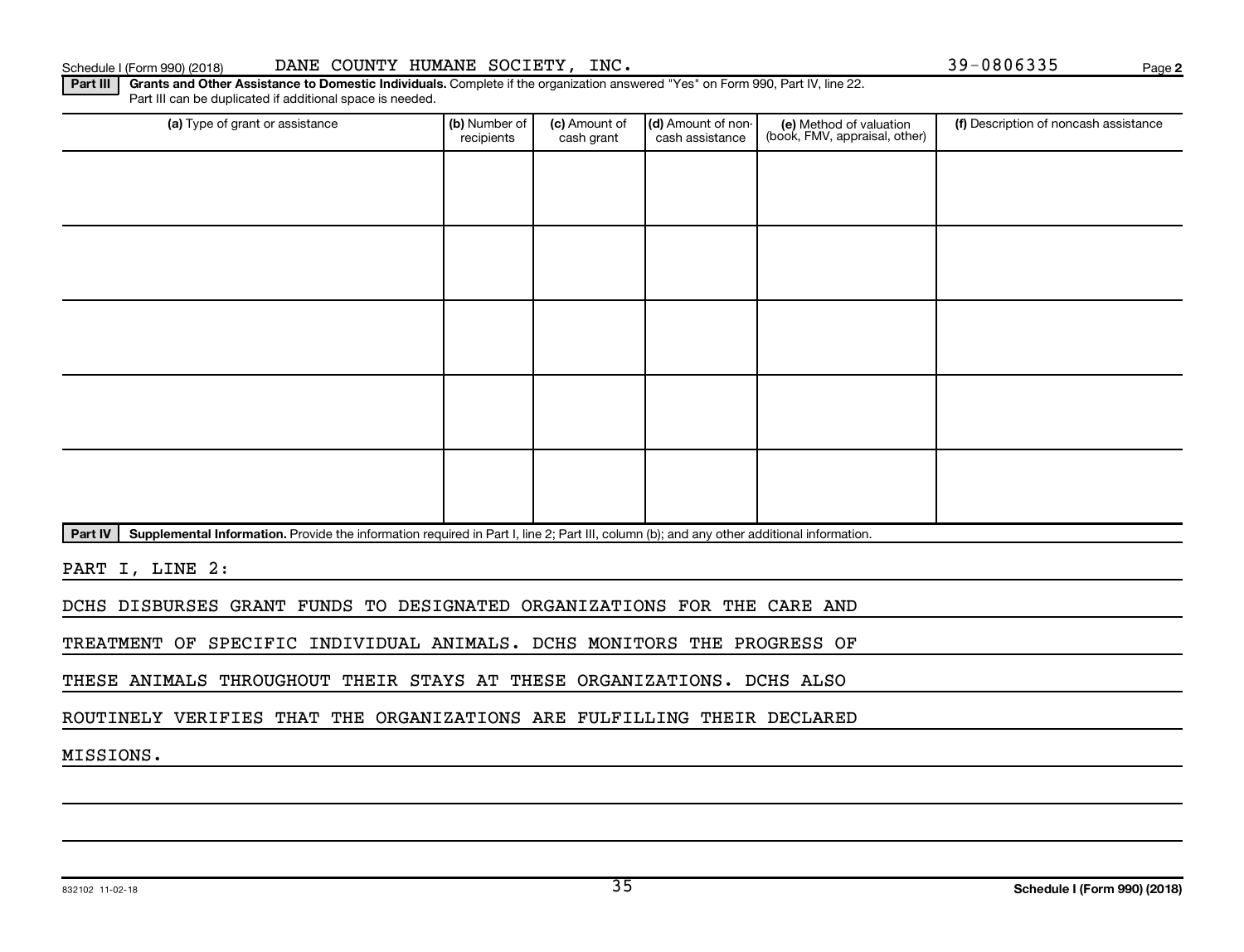Schedule I (Form 990) (2018) DANE COUNTY HUMANE SOCIETY, INC. 39-0806335 Page 2

**Part III Grants and Other Assistance to Domestic Individuals.** Complete if the organization answered "Yes" on Form 990, Part IV, line 22. Part III can be duplicated if additional space is needed.

| (a) Type of grant or assistance | (b) Number of recipients | (c) Amount of cash grant | (d) Amount of non-cash assistance | (e) Method of valuation (book, FMV, appraisal, other) | (f) Description of noncash assistance |
|---|---|---|---|---|---|
| | | | | | |
| | | | | | |
| | | | | | |
| | | | | | |
| | | | | | |

**Part IV Supplemental Information.** Provide the information required in Part I, line 2; Part III, column (b); and any other additional information.

PART I, LINE 2:

DCHS DISBURSES GRANT FUNDS TO DESIGNATED ORGANIZATIONS FOR THE CARE AND TREATMENT OF SPECIFIC INDIVIDUAL ANIMALS. DCHS MONITORS THE PROGRESS OF THESE ANIMALS THROUGHOUT THEIR STAYS AT THESE ORGANIZATIONS. DCHS ALSO ROUTINELY VERIFIES THAT THE ORGANIZATIONS ARE FULFILLING THEIR DECLARED MISSIONS.

832102 11-02-18 Schedule I (Form 990) (2018)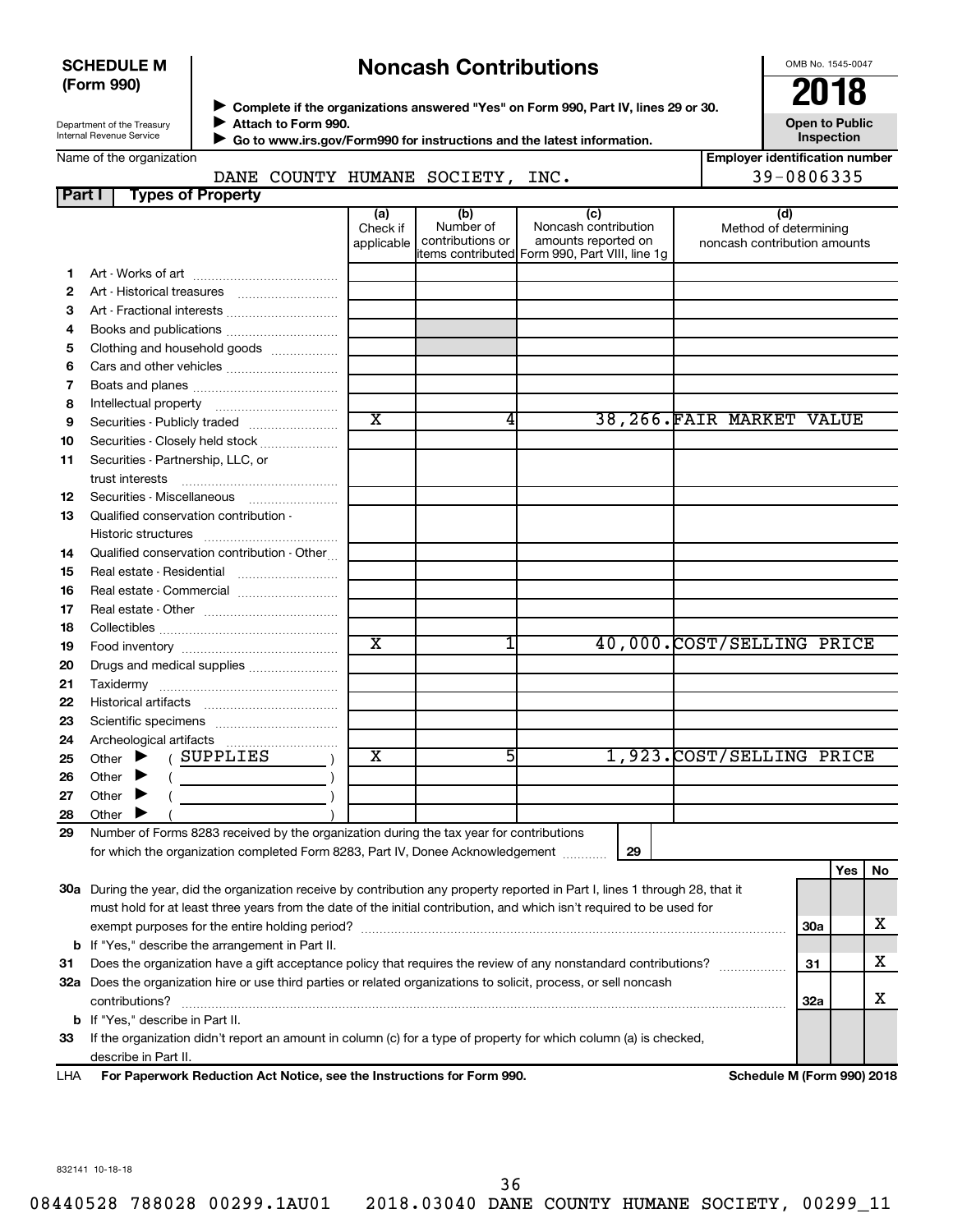**SCHEDULE M (Form 990)**

Department of the Treasury
Internal Revenue Service

# Noncash Contributions

▶ Complete if the organizations answered "Yes" on Form 990, Part IV, lines 29 or 30.
▶ Attach to Form 990.
▶ Go to www.irs.gov/Form990 for instructions and the latest information.

OMB No. 1545-0047

**2018**

**Open to Public Inspection**

Name of the organization: DANE COUNTY HUMANE SOCIETY, INC.

Employer identification number: 39-0806335

**Part I — Types of Property**

| | | (a) Check if applicable | (b) Number of contributions or items contributed | (c) Noncash contribution amounts reported on Form 990, Part VIII, line 1g | (d) Method of determining noncash contribution amounts |
|---|---|---|---|---|---|
| 1 | Art - Works of art | | | | |
| 2 | Art - Historical treasures | | | | |
| 3 | Art - Fractional interests | | | | |
| 4 | Books and publications | | | | |
| 5 | Clothing and household goods | | | | |
| 6 | Cars and other vehicles | | | | |
| 7 | Boats and planes | | | | |
| 8 | Intellectual property | | | | |
| 9 | Securities - Publicly traded | X | 4 | 38,266. | FAIR MARKET VALUE |
| 10 | Securities - Closely held stock | | | | |
| 11 | Securities - Partnership, LLC, or trust interests | | | | |
| 12 | Securities - Miscellaneous | | | | |
| 13 | Qualified conservation contribution - Historic structures | | | | |
| 14 | Qualified conservation contribution - Other | | | | |
| 15 | Real estate - Residential | | | | |
| 16 | Real estate - Commercial | | | | |
| 17 | Real estate - Other | | | | |
| 18 | Collectibles | | | | |
| 19 | Food inventory | X | 1 | 40,000. | COST/SELLING PRICE |
| 20 | Drugs and medical supplies | | | | |
| 21 | Taxidermy | | | | |
| 22 | Historical artifacts | | | | |
| 23 | Scientific specimens | | | | |
| 24 | Archeological artifacts | | | | |
| 25 | Other ▶ ( SUPPLIES ) | X | 5 | 1,923. | COST/SELLING PRICE |
| 26 | Other ▶ ( ) | | | | |
| 27 | Other ▶ ( ) | | | | |
| 28 | Other ▶ ( ) | | | | |

**29** Number of Forms 8283 received by the organization during the tax year for contributions for which the organization completed Form 8283, Part IV, Donee Acknowledgement ..... **29**

| | | | Yes | No |
|---|---|---|---|---|
| 30a | During the year, did the organization receive by contribution any property reported in Part I, lines 1 through 28, that it must hold for at least three years from the date of the initial contribution, and which isn't required to be used for exempt purposes for the entire holding period? | 30a | | X |
| b | If "Yes," describe the arrangement in Part II. | | | |
| 31 | Does the organization have a gift acceptance policy that requires the review of any nonstandard contributions? | 31 | | X |
| 32a | Does the organization hire or use third parties or related organizations to solicit, process, or sell noncash contributions? | 32a | | X |
| b | If "Yes," describe in Part II. | | | |
| 33 | If the organization didn't report an amount in column (c) for a type of property for which column (a) is checked, describe in Part II. | | | |

LHA **For Paperwork Reduction Act Notice, see the Instructions for Form 990.** **Schedule M (Form 990) 2018**

832141 10-18-18

08440528 788028 00299.1AU01 2018.03040 DANE COUNTY HUMANE SOCIETY, 00299_11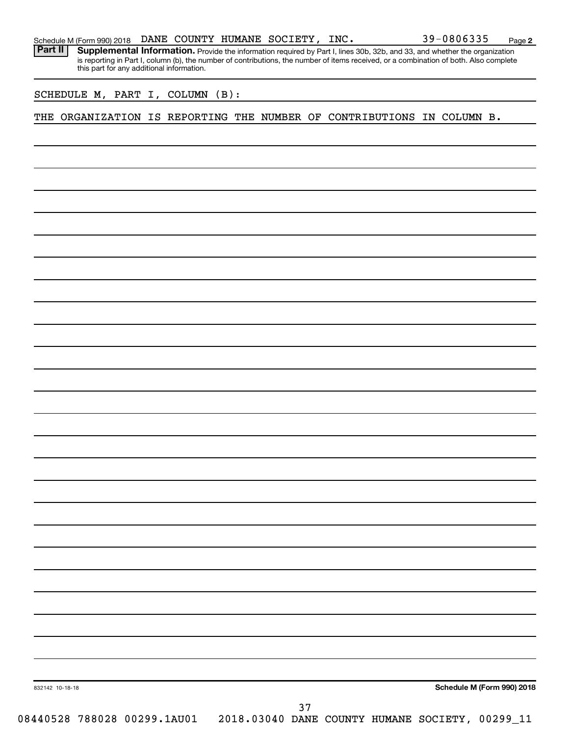Schedule M (Form 990) 2018 DANE COUNTY HUMANE SOCIETY, INC. 39-0806335 Page 2

**Part II Supplemental Information.** Provide the information required by Part I, lines 30b, 32b, and 33, and whether the organization is reporting in Part I, column (b), the number of contributions, the number of items received, or a combination of both. Also complete this part for any additional information.

SCHEDULE M, PART I, COLUMN (B):

THE ORGANIZATION IS REPORTING THE NUMBER OF CONTRIBUTIONS IN COLUMN B.

832142 10-18-18

**Schedule M (Form 990) 2018**

08440528 788028 00299.1AU01 2018.03040 DANE COUNTY HUMANE SOCIETY, 00299_11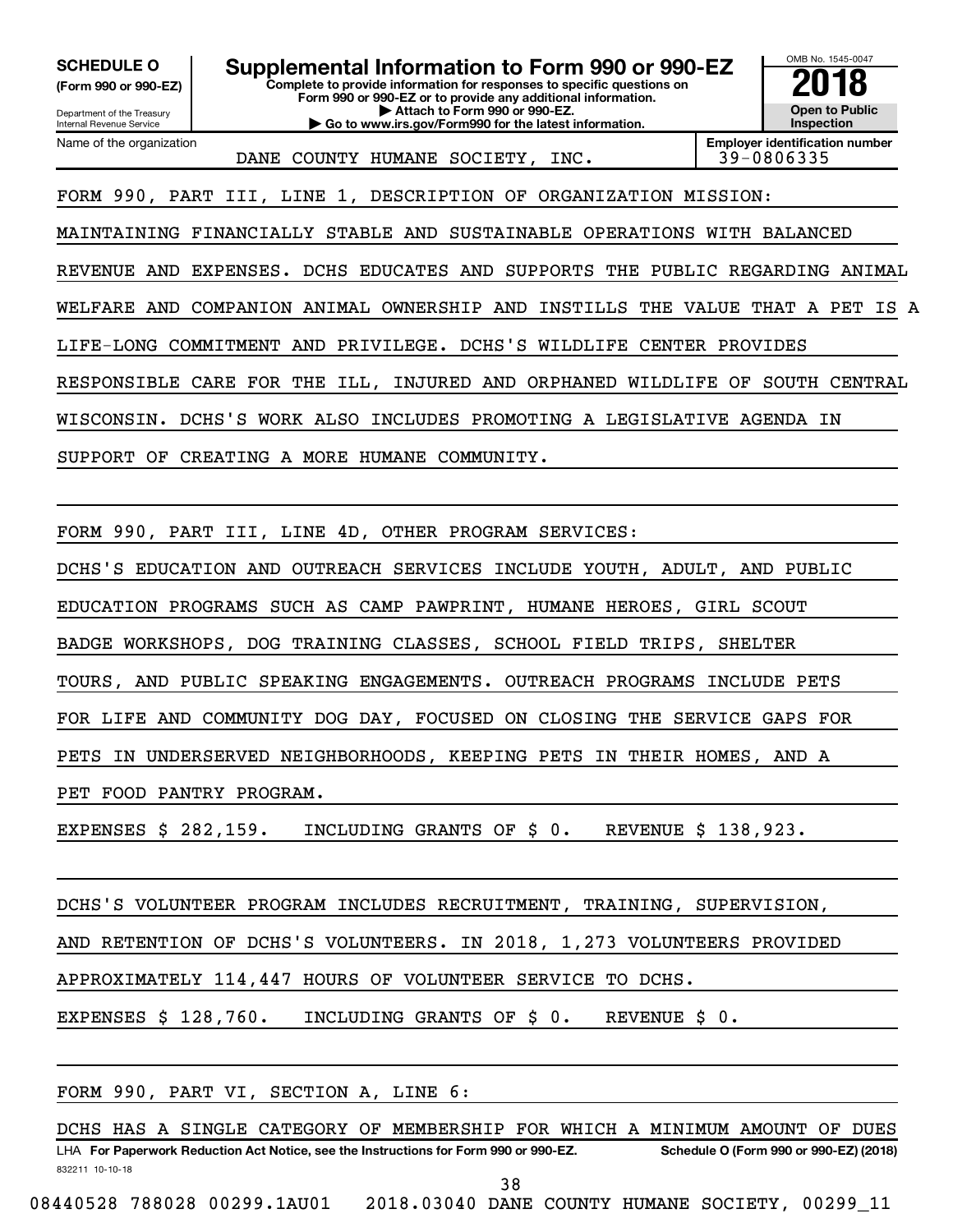**SCHEDULE O**
**(Form 990 or 990-EZ)**

Department of the Treasury
Internal Revenue Service

# Supplemental Information to Form 990 or 990-EZ

**Complete to provide information for responses to specific questions on Form 990 or 990-EZ or to provide any additional information.**
**▶ Attach to Form 990 or 990-EZ.**
**▶ Go to www.irs.gov/Form990 for the latest information.**

OMB No. 1545-0047
**2018**
**Open to Public Inspection**

Name of the organization: DANE COUNTY HUMANE SOCIETY, INC.
**Employer identification number** 39-0806335

FORM 990, PART III, LINE 1, DESCRIPTION OF ORGANIZATION MISSION:

MAINTAINING FINANCIALLY STABLE AND SUSTAINABLE OPERATIONS WITH BALANCED REVENUE AND EXPENSES. DCHS EDUCATES AND SUPPORTS THE PUBLIC REGARDING ANIMAL WELFARE AND COMPANION ANIMAL OWNERSHIP AND INSTILLS THE VALUE THAT A PET IS A LIFE-LONG COMMITMENT AND PRIVILEGE. DCHS'S WILDLIFE CENTER PROVIDES RESPONSIBLE CARE FOR THE ILL, INJURED AND ORPHANED WILDLIFE OF SOUTH CENTRAL WISCONSIN. DCHS'S WORK ALSO INCLUDES PROMOTING A LEGISLATIVE AGENDA IN SUPPORT OF CREATING A MORE HUMANE COMMUNITY.

FORM 990, PART III, LINE 4D, OTHER PROGRAM SERVICES:

DCHS'S EDUCATION AND OUTREACH SERVICES INCLUDE YOUTH, ADULT, AND PUBLIC EDUCATION PROGRAMS SUCH AS CAMP PAWPRINT, HUMANE HEROES, GIRL SCOUT BADGE WORKSHOPS, DOG TRAINING CLASSES, SCHOOL FIELD TRIPS, SHELTER TOURS, AND PUBLIC SPEAKING ENGAGEMENTS. OUTREACH PROGRAMS INCLUDE PETS FOR LIFE AND COMMUNITY DOG DAY, FOCUSED ON CLOSING THE SERVICE GAPS FOR PETS IN UNDERSERVED NEIGHBORHOODS, KEEPING PETS IN THEIR HOMES, AND A PET FOOD PANTRY PROGRAM.

EXPENSES $ 282,159. INCLUDING GRANTS OF $ 0. REVENUE $ 138,923.

DCHS'S VOLUNTEER PROGRAM INCLUDES RECRUITMENT, TRAINING, SUPERVISION, AND RETENTION OF DCHS'S VOLUNTEERS. IN 2018, 1,273 VOLUNTEERS PROVIDED APPROXIMATELY 114,447 HOURS OF VOLUNTEER SERVICE TO DCHS.

EXPENSES $ 128,760. INCLUDING GRANTS OF $ 0. REVENUE $ 0.

FORM 990, PART VI, SECTION A, LINE 6:

DCHS HAS A SINGLE CATEGORY OF MEMBERSHIP FOR WHICH A MINIMUM AMOUNT OF DUES

LHA **For Paperwork Reduction Act Notice, see the Instructions for Form 990 or 990-EZ.** **Schedule O (Form 990 or 990-EZ) (2018)**
832211 10-10-18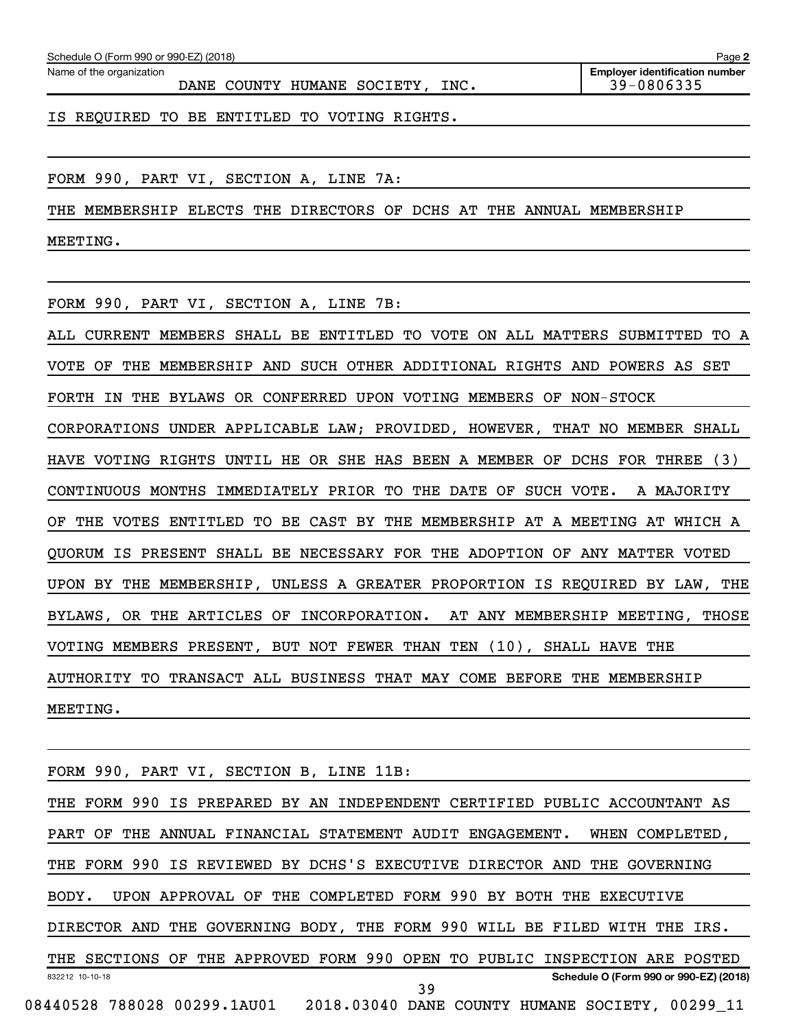Name of the organization: DANE COUNTY HUMANE SOCIETY, INC.

Employer identification number: 39-0806335

IS REQUIRED TO BE ENTITLED TO VOTING RIGHTS.

FORM 990, PART VI, SECTION A, LINE 7A:

THE MEMBERSHIP ELECTS THE DIRECTORS OF DCHS AT THE ANNUAL MEMBERSHIP MEETING.

FORM 990, PART VI, SECTION A, LINE 7B:

ALL CURRENT MEMBERS SHALL BE ENTITLED TO VOTE ON ALL MATTERS SUBMITTED TO A VOTE OF THE MEMBERSHIP AND SUCH OTHER ADDITIONAL RIGHTS AND POWERS AS SET FORTH IN THE BYLAWS OR CONFERRED UPON VOTING MEMBERS OF NON-STOCK CORPORATIONS UNDER APPLICABLE LAW; PROVIDED, HOWEVER, THAT NO MEMBER SHALL HAVE VOTING RIGHTS UNTIL HE OR SHE HAS BEEN A MEMBER OF DCHS FOR THREE (3) CONTINUOUS MONTHS IMMEDIATELY PRIOR TO THE DATE OF SUCH VOTE. A MAJORITY OF THE VOTES ENTITLED TO BE CAST BY THE MEMBERSHIP AT A MEETING AT WHICH A QUORUM IS PRESENT SHALL BE NECESSARY FOR THE ADOPTION OF ANY MATTER VOTED UPON BY THE MEMBERSHIP, UNLESS A GREATER PROPORTION IS REQUIRED BY LAW, THE BYLAWS, OR THE ARTICLES OF INCORPORATION. AT ANY MEMBERSHIP MEETING, THOSE VOTING MEMBERS PRESENT, BUT NOT FEWER THAN TEN (10), SHALL HAVE THE AUTHORITY TO TRANSACT ALL BUSINESS THAT MAY COME BEFORE THE MEMBERSHIP MEETING.

FORM 990, PART VI, SECTION B, LINE 11B:

THE FORM 990 IS PREPARED BY AN INDEPENDENT CERTIFIED PUBLIC ACCOUNTANT AS PART OF THE ANNUAL FINANCIAL STATEMENT AUDIT ENGAGEMENT. WHEN COMPLETED, THE FORM 990 IS REVIEWED BY DCHS'S EXECUTIVE DIRECTOR AND THE GOVERNING BODY. UPON APPROVAL OF THE COMPLETED FORM 990 BY BOTH THE EXECUTIVE DIRECTOR AND THE GOVERNING BODY, THE FORM 990 WILL BE FILED WITH THE IRS. THE SECTIONS OF THE APPROVED FORM 990 OPEN TO PUBLIC INSPECTION ARE POSTED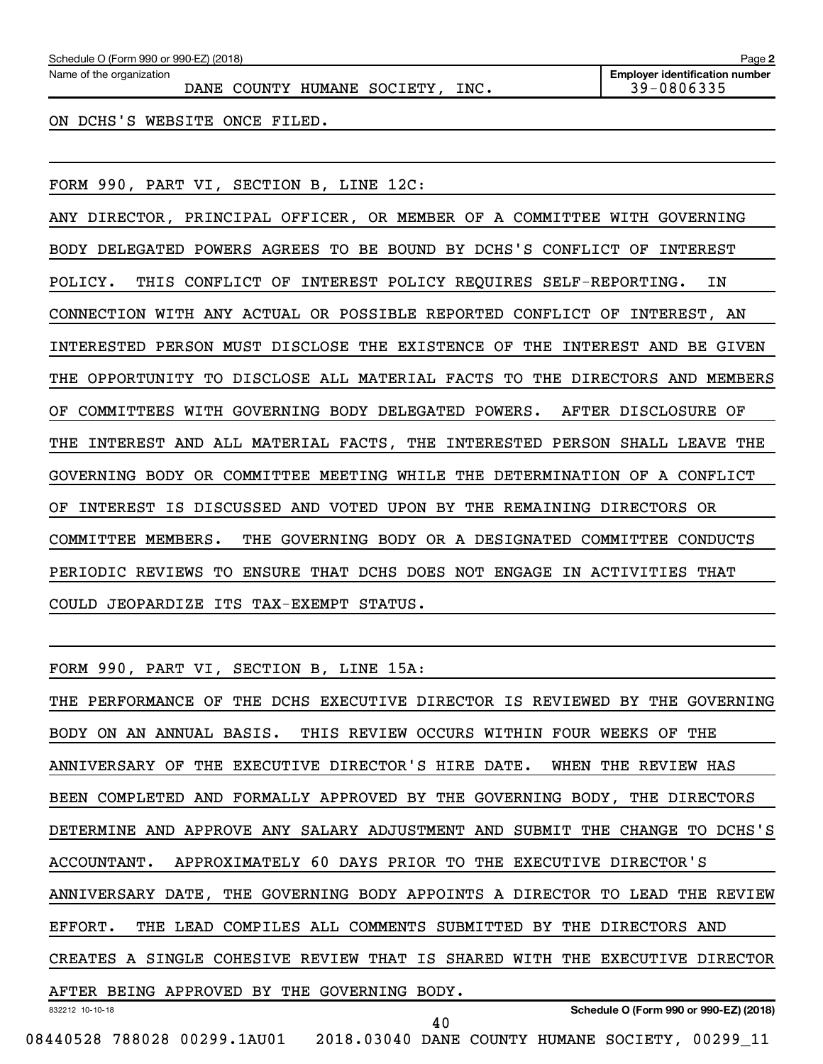Schedule O (Form 990 or 990-EZ) (2018)

Name of the organization: DANE COUNTY HUMANE SOCIETY, INC.

Employer identification number: 39-0806335

ON DCHS'S WEBSITE ONCE FILED.

FORM 990, PART VI, SECTION B, LINE 12C:

ANY DIRECTOR, PRINCIPAL OFFICER, OR MEMBER OF A COMMITTEE WITH GOVERNING BODY DELEGATED POWERS AGREES TO BE BOUND BY DCHS'S CONFLICT OF INTEREST POLICY. THIS CONFLICT OF INTEREST POLICY REQUIRES SELF-REPORTING. IN CONNECTION WITH ANY ACTUAL OR POSSIBLE REPORTED CONFLICT OF INTEREST, AN INTERESTED PERSON MUST DISCLOSE THE EXISTENCE OF THE INTEREST AND BE GIVEN THE OPPORTUNITY TO DISCLOSE ALL MATERIAL FACTS TO THE DIRECTORS AND MEMBERS OF COMMITTEES WITH GOVERNING BODY DELEGATED POWERS. AFTER DISCLOSURE OF THE INTEREST AND ALL MATERIAL FACTS, THE INTERESTED PERSON SHALL LEAVE THE GOVERNING BODY OR COMMITTEE MEETING WHILE THE DETERMINATION OF A CONFLICT OF INTEREST IS DISCUSSED AND VOTED UPON BY THE REMAINING DIRECTORS OR COMMITTEE MEMBERS. THE GOVERNING BODY OR A DESIGNATED COMMITTEE CONDUCTS PERIODIC REVIEWS TO ENSURE THAT DCHS DOES NOT ENGAGE IN ACTIVITIES THAT COULD JEOPARDIZE ITS TAX-EXEMPT STATUS.

FORM 990, PART VI, SECTION B, LINE 15A:

THE PERFORMANCE OF THE DCHS EXECUTIVE DIRECTOR IS REVIEWED BY THE GOVERNING BODY ON AN ANNUAL BASIS. THIS REVIEW OCCURS WITHIN FOUR WEEKS OF THE ANNIVERSARY OF THE EXECUTIVE DIRECTOR'S HIRE DATE. WHEN THE REVIEW HAS BEEN COMPLETED AND FORMALLY APPROVED BY THE GOVERNING BODY, THE DIRECTORS DETERMINE AND APPROVE ANY SALARY ADJUSTMENT AND SUBMIT THE CHANGE TO DCHS'S ACCOUNTANT. APPROXIMATELY 60 DAYS PRIOR TO THE EXECUTIVE DIRECTOR'S ANNIVERSARY DATE, THE GOVERNING BODY APPOINTS A DIRECTOR TO LEAD THE REVIEW EFFORT. THE LEAD COMPILES ALL COMMENTS SUBMITTED BY THE DIRECTORS AND CREATES A SINGLE COHESIVE REVIEW THAT IS SHARED WITH THE EXECUTIVE DIRECTOR AFTER BEING APPROVED BY THE GOVERNING BODY.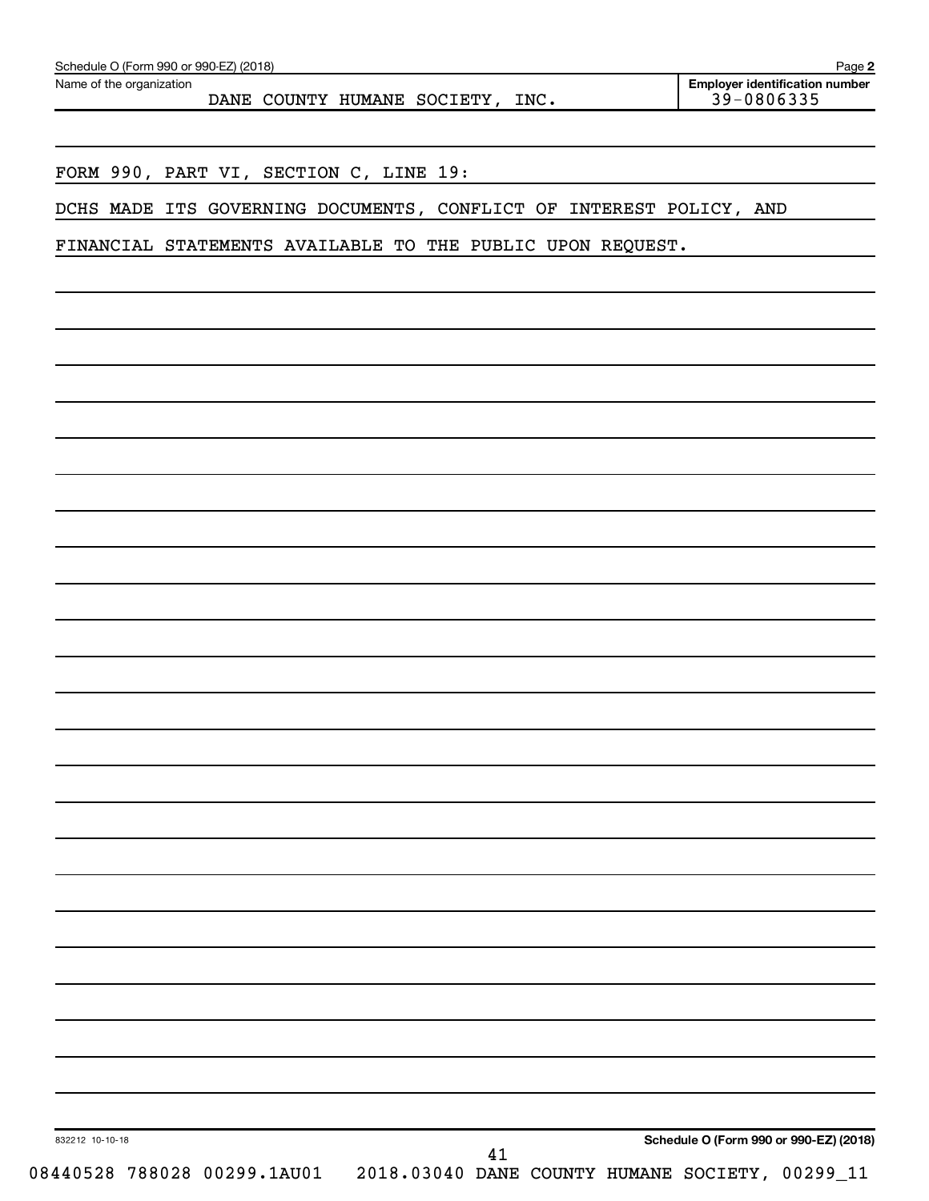Schedule O (Form 990 or 990-EZ) (2018)

Name of the organization: DANE COUNTY HUMANE SOCIETY, INC.

Employer identification number: 39-0806335

FORM 990, PART VI, SECTION C, LINE 19:

DCHS MADE ITS GOVERNING DOCUMENTS, CONFLICT OF INTEREST POLICY, AND FINANCIAL STATEMENTS AVAILABLE TO THE PUBLIC UPON REQUEST.

832212 10-10-18

Schedule O (Form 990 or 990-EZ) (2018)

08440528 788028 00299.1AU01 2018.03040 DANE COUNTY HUMANE SOCIETY, 00299_11